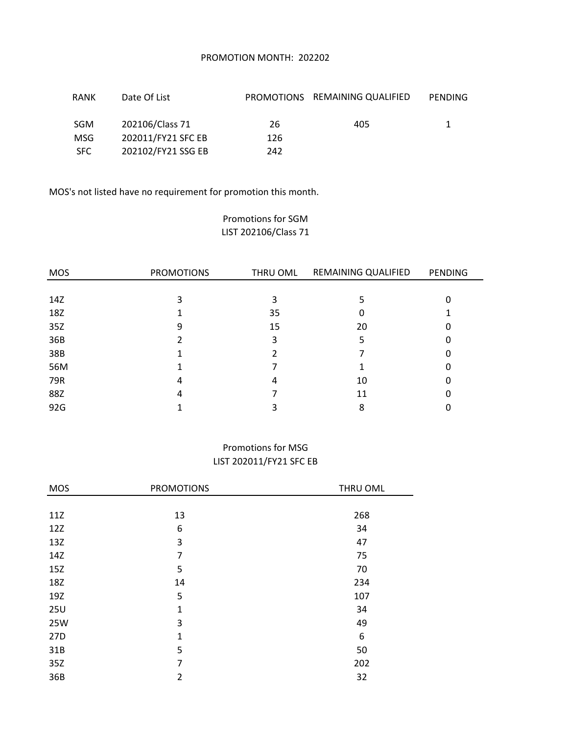PROMOTION MONTH: 202202

| RANK | Date Of List | PROMOTIONS | REMAINING QUALIFIED | PENDING |
|---|---|---|---|---|
| SGM | 202106/Class 71 | 26 | 405 | 1 |
| MSG | 202011/FY21 SFC EB | 126 | | |
| SFC | 202102/FY21 SSG EB | 242 | | |

MOS's not listed have no requirement for promotion this month.

Promotions for SGM
LIST 202106/Class 71

| MOS | PROMOTIONS | THRU OML | REMAINING QUALIFIED | PENDING |
|---|---|---|---|---|
| 14Z | 3 | 3 | 5 | 0 |
| 18Z | 1 | 35 | 0 | 1 |
| 35Z | 9 | 15 | 20 | 0 |
| 36B | 2 | 3 | 5 | 0 |
| 38B | 1 | 2 | 7 | 0 |
| 56M | 1 | 7 | 1 | 0 |
| 79R | 4 | 4 | 10 | 0 |
| 88Z | 4 | 7 | 11 | 0 |
| 92G | 1 | 3 | 8 | 0 |

Promotions for MSG
LIST 202011/FY21 SFC EB

| MOS | PROMOTIONS | THRU OML |
|---|---|---|
| 11Z | 13 | 268 |
| 12Z | 6 | 34 |
| 13Z | 3 | 47 |
| 14Z | 7 | 75 |
| 15Z | 5 | 70 |
| 18Z | 14 | 234 |
| 19Z | 5 | 107 |
| 25U | 1 | 34 |
| 25W | 3 | 49 |
| 27D | 1 | 6 |
| 31B | 5 | 50 |
| 35Z | 7 | 202 |
| 36B | 2 | 32 |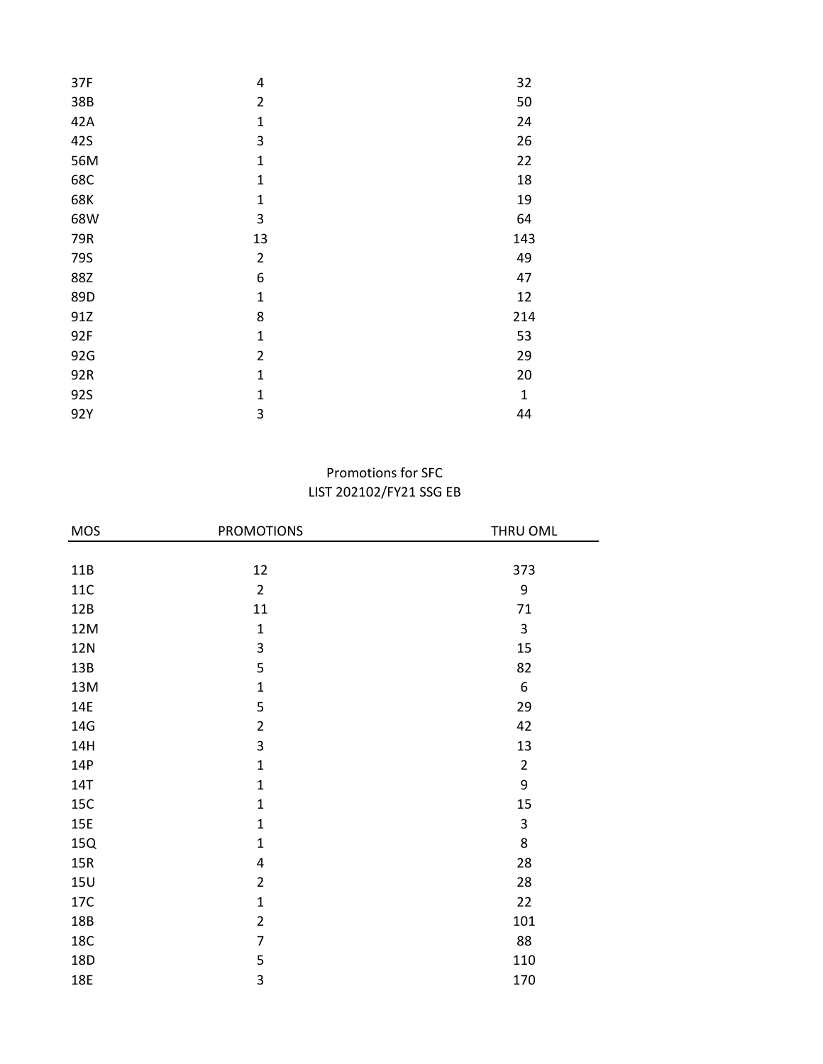| | | |
|---|---|---|
| 37F | 4 | 32 |
| 38B | 2 | 50 |
| 42A | 1 | 24 |
| 42S | 3 | 26 |
| 56M | 1 | 22 |
| 68C | 1 | 18 |
| 68K | 1 | 19 |
| 68W | 3 | 64 |
| 79R | 13 | 143 |
| 79S | 2 | 49 |
| 88Z | 6 | 47 |
| 89D | 1 | 12 |
| 91Z | 8 | 214 |
| 92F | 1 | 53 |
| 92G | 2 | 29 |
| 92R | 1 | 20 |
| 92S | 1 | 1 |
| 92Y | 3 | 44 |

Promotions for SFC
LIST 202102/FY21 SSG EB

| MOS | PROMOTIONS | THRU OML |
|---|---|---|
| 11B | 12 | 373 |
| 11C | 2 | 9 |
| 12B | 11 | 71 |
| 12M | 1 | 3 |
| 12N | 3 | 15 |
| 13B | 5 | 82 |
| 13M | 1 | 6 |
| 14E | 5 | 29 |
| 14G | 2 | 42 |
| 14H | 3 | 13 |
| 14P | 1 | 2 |
| 14T | 1 | 9 |
| 15C | 1 | 15 |
| 15E | 1 | 3 |
| 15Q | 1 | 8 |
| 15R | 4 | 28 |
| 15U | 2 | 28 |
| 17C | 1 | 22 |
| 18B | 2 | 101 |
| 18C | 7 | 88 |
| 18D | 5 | 110 |
| 18E | 3 | 170 |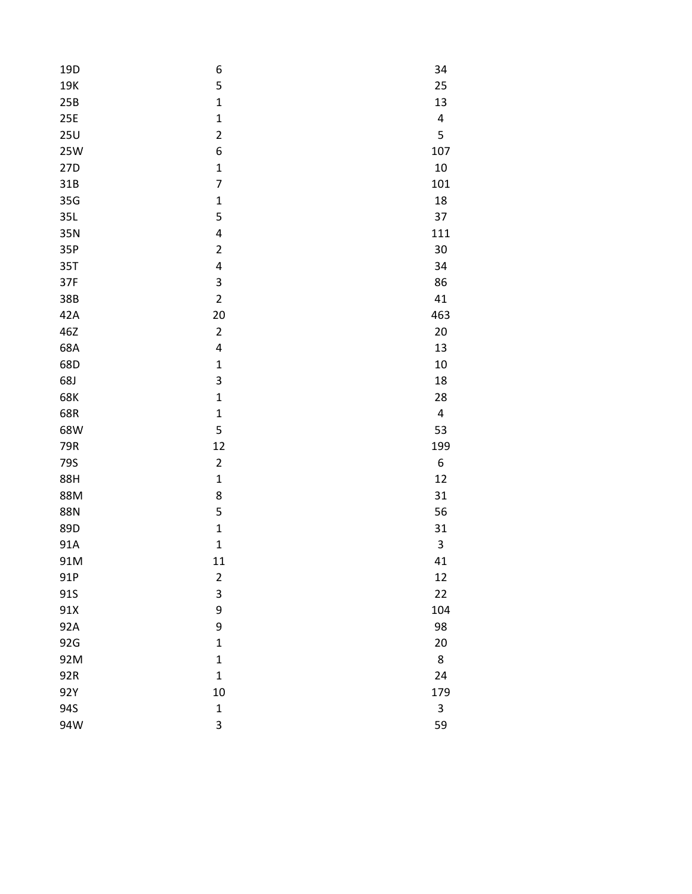| | | |
|---|---|---|
| 19D | 6 | 34 |
| 19K | 5 | 25 |
| 25B | 1 | 13 |
| 25E | 1 | 4 |
| 25U | 2 | 5 |
| 25W | 6 | 107 |
| 27D | 1 | 10 |
| 31B | 7 | 101 |
| 35G | 1 | 18 |
| 35L | 5 | 37 |
| 35N | 4 | 111 |
| 35P | 2 | 30 |
| 35T | 4 | 34 |
| 37F | 3 | 86 |
| 38B | 2 | 41 |
| 42A | 20 | 463 |
| 46Z | 2 | 20 |
| 68A | 4 | 13 |
| 68D | 1 | 10 |
| 68J | 3 | 18 |
| 68K | 1 | 28 |
| 68R | 1 | 4 |
| 68W | 5 | 53 |
| 79R | 12 | 199 |
| 79S | 2 | 6 |
| 88H | 1 | 12 |
| 88M | 8 | 31 |
| 88N | 5 | 56 |
| 89D | 1 | 31 |
| 91A | 1 | 3 |
| 91M | 11 | 41 |
| 91P | 2 | 12 |
| 91S | 3 | 22 |
| 91X | 9 | 104 |
| 92A | 9 | 98 |
| 92G | 1 | 20 |
| 92M | 1 | 8 |
| 92R | 1 | 24 |
| 92Y | 10 | 179 |
| 94S | 1 | 3 |
| 94W | 3 | 59 |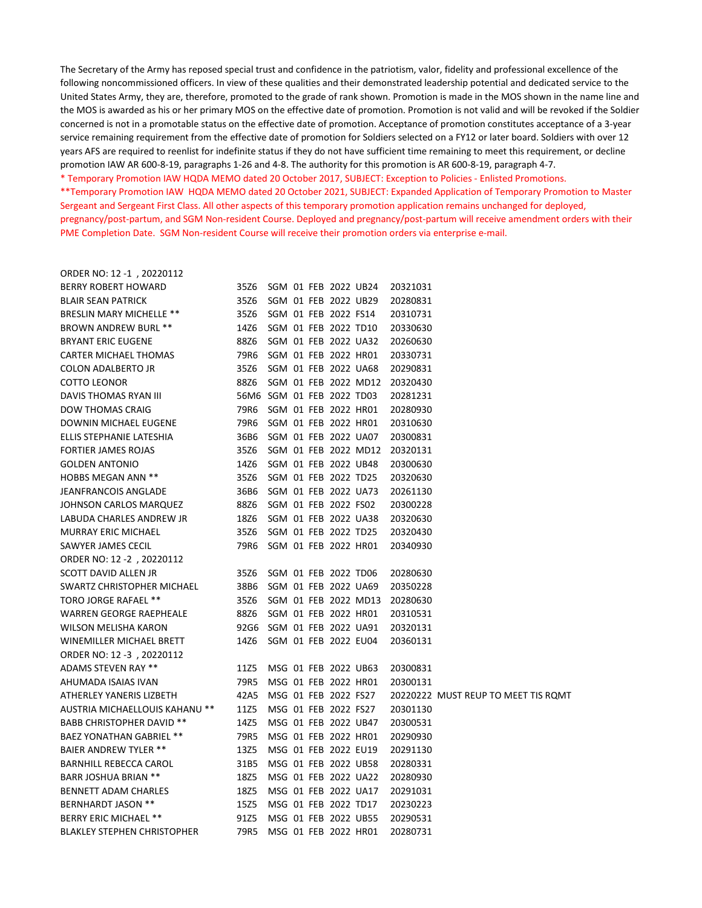The Secretary of the Army has reposed special trust and confidence in the patriotism, valor, fidelity and professional excellence of the following noncommissioned officers. In view of these qualities and their demonstrated leadership potential and dedicated service to the United States Army, they are, therefore, promoted to the grade of rank shown. Promotion is made in the MOS shown in the name line and the MOS is awarded as his or her primary MOS on the effective date of promotion. Promotion is not valid and will be revoked if the Soldier concerned is not in a promotable status on the effective date of promotion. Acceptance of promotion constitutes acceptance of a 3-year service remaining requirement from the effective date of promotion for Soldiers selected on a FY12 or later board. Soldiers with over 12 years AFS are required to reenlist for indefinite status if they do not have sufficient time remaining to meet this requirement, or decline promotion IAW AR 600-8-19, paragraphs 1-26 and 4-8. The authority for this promotion is AR 600-8-19, paragraph 4-7.

\* Temporary Promotion IAW HQDA MEMO dated 20 October 2017, SUBJECT: Exception to Policies - Enlisted Promotions.

\*\*Temporary Promotion IAW HQDA MEMO dated 20 October 2021, SUBJECT: Expanded Application of Temporary Promotion to Master Sergeant and Sergeant First Class. All other aspects of this temporary promotion application remains unchanged for deployed, pregnancy/post-partum, and SGM Non-resident Course. Deployed and pregnancy/post-partum will receive amendment orders with their PME Completion Date. SGM Non-resident Course will receive their promotion orders via enterprise e-mail.

ORDER NO: 12 -1 , 20220112

| | | | | | |
|---|---|---|---|---|---|
| BERRY ROBERT HOWARD | 35Z6 | SGM | 01 FEB 2022 | UB24 | 20321031 |
| BLAIR SEAN PATRICK | 35Z6 | SGM | 01 FEB 2022 | UB29 | 20280831 |
| BRESLIN MARY MICHELLE ** | 35Z6 | SGM | 01 FEB 2022 | FS14 | 20310731 |
| BROWN ANDREW BURL ** | 14Z6 | SGM | 01 FEB 2022 | TD10 | 20330630 |
| BRYANT ERIC EUGENE | 88Z6 | SGM | 01 FEB 2022 | UA32 | 20260630 |
| CARTER MICHAEL THOMAS | 79R6 | SGM | 01 FEB 2022 | HR01 | 20330731 |
| COLON ADALBERTO JR | 35Z6 | SGM | 01 FEB 2022 | UA68 | 20290831 |
| COTTO LEONOR | 88Z6 | SGM | 01 FEB 2022 | MD12 | 20320430 |
| DAVIS THOMAS RYAN III | 56M6 | SGM | 01 FEB 2022 | TD03 | 20281231 |
| DOW THOMAS CRAIG | 79R6 | SGM | 01 FEB 2022 | HR01 | 20280930 |
| DOWNIN MICHAEL EUGENE | 79R6 | SGM | 01 FEB 2022 | HR01 | 20310630 |
| ELLIS STEPHANIE LATESHIA | 36B6 | SGM | 01 FEB 2022 | UA07 | 20300831 |
| FORTIER JAMES ROJAS | 35Z6 | SGM | 01 FEB 2022 | MD12 | 20320131 |
| GOLDEN ANTONIO | 14Z6 | SGM | 01 FEB 2022 | UB48 | 20300630 |
| HOBBS MEGAN ANN ** | 35Z6 | SGM | 01 FEB 2022 | TD25 | 20320630 |
| JEANFRANCOIS ANGLADE | 36B6 | SGM | 01 FEB 2022 | UA73 | 20261130 |
| JOHNSON CARLOS MARQUEZ | 88Z6 | SGM | 01 FEB 2022 | FS02 | 20300228 |
| LABUDA CHARLES ANDREW JR | 18Z6 | SGM | 01 FEB 2022 | UA38 | 20320630 |
| MURRAY ERIC MICHAEL | 35Z6 | SGM | 01 FEB 2022 | TD25 | 20320430 |
| SAWYER JAMES CECIL | 79R6 | SGM | 01 FEB 2022 | HR01 | 20340930 |

ORDER NO: 12 -2 , 20220112

| | | | | | |
|---|---|---|---|---|---|
| SCOTT DAVID ALLEN JR | 35Z6 | SGM | 01 FEB 2022 | TD06 | 20280630 |
| SWARTZ CHRISTOPHER MICHAEL | 38B6 | SGM | 01 FEB 2022 | UA69 | 20350228 |
| TORO JORGE RAFAEL ** | 35Z6 | SGM | 01 FEB 2022 | MD13 | 20280630 |
| WARREN GEORGE RAEPHEALE | 88Z6 | SGM | 01 FEB 2022 | HR01 | 20310531 |
| WILSON MELISHA KARON | 92G6 | SGM | 01 FEB 2022 | UA91 | 20320131 |
| WINEMILLER MICHAEL BRETT | 14Z6 | SGM | 01 FEB 2022 | EU04 | 20360131 |

ORDER NO: 12 -3 , 20220112

| | | | | | |
|---|---|---|---|---|---|
| ADAMS STEVEN RAY ** | 11Z5 | MSG | 01 FEB 2022 | UB63 | 20300831 |
| AHUMADA ISAIAS IVAN | 79R5 | MSG | 01 FEB 2022 | HR01 | 20300131 |
| ATHERLEY YANERIS LIZBETH | 42A5 | MSG | 01 FEB 2022 | FS27 | 20220222 MUST REUP TO MEET TIS RQMT |
| AUSTRIA MICHAELLOUIS KAHANU ** | 11Z5 | MSG | 01 FEB 2022 | FS27 | 20301130 |
| BABB CHRISTOPHER DAVID ** | 14Z5 | MSG | 01 FEB 2022 | UB47 | 20300531 |
| BAEZ YONATHAN GABRIEL ** | 79R5 | MSG | 01 FEB 2022 | HR01 | 20290930 |
| BAIER ANDREW TYLER ** | 13Z5 | MSG | 01 FEB 2022 | EU19 | 20291130 |
| BARNHILL REBECCA CAROL | 31B5 | MSG | 01 FEB 2022 | UB58 | 20280331 |
| BARR JOSHUA BRIAN ** | 18Z5 | MSG | 01 FEB 2022 | UA22 | 20280930 |
| BENNETT ADAM CHARLES | 18Z5 | MSG | 01 FEB 2022 | UA17 | 20291031 |
| BERNHARDT JASON ** | 15Z5 | MSG | 01 FEB 2022 | TD17 | 20230223 |
| BERRY ERIC MICHAEL ** | 91Z5 | MSG | 01 FEB 2022 | UB55 | 20290531 |
| BLAKLEY STEPHEN CHRISTOPHER | 79R5 | MSG | 01 FEB 2022 | HR01 | 20280731 |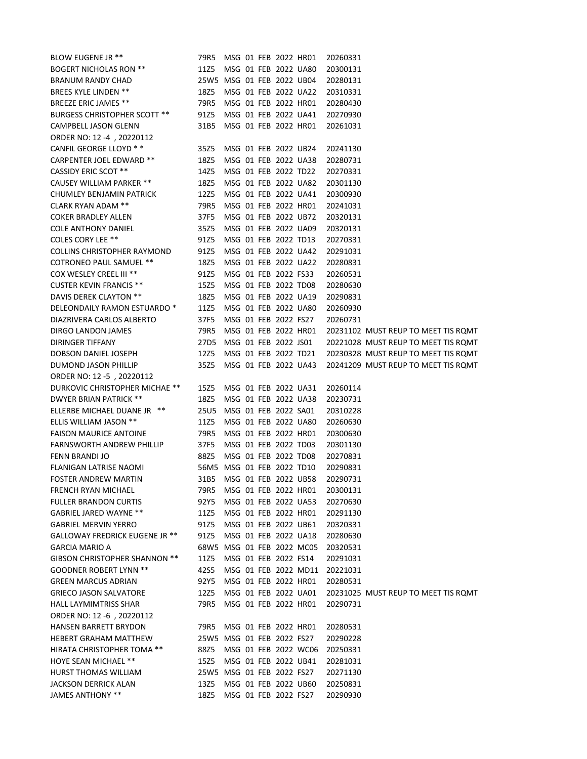| | | | | | | | | |
|---|---|---|---|---|---|---|---|---|
| BLOW EUGENE JR ** | 79R5 | MSG | 01 | FEB | 2022 | HR01 | 20260331 | |
| BOGERT NICHOLAS RON ** | 11Z5 | MSG | 01 | FEB | 2022 | UA80 | 20300131 | |
| BRANUM RANDY CHAD | 25W5 | MSG | 01 | FEB | 2022 | UB04 | 20280131 | |
| BREES KYLE LINDEN ** | 18Z5 | MSG | 01 | FEB | 2022 | UA22 | 20310331 | |
| BREEZE ERIC JAMES ** | 79R5 | MSG | 01 | FEB | 2022 | HR01 | 20280430 | |
| BURGESS CHRISTOPHER SCOTT ** | 91Z5 | MSG | 01 | FEB | 2022 | UA41 | 20270930 | |
| CAMPBELL JASON GLENN | 31B5 | MSG | 01 | FEB | 2022 | HR01 | 20261031 | |
| ORDER NO: 12 -4 , 20220112 | | | | | | | | |
| CANFIL GEORGE LLOYD * * | 35Z5 | MSG | 01 | FEB | 2022 | UB24 | 20241130 | |
| CARPENTER JOEL EDWARD ** | 18Z5 | MSG | 01 | FEB | 2022 | UA38 | 20280731 | |
| CASSIDY ERIC SCOT ** | 14Z5 | MSG | 01 | FEB | 2022 | TD22 | 20270331 | |
| CAUSEY WILLIAM PARKER ** | 18Z5 | MSG | 01 | FEB | 2022 | UA82 | 20301130 | |
| CHUMLEY BENJAMIN PATRICK | 12Z5 | MSG | 01 | FEB | 2022 | UA41 | 20300930 | |
| CLARK RYAN ADAM ** | 79R5 | MSG | 01 | FEB | 2022 | HR01 | 20241031 | |
| COKER BRADLEY ALLEN | 37F5 | MSG | 01 | FEB | 2022 | UB72 | 20320131 | |
| COLE ANTHONY DANIEL | 35Z5 | MSG | 01 | FEB | 2022 | UA09 | 20320131 | |
| COLES CORY LEE ** | 91Z5 | MSG | 01 | FEB | 2022 | TD13 | 20270331 | |
| COLLINS CHRISTOPHER RAYMOND | 91Z5 | MSG | 01 | FEB | 2022 | UA42 | 20291031 | |
| COTRONEO PAUL SAMUEL ** | 18Z5 | MSG | 01 | FEB | 2022 | UA22 | 20280831 | |
| COX WESLEY CREEL III ** | 91Z5 | MSG | 01 | FEB | 2022 | FS33 | 20260531 | |
| CUSTER KEVIN FRANCIS ** | 15Z5 | MSG | 01 | FEB | 2022 | TD08 | 20280630 | |
| DAVIS DEREK CLAYTON ** | 18Z5 | MSG | 01 | FEB | 2022 | UA19 | 20290831 | |
| DELEONDAILY RAMON ESTUARDO * | 11Z5 | MSG | 01 | FEB | 2022 | UA80 | 20260930 | |
| DIAZRIVERA CARLOS ALBERTO | 37F5 | MSG | 01 | FEB | 2022 | FS27 | 20260731 | |
| DIRGO LANDON JAMES | 79R5 | MSG | 01 | FEB | 2022 | HR01 | 20231102 | MUST REUP TO MEET TIS RQMT |
| DIRINGER TIFFANY | 27D5 | MSG | 01 | FEB | 2022 | JS01 | 20221028 | MUST REUP TO MEET TIS RQMT |
| DOBSON DANIEL JOSEPH | 12Z5 | MSG | 01 | FEB | 2022 | TD21 | 20230328 | MUST REUP TO MEET TIS RQMT |
| DUMOND JASON PHILLIP | 35Z5 | MSG | 01 | FEB | 2022 | UA43 | 20241209 | MUST REUP TO MEET TIS RQMT |
| ORDER NO: 12 -5 , 20220112 | | | | | | | | |
| DURKOVIC CHRISTOPHER MICHAE ** | 15Z5 | MSG | 01 | FEB | 2022 | UA31 | 20260114 | |
| DWYER BRIAN PATRICK ** | 18Z5 | MSG | 01 | FEB | 2022 | UA38 | 20230731 | |
| ELLERBE MICHAEL DUANE JR ** | 25U5 | MSG | 01 | FEB | 2022 | SA01 | 20310228 | |
| ELLIS WILLIAM JASON ** | 11Z5 | MSG | 01 | FEB | 2022 | UA80 | 20260630 | |
| FAISON MAURICE ANTOINE | 79R5 | MSG | 01 | FEB | 2022 | HR01 | 20300630 | |
| FARNSWORTH ANDREW PHILLIP | 37F5 | MSG | 01 | FEB | 2022 | TD03 | 20301130 | |
| FENN BRANDI JO | 88Z5 | MSG | 01 | FEB | 2022 | TD08 | 20270831 | |
| FLANIGAN LATRISE NAOMI | 56M5 | MSG | 01 | FEB | 2022 | TD10 | 20290831 | |
| FOSTER ANDREW MARTIN | 31B5 | MSG | 01 | FEB | 2022 | UB58 | 20290731 | |
| FRENCH RYAN MICHAEL | 79R5 | MSG | 01 | FEB | 2022 | HR01 | 20300131 | |
| FULLER BRANDON CURTIS | 92Y5 | MSG | 01 | FEB | 2022 | UA53 | 20270630 | |
| GABRIEL JARED WAYNE ** | 11Z5 | MSG | 01 | FEB | 2022 | HR01 | 20291130 | |
| GABRIEL MERVIN YERRO | 91Z5 | MSG | 01 | FEB | 2022 | UB61 | 20320331 | |
| GALLOWAY FREDRICK EUGENE JR ** | 91Z5 | MSG | 01 | FEB | 2022 | UA18 | 20280630 | |
| GARCIA MARIO A | 68W5 | MSG | 01 | FEB | 2022 | MC05 | 20320531 | |
| GIBSON CHRISTOPHER SHANNON ** | 11Z5 | MSG | 01 | FEB | 2022 | FS14 | 20291031 | |
| GOODNER ROBERT LYNN ** | 42S5 | MSG | 01 | FEB | 2022 | MD11 | 20221031 | |
| GREEN MARCUS ADRIAN | 92Y5 | MSG | 01 | FEB | 2022 | HR01 | 20280531 | |
| GRIECO JASON SALVATORE | 12Z5 | MSG | 01 | FEB | 2022 | UA01 | 20231025 | MUST REUP TO MEET TIS RQMT |
| HALL LAYMIMTRISS SHAR | 79R5 | MSG | 01 | FEB | 2022 | HR01 | 20290731 | |
| ORDER NO: 12 -6 , 20220112 | | | | | | | | |
| HANSEN BARRETT BRYDON | 79R5 | MSG | 01 | FEB | 2022 | HR01 | 20280531 | |
| HEBERT GRAHAM MATTHEW | 25W5 | MSG | 01 | FEB | 2022 | FS27 | 20290228 | |
| HIRATA CHRISTOPHER TOMA ** | 88Z5 | MSG | 01 | FEB | 2022 | WC06 | 20250331 | |
| HOYE SEAN MICHAEL ** | 15Z5 | MSG | 01 | FEB | 2022 | UB41 | 20281031 | |
| HURST THOMAS WILLIAM | 25W5 | MSG | 01 | FEB | 2022 | FS27 | 20271130 | |
| JACKSON DERRICK ALAN | 13Z5 | MSG | 01 | FEB | 2022 | UB60 | 20250831 | |
| JAMES ANTHONY ** | 18Z5 | MSG | 01 | FEB | 2022 | FS27 | 20290930 | |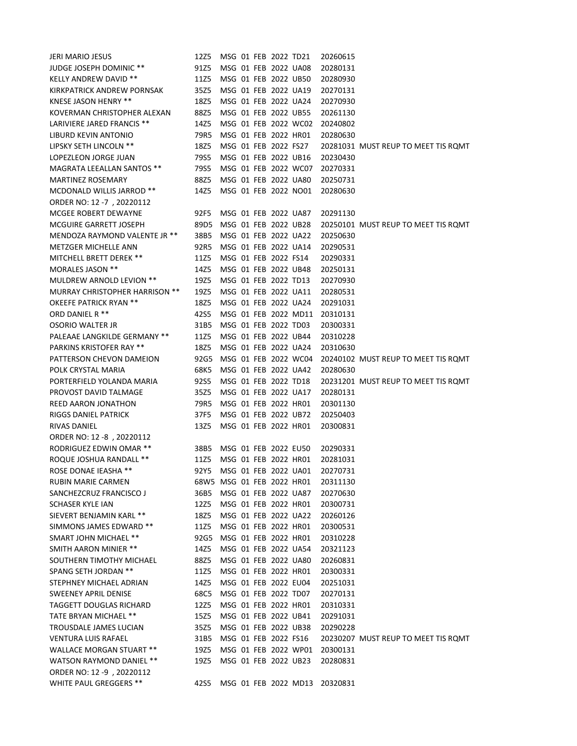```
JERI MARIO JESUS                  12Z5   MSG 01 FEB 2022 TD21   20260615
JUDGE JOSEPH DOMINIC **           91Z5   MSG 01 FEB 2022 UA08   20280131
KELLY ANDREW DAVID **             11Z5   MSG 01 FEB 2022 UB50   20280930
KIRKPATRICK ANDREW PORNSAK        35Z5   MSG 01 FEB 2022 UA19   20270131
KNESE JASON HENRY **              18Z5   MSG 01 FEB 2022 UA24   20270930
KOVERMAN CHRISTOPHER ALEXAN       88Z5   MSG 01 FEB 2022 UB55   20261130
LARIVIERE JARED FRANCIS **        14Z5   MSG 01 FEB 2022 WC02   20240802
LIBURD KEVIN ANTONIO              79R5   MSG 01 FEB 2022 HR01   20280630
LIPSKY SETH LINCOLN **            18Z5   MSG 01 FEB 2022 FS27   20281031 MUST REUP TO MEET TIS RQMT
LOPEZLEON JORGE JUAN              79S5   MSG 01 FEB 2022 UB16   20230430
MAGRATA LEEALLAN SANTOS **        79S5   MSG 01 FEB 2022 WC07   20270331
MARTINEZ ROSEMARY                 88Z5   MSG 01 FEB 2022 UA80   20250731
MCDONALD WILLIS JARROD **         14Z5   MSG 01 FEB 2022 NO01   20280630
ORDER NO: 12 -7 , 20220112
MCGEE ROBERT DEWAYNE              92F5   MSG 01 FEB 2022 UA87   20291130
MCGUIRE GARRETT JOSEPH            89D5   MSG 01 FEB 2022 UB28   20250101 MUST REUP TO MEET TIS RQMT
MENDOZA RAYMOND VALENTE JR **     38B5   MSG 01 FEB 2022 UA22   20250630
METZGER MICHELLE ANN              92R5   MSG 01 FEB 2022 UA14   20290531
MITCHELL BRETT DEREK **           11Z5   MSG 01 FEB 2022 FS14   20290331
MORALES JASON **                  14Z5   MSG 01 FEB 2022 UB48   20250131
MULDREW ARNOLD LEVION **          19Z5   MSG 01 FEB 2022 TD13   20270930
MURRAY CHRISTOPHER HARRISON **    19Z5   MSG 01 FEB 2022 UA11   20280531
OKEEFE PATRICK RYAN **            18Z5   MSG 01 FEB 2022 UA24   20291031
ORD DANIEL R **                   42S5   MSG 01 FEB 2022 MD11   20310131
OSORIO WALTER JR                  31B5   MSG 01 FEB 2022 TD03   20300331
PALEAAE LANGKILDE GERMANY **      11Z5   MSG 01 FEB 2022 UB44   20310228
PARKINS KRISTOFER RAY **          18Z5   MSG 01 FEB 2022 UA24   20310630
PATTERSON CHEVON DAMEION          92G5   MSG 01 FEB 2022 WC04   20240102 MUST REUP TO MEET TIS RQMT
POLK CRYSTAL MARIA                68K5   MSG 01 FEB 2022 UA42   20280630
PORTERFIELD YOLANDA MARIA         92S5   MSG 01 FEB 2022 TD18   20231201 MUST REUP TO MEET TIS RQMT
PROVOST DAVID TALMAGE             35Z5   MSG 01 FEB 2022 UA17   20280131
REED AARON JONATHON               79R5   MSG 01 FEB 2022 HR01   20301130
RIGGS DANIEL PATRICK              37F5   MSG 01 FEB 2022 UB72   20250403
RIVAS DANIEL                      13Z5   MSG 01 FEB 2022 HR01   20300831
ORDER NO: 12 -8 , 20220112
RODRIGUEZ EDWIN OMAR **           38B5   MSG 01 FEB 2022 EU50   20290331
ROQUE JOSHUA RANDALL **           11Z5   MSG 01 FEB 2022 HR01   20281031
ROSE DONAE IEASHA **              92Y5   MSG 01 FEB 2022 UA01   20270731
RUBIN MARIE CARMEN                68W5   MSG 01 FEB 2022 HR01   20311130
SANCHEZCRUZ FRANCISCO J           36B5   MSG 01 FEB 2022 UA87   20270630
SCHASER KYLE IAN                  12Z5   MSG 01 FEB 2022 HR01   20300731
SIEVERT BENJAMIN KARL **          18Z5   MSG 01 FEB 2022 UA22   20260126
SIMMONS JAMES EDWARD **           11Z5   MSG 01 FEB 2022 HR01   20300531
SMART JOHN MICHAEL **             92G5   MSG 01 FEB 2022 HR01   20310228
SMITH AARON MINIER **             14Z5   MSG 01 FEB 2022 UA54   20321123
SOUTHERN TIMOTHY MICHAEL          88Z5   MSG 01 FEB 2022 UA80   20260831
SPANG SETH JORDAN **              11Z5   MSG 01 FEB 2022 HR01   20300331
STEPHNEY MICHAEL ADRIAN           14Z5   MSG 01 FEB 2022 EU04   20251031
SWEENEY APRIL DENISE              68C5   MSG 01 FEB 2022 TD07   20270131
TAGGETT DOUGLAS RICHARD           12Z5   MSG 01 FEB 2022 HR01   20310331
TATE BRYAN MICHAEL **             15Z5   MSG 01 FEB 2022 UB41   20291031
TROUSDALE JAMES LUCIAN            35Z5   MSG 01 FEB 2022 UB38   20290228
VENTURA LUIS RAFAEL               31B5   MSG 01 FEB 2022 FS16   20230207 MUST REUP TO MEET TIS RQMT
WALLACE MORGAN STUART **          19Z5   MSG 01 FEB 2022 WP01   20300131
WATSON RAYMOND DANIEL **          19Z5   MSG 01 FEB 2022 UB23   20280831
ORDER NO: 12 -9 , 20220112
WHITE PAUL GREGGERS **            42S5   MSG 01 FEB 2022 MD13   20320831
```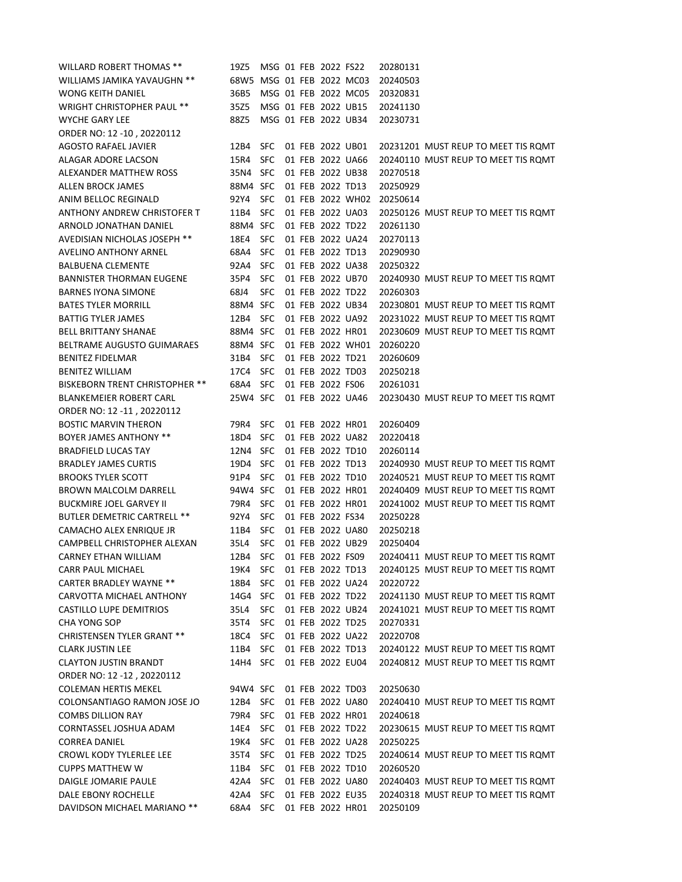| | | | | | | | |
|---|---|---|---|---|---|---|---|
| WILLARD ROBERT THOMAS ** | 19Z5 | MSG | 01 FEB 2022 | FS22 | 20280131 | |
| WILLIAMS JAMIKA YAVAUGHN ** | 68W5 | MSG | 01 FEB 2022 | MC03 | 20240503 | |
| WONG KEITH DANIEL | 36B5 | MSG | 01 FEB 2022 | MC05 | 20320831 | |
| WRIGHT CHRISTOPHER PAUL ** | 35Z5 | MSG | 01 FEB 2022 | UB15 | 20241130 | |
| WYCHE GARY LEE | 88Z5 | MSG | 01 FEB 2022 | UB34 | 20230731 | |
| ORDER NO: 12 -10 , 20220112 | | | | | | |
| AGOSTO RAFAEL JAVIER | 12B4 | SFC | 01 FEB 2022 | UB01 | 20231201 | MUST REUP TO MEET TIS RQMT |
| ALAGAR ADORE LACSON | 15R4 | SFC | 01 FEB 2022 | UA66 | 20240110 | MUST REUP TO MEET TIS RQMT |
| ALEXANDER MATTHEW ROSS | 35N4 | SFC | 01 FEB 2022 | UB38 | 20270518 | |
| ALLEN BROCK JAMES | 88M4 | SFC | 01 FEB 2022 | TD13 | 20250929 | |
| ANIM BELLOC REGINALD | 92Y4 | SFC | 01 FEB 2022 | WH02 | 20250614 | |
| ANTHONY ANDREW CHRISTOFER T | 11B4 | SFC | 01 FEB 2022 | UA03 | 20250126 | MUST REUP TO MEET TIS RQMT |
| ARNOLD JONATHAN DANIEL | 88M4 | SFC | 01 FEB 2022 | TD22 | 20261130 | |
| AVEDISIAN NICHOLAS JOSEPH ** | 18E4 | SFC | 01 FEB 2022 | UA24 | 20270113 | |
| AVELINO ANTHONY ARNEL | 68A4 | SFC | 01 FEB 2022 | TD13 | 20290930 | |
| BALBUENA CLEMENTE | 92A4 | SFC | 01 FEB 2022 | UA38 | 20250322 | |
| BANNISTER THORMAN EUGENE | 35P4 | SFC | 01 FEB 2022 | UB70 | 20240930 | MUST REUP TO MEET TIS RQMT |
| BARNES IYONA SIMONE | 68J4 | SFC | 01 FEB 2022 | TD22 | 20260303 | |
| BATES TYLER MORRILL | 88M4 | SFC | 01 FEB 2022 | UB34 | 20230801 | MUST REUP TO MEET TIS RQMT |
| BATTIG TYLER JAMES | 12B4 | SFC | 01 FEB 2022 | UA92 | 20231022 | MUST REUP TO MEET TIS RQMT |
| BELL BRITTANY SHANAE | 88M4 | SFC | 01 FEB 2022 | HR01 | 20230609 | MUST REUP TO MEET TIS RQMT |
| BELTRAME AUGUSTO GUIMARAES | 88M4 | SFC | 01 FEB 2022 | WH01 | 20260220 | |
| BENITEZ FIDELMAR | 31B4 | SFC | 01 FEB 2022 | TD21 | 20260609 | |
| BENITEZ WILLIAM | 17C4 | SFC | 01 FEB 2022 | TD03 | 20250218 | |
| BISKEBORN TRENT CHRISTOPHER ** | 68A4 | SFC | 01 FEB 2022 | FS06 | 20261031 | |
| BLANKEMEIER ROBERT CARL | 25W4 | SFC | 01 FEB 2022 | UA46 | 20230430 | MUST REUP TO MEET TIS RQMT |
| ORDER NO: 12 -11 , 20220112 | | | | | | |
| BOSTIC MARVIN THERON | 79R4 | SFC | 01 FEB 2022 | HR01 | 20260409 | |
| BOYER JAMES ANTHONY ** | 18D4 | SFC | 01 FEB 2022 | UA82 | 20220418 | |
| BRADFIELD LUCAS TAY | 12N4 | SFC | 01 FEB 2022 | TD10 | 20260114 | |
| BRADLEY JAMES CURTIS | 19D4 | SFC | 01 FEB 2022 | TD13 | 20240930 | MUST REUP TO MEET TIS RQMT |
| BROOKS TYLER SCOTT | 91P4 | SFC | 01 FEB 2022 | TD10 | 20240521 | MUST REUP TO MEET TIS RQMT |
| BROWN MALCOLM DARRELL | 94W4 | SFC | 01 FEB 2022 | HR01 | 20240409 | MUST REUP TO MEET TIS RQMT |
| BUCKMIRE JOEL GARVEY II | 79R4 | SFC | 01 FEB 2022 | HR01 | 20241002 | MUST REUP TO MEET TIS RQMT |
| BUTLER DEMETRIC CARTRELL ** | 92Y4 | SFC | 01 FEB 2022 | FS34 | 20250228 | |
| CAMACHO ALEX ENRIQUE JR | 11B4 | SFC | 01 FEB 2022 | UA80 | 20250218 | |
| CAMPBELL CHRISTOPHER ALEXAN | 35L4 | SFC | 01 FEB 2022 | UB29 | 20250404 | |
| CARNEY ETHAN WILLIAM | 12B4 | SFC | 01 FEB 2022 | FS09 | 20240411 | MUST REUP TO MEET TIS RQMT |
| CARR PAUL MICHAEL | 19K4 | SFC | 01 FEB 2022 | TD13 | 20240125 | MUST REUP TO MEET TIS RQMT |
| CARTER BRADLEY WAYNE ** | 18B4 | SFC | 01 FEB 2022 | UA24 | 20220722 | |
| CARVOTTA MICHAEL ANTHONY | 14G4 | SFC | 01 FEB 2022 | TD22 | 20241130 | MUST REUP TO MEET TIS RQMT |
| CASTILLO LUPE DEMITRIOS | 35L4 | SFC | 01 FEB 2022 | UB24 | 20241021 | MUST REUP TO MEET TIS RQMT |
| CHA YONG SOP | 35T4 | SFC | 01 FEB 2022 | TD25 | 20270331 | |
| CHRISTENSEN TYLER GRANT ** | 18C4 | SFC | 01 FEB 2022 | UA22 | 20220708 | |
| CLARK JUSTIN LEE | 11B4 | SFC | 01 FEB 2022 | TD13 | 20240122 | MUST REUP TO MEET TIS RQMT |
| CLAYTON JUSTIN BRANDT | 14H4 | SFC | 01 FEB 2022 | EU04 | 20240812 | MUST REUP TO MEET TIS RQMT |
| ORDER NO: 12 -12 , 20220112 | | | | | | |
| COLEMAN HERTIS MEKEL | 94W4 | SFC | 01 FEB 2022 | TD03 | 20250630 | |
| COLONSANTIAGO RAMON JOSE JO | 12B4 | SFC | 01 FEB 2022 | UA80 | 20240410 | MUST REUP TO MEET TIS RQMT |
| COMBS DILLION RAY | 79R4 | SFC | 01 FEB 2022 | HR01 | 20240618 | |
| CORNTASSEL JOSHUA ADAM | 14E4 | SFC | 01 FEB 2022 | TD22 | 20230615 | MUST REUP TO MEET TIS RQMT |
| CORREA DANIEL | 19K4 | SFC | 01 FEB 2022 | UA28 | 20250225 | |
| CROWL KODY TYLERLEE LEE | 35T4 | SFC | 01 FEB 2022 | TD25 | 20240614 | MUST REUP TO MEET TIS RQMT |
| CUPPS MATTHEW W | 11B4 | SFC | 01 FEB 2022 | TD10 | 20260520 | |
| DAIGLE JOMARIE PAULE | 42A4 | SFC | 01 FEB 2022 | UA80 | 20240403 | MUST REUP TO MEET TIS RQMT |
| DALE EBONY ROCHELLE | 42A4 | SFC | 01 FEB 2022 | EU35 | 20240318 | MUST REUP TO MEET TIS RQMT |
| DAVIDSON MICHAEL MARIANO ** | 68A4 | SFC | 01 FEB 2022 | HR01 | 20250109 | |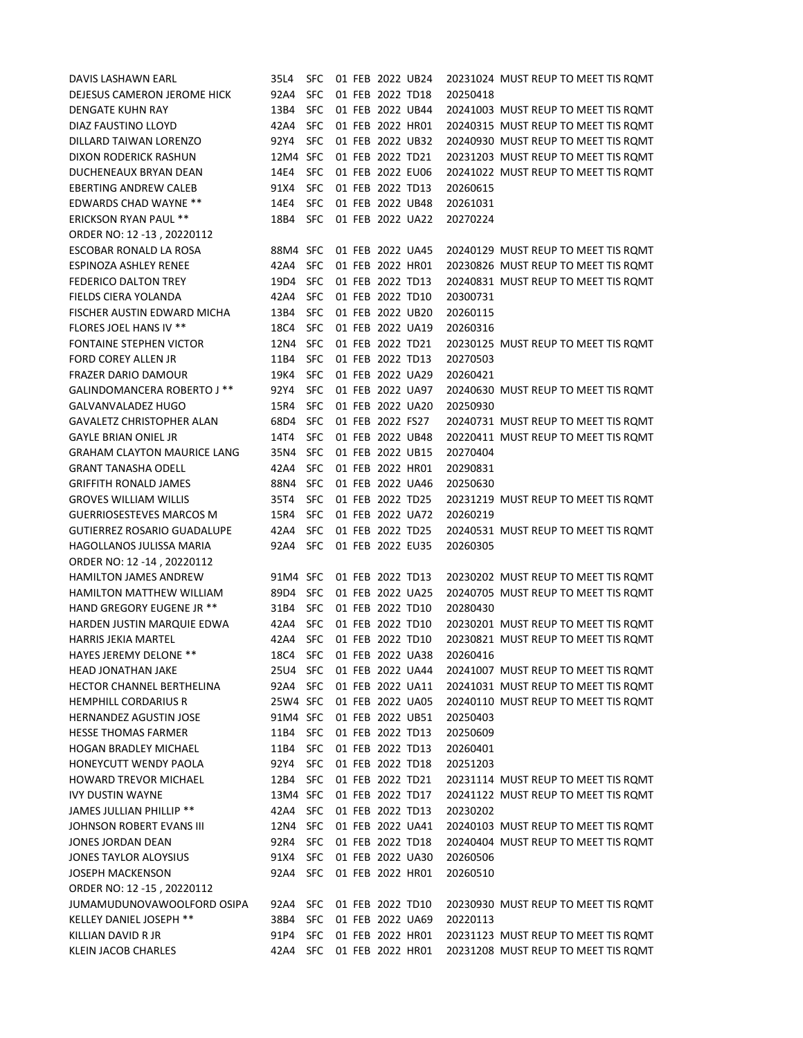DAVIS LASHAWN EARL 35L4 SFC 01 FEB 2022 UB24 20231024 MUST REUP TO MEET TIS RQMT
DEJESUS CAMERON JEROME HICK 92A4 SFC 01 FEB 2022 TD18 20250418
DENGATE KUHN RAY 13B4 SFC 01 FEB 2022 UB44 20241003 MUST REUP TO MEET TIS RQMT
DIAZ FAUSTINO LLOYD 42A4 SFC 01 FEB 2022 HR01 20240315 MUST REUP TO MEET TIS RQMT
DILLARD TAIWAN LORENZO 92Y4 SFC 01 FEB 2022 UB32 20240930 MUST REUP TO MEET TIS RQMT
DIXON RODERICK RASHUN 12M4 SFC 01 FEB 2022 TD21 20231203 MUST REUP TO MEET TIS RQMT
DUCHENEAUX BRYAN DEAN 14E4 SFC 01 FEB 2022 EU06 20241022 MUST REUP TO MEET TIS RQMT
EBERTING ANDREW CALEB 91X4 SFC 01 FEB 2022 TD13 20260615
EDWARDS CHAD WAYNE ** 14E4 SFC 01 FEB 2022 UB48 20261031
ERICKSON RYAN PAUL ** 18B4 SFC 01 FEB 2022 UA22 20270224
ORDER NO: 12 -13 , 20220112
ESCOBAR RONALD LA ROSA 88M4 SFC 01 FEB 2022 UA45 20240129 MUST REUP TO MEET TIS RQMT
ESPINOZA ASHLEY RENEE 42A4 SFC 01 FEB 2022 HR01 20230826 MUST REUP TO MEET TIS RQMT
FEDERICO DALTON TREY 19D4 SFC 01 FEB 2022 TD13 20240831 MUST REUP TO MEET TIS RQMT
FIELDS CIERA YOLANDA 42A4 SFC 01 FEB 2022 TD10 20300731
FISCHER AUSTIN EDWARD MICHA 13B4 SFC 01 FEB 2022 UB20 20260115
FLORES JOEL HANS IV ** 18C4 SFC 01 FEB 2022 UA19 20260316
FONTAINE STEPHEN VICTOR 12N4 SFC 01 FEB 2022 TD21 20230125 MUST REUP TO MEET TIS RQMT
FORD COREY ALLEN JR 11B4 SFC 01 FEB 2022 TD13 20270503
FRAZER DARIO DAMOUR 19K4 SFC 01 FEB 2022 UA29 20260421
GALINDOMANCERA ROBERTO J ** 92Y4 SFC 01 FEB 2022 UA97 20240630 MUST REUP TO MEET TIS RQMT
GALVANVALADEZ HUGO 15R4 SFC 01 FEB 2022 UA20 20250930
GAVALETZ CHRISTOPHER ALAN 68D4 SFC 01 FEB 2022 FS27 20240731 MUST REUP TO MEET TIS RQMT
GAYLE BRIAN ONIEL JR 14T4 SFC 01 FEB 2022 UB48 20220411 MUST REUP TO MEET TIS RQMT
GRAHAM CLAYTON MAURICE LANG 35N4 SFC 01 FEB 2022 UB15 20270404
GRANT TANASHA ODELL 42A4 SFC 01 FEB 2022 HR01 20290831
GRIFFITH RONALD JAMES 88N4 SFC 01 FEB 2022 UA46 20250630
GROVES WILLIAM WILLIS 35T4 SFC 01 FEB 2022 TD25 20231219 MUST REUP TO MEET TIS RQMT
GUERRIOSESTEVES MARCOS M 15R4 SFC 01 FEB 2022 UA72 20260219
GUTIERREZ ROSARIO GUADALUPE 42A4 SFC 01 FEB 2022 TD25 20240531 MUST REUP TO MEET TIS RQMT
HAGOLLANOS JULISSA MARIA 92A4 SFC 01 FEB 2022 EU35 20260305
ORDER NO: 12 -14 , 20220112
HAMILTON JAMES ANDREW 91M4 SFC 01 FEB 2022 TD13 20230202 MUST REUP TO MEET TIS RQMT
HAMILTON MATTHEW WILLIAM 89D4 SFC 01 FEB 2022 UA25 20240705 MUST REUP TO MEET TIS RQMT
HAND GREGORY EUGENE JR ** 31B4 SFC 01 FEB 2022 TD10 20280430
HARDEN JUSTIN MARQUIE EDWA 42A4 SFC 01 FEB 2022 TD10 20230201 MUST REUP TO MEET TIS RQMT
HARRIS JEKIA MARTEL 42A4 SFC 01 FEB 2022 TD10 20230821 MUST REUP TO MEET TIS RQMT
HAYES JEREMY DELONE ** 18C4 SFC 01 FEB 2022 UA38 20260416
HEAD JONATHAN JAKE 25U4 SFC 01 FEB 2022 UA44 20241007 MUST REUP TO MEET TIS RQMT
HECTOR CHANNEL BERTHELINA 92A4 SFC 01 FEB 2022 UA11 20241031 MUST REUP TO MEET TIS RQMT
HEMPHILL CORDARIUS R 25W4 SFC 01 FEB 2022 UA05 20240110 MUST REUP TO MEET TIS RQMT
HERNANDEZ AGUSTIN JOSE 91M4 SFC 01 FEB 2022 UB51 20250403
HESSE THOMAS FARMER 11B4 SFC 01 FEB 2022 TD13 20250609
HOGAN BRADLEY MICHAEL 11B4 SFC 01 FEB 2022 TD13 20260401
HONEYCUTT WENDY PAOLA 92Y4 SFC 01 FEB 2022 TD18 20251203
HOWARD TREVOR MICHAEL 12B4 SFC 01 FEB 2022 TD21 20231114 MUST REUP TO MEET TIS RQMT
IVY DUSTIN WAYNE 13M4 SFC 01 FEB 2022 TD17 20241122 MUST REUP TO MEET TIS RQMT
JAMES JULLIAN PHILLIP ** 42A4 SFC 01 FEB 2022 TD13 20230202
JOHNSON ROBERT EVANS III 12N4 SFC 01 FEB 2022 UA41 20240103 MUST REUP TO MEET TIS RQMT
JONES JORDAN DEAN 92R4 SFC 01 FEB 2022 TD18 20240404 MUST REUP TO MEET TIS RQMT
JONES TAYLOR ALOYSIUS 91X4 SFC 01 FEB 2022 UA30 20260506
JOSEPH MACKENSON 92A4 SFC 01 FEB 2022 HR01 20260510
ORDER NO: 12 -15 , 20220112
JUMAMUDUNOVAWOOLFORD OSIPA 92A4 SFC 01 FEB 2022 TD10 20230930 MUST REUP TO MEET TIS RQMT
KELLEY DANIEL JOSEPH ** 38B4 SFC 01 FEB 2022 UA69 20220113
KILLIAN DAVID R JR 91P4 SFC 01 FEB 2022 HR01 20231123 MUST REUP TO MEET TIS RQMT
KLEIN JACOB CHARLES 42A4 SFC 01 FEB 2022 HR01 20231208 MUST REUP TO MEET TIS RQMT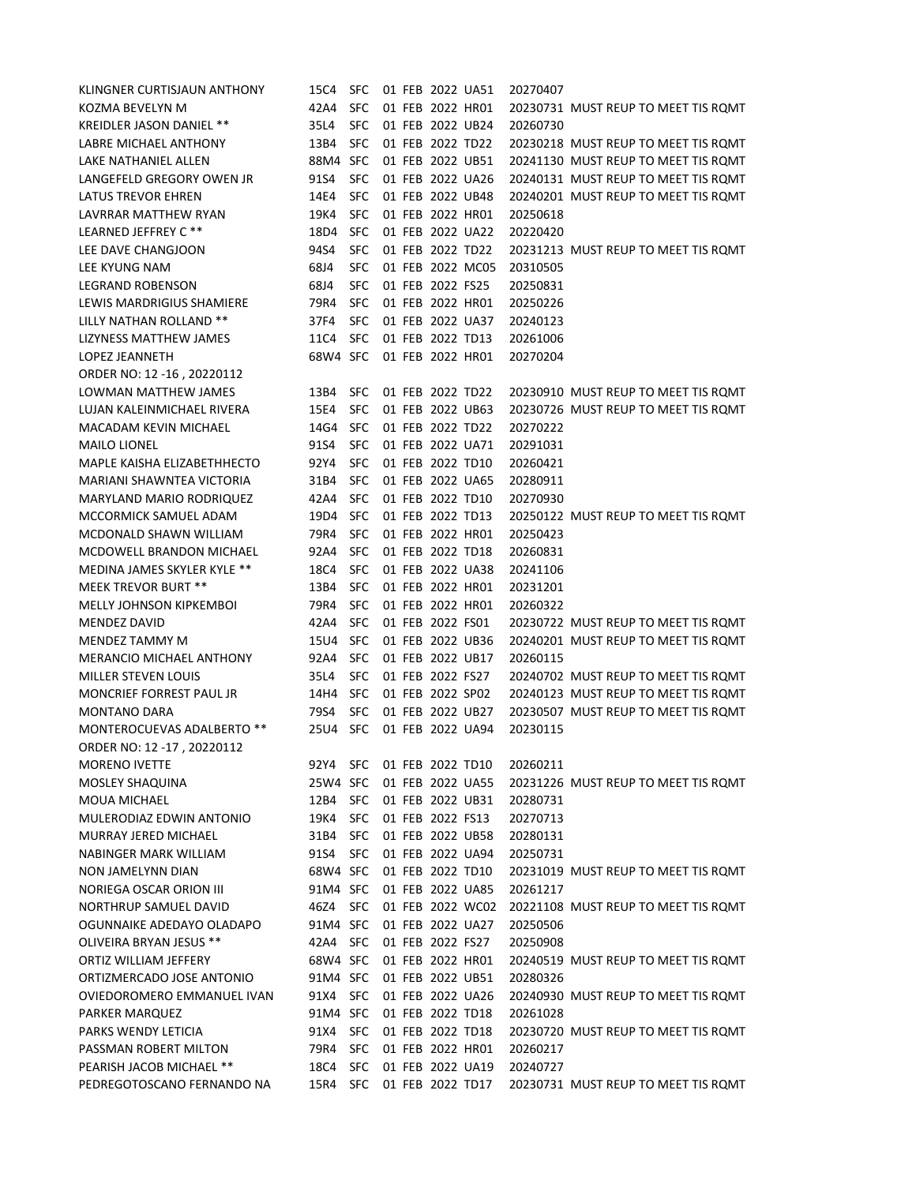| | | | | | | | | |
|---|---|---|---|---|---|---|---|---|
| KLINGNER CURTISJAUN ANTHONY | 15C4 | SFC | 01 | FEB | 2022 | UA51 | 20270407 | |
| KOZMA BEVELYN M | 42A4 | SFC | 01 | FEB | 2022 | HR01 | 20230731 | MUST REUP TO MEET TIS RQMT |
| KREIDLER JASON DANIEL ** | 35L4 | SFC | 01 | FEB | 2022 | UB24 | 20260730 | |
| LABRE MICHAEL ANTHONY | 13B4 | SFC | 01 | FEB | 2022 | TD22 | 20230218 | MUST REUP TO MEET TIS RQMT |
| LAKE NATHANIEL ALLEN | 88M4 | SFC | 01 | FEB | 2022 | UB51 | 20241130 | MUST REUP TO MEET TIS RQMT |
| LANGEFELD GREGORY OWEN JR | 91S4 | SFC | 01 | FEB | 2022 | UA26 | 20240131 | MUST REUP TO MEET TIS RQMT |
| LATUS TREVOR EHREN | 14E4 | SFC | 01 | FEB | 2022 | UB48 | 20240201 | MUST REUP TO MEET TIS RQMT |
| LAVRRAR MATTHEW RYAN | 19K4 | SFC | 01 | FEB | 2022 | HR01 | 20250618 | |
| LEARNED JEFFREY C ** | 18D4 | SFC | 01 | FEB | 2022 | UA22 | 20220420 | |
| LEE DAVE CHANGJOON | 94S4 | SFC | 01 | FEB | 2022 | TD22 | 20231213 | MUST REUP TO MEET TIS RQMT |
| LEE KYUNG NAM | 68J4 | SFC | 01 | FEB | 2022 | MC05 | 20310505 | |
| LEGRAND ROBENSON | 68J4 | SFC | 01 | FEB | 2022 | FS25 | 20250831 | |
| LEWIS MARDRIGIUS SHAMIERE | 79R4 | SFC | 01 | FEB | 2022 | HR01 | 20250226 | |
| LILLY NATHAN ROLLAND ** | 37F4 | SFC | 01 | FEB | 2022 | UA37 | 20240123 | |
| LIZYNESS MATTHEW JAMES | 11C4 | SFC | 01 | FEB | 2022 | TD13 | 20261006 | |
| LOPEZ JEANNETH | 68W4 | SFC | 01 | FEB | 2022 | HR01 | 20270204 | |
| ORDER NO: 12 -16 , 20220112 | | | | | | | | |
| LOWMAN MATTHEW JAMES | 13B4 | SFC | 01 | FEB | 2022 | TD22 | 20230910 | MUST REUP TO MEET TIS RQMT |
| LUJAN KALEINMICHAEL RIVERA | 15E4 | SFC | 01 | FEB | 2022 | UB63 | 20230726 | MUST REUP TO MEET TIS RQMT |
| MACADAM KEVIN MICHAEL | 14G4 | SFC | 01 | FEB | 2022 | TD22 | 20270222 | |
| MAILO LIONEL | 91S4 | SFC | 01 | FEB | 2022 | UA71 | 20291031 | |
| MAPLE KAISHA ELIZABETHHECTO | 92Y4 | SFC | 01 | FEB | 2022 | TD10 | 20260421 | |
| MARIANI SHAWNTEA VICTORIA | 31B4 | SFC | 01 | FEB | 2022 | UA65 | 20280911 | |
| MARYLAND MARIO RODRIQUEZ | 42A4 | SFC | 01 | FEB | 2022 | TD10 | 20270930 | |
| MCCORMICK SAMUEL ADAM | 19D4 | SFC | 01 | FEB | 2022 | TD13 | 20250122 | MUST REUP TO MEET TIS RQMT |
| MCDONALD SHAWN WILLIAM | 79R4 | SFC | 01 | FEB | 2022 | HR01 | 20250423 | |
| MCDOWELL BRANDON MICHAEL | 92A4 | SFC | 01 | FEB | 2022 | TD18 | 20260831 | |
| MEDINA JAMES SKYLER KYLE ** | 18C4 | SFC | 01 | FEB | 2022 | UA38 | 20241106 | |
| MEEK TREVOR BURT ** | 13B4 | SFC | 01 | FEB | 2022 | HR01 | 20231201 | |
| MELLY JOHNSON KIPKEMBOI | 79R4 | SFC | 01 | FEB | 2022 | HR01 | 20260322 | |
| MENDEZ DAVID | 42A4 | SFC | 01 | FEB | 2022 | FS01 | 20230722 | MUST REUP TO MEET TIS RQMT |
| MENDEZ TAMMY M | 15U4 | SFC | 01 | FEB | 2022 | UB36 | 20240201 | MUST REUP TO MEET TIS RQMT |
| MERANCIO MICHAEL ANTHONY | 92A4 | SFC | 01 | FEB | 2022 | UB17 | 20260115 | |
| MILLER STEVEN LOUIS | 35L4 | SFC | 01 | FEB | 2022 | FS27 | 20240702 | MUST REUP TO MEET TIS RQMT |
| MONCRIEF FORREST PAUL JR | 14H4 | SFC | 01 | FEB | 2022 | SP02 | 20240123 | MUST REUP TO MEET TIS RQMT |
| MONTANO DARA | 79S4 | SFC | 01 | FEB | 2022 | UB27 | 20230507 | MUST REUP TO MEET TIS RQMT |
| MONTEROCUEVAS ADALBERTO ** | 25U4 | SFC | 01 | FEB | 2022 | UA94 | 20230115 | |
| ORDER NO: 12 -17 , 20220112 | | | | | | | | |
| MORENO IVETTE | 92Y4 | SFC | 01 | FEB | 2022 | TD10 | 20260211 | |
| MOSLEY SHAQUINA | 25W4 | SFC | 01 | FEB | 2022 | UA55 | 20231226 | MUST REUP TO MEET TIS RQMT |
| MOUA MICHAEL | 12B4 | SFC | 01 | FEB | 2022 | UB31 | 20280731 | |
| MULERODIAZ EDWIN ANTONIO | 19K4 | SFC | 01 | FEB | 2022 | FS13 | 20270713 | |
| MURRAY JERED MICHAEL | 31B4 | SFC | 01 | FEB | 2022 | UB58 | 20280131 | |
| NABINGER MARK WILLIAM | 91S4 | SFC | 01 | FEB | 2022 | UA94 | 20250731 | |
| NON JAMELYNN DIAN | 68W4 | SFC | 01 | FEB | 2022 | TD10 | 20231019 | MUST REUP TO MEET TIS RQMT |
| NORIEGA OSCAR ORION III | 91M4 | SFC | 01 | FEB | 2022 | UA85 | 20261217 | |
| NORTHRUP SAMUEL DAVID | 46Z4 | SFC | 01 | FEB | 2022 | WC02 | 20221108 | MUST REUP TO MEET TIS RQMT |
| OGUNNAIKE ADEDAYO OLADAPO | 91M4 | SFC | 01 | FEB | 2022 | UA27 | 20250506 | |
| OLIVEIRA BRYAN JESUS ** | 42A4 | SFC | 01 | FEB | 2022 | FS27 | 20250908 | |
| ORTIZ WILLIAM JEFFERY | 68W4 | SFC | 01 | FEB | 2022 | HR01 | 20240519 | MUST REUP TO MEET TIS RQMT |
| ORTIZMERCADO JOSE ANTONIO | 91M4 | SFC | 01 | FEB | 2022 | UB51 | 20280326 | |
| OVIEDOROMERO EMMANUEL IVAN | 91X4 | SFC | 01 | FEB | 2022 | UA26 | 20240930 | MUST REUP TO MEET TIS RQMT |
| PARKER MARQUEZ | 91M4 | SFC | 01 | FEB | 2022 | TD18 | 20261028 | |
| PARKS WENDY LETICIA | 91X4 | SFC | 01 | FEB | 2022 | TD18 | 20230720 | MUST REUP TO MEET TIS RQMT |
| PASSMAN ROBERT MILTON | 79R4 | SFC | 01 | FEB | 2022 | HR01 | 20260217 | |
| PEARISH JACOB MICHAEL ** | 18C4 | SFC | 01 | FEB | 2022 | UA19 | 20240727 | |
| PEDREGOTOSCANO FERNANDO NA | 15R4 | SFC | 01 | FEB | 2022 | TD17 | 20230731 | MUST REUP TO MEET TIS RQMT |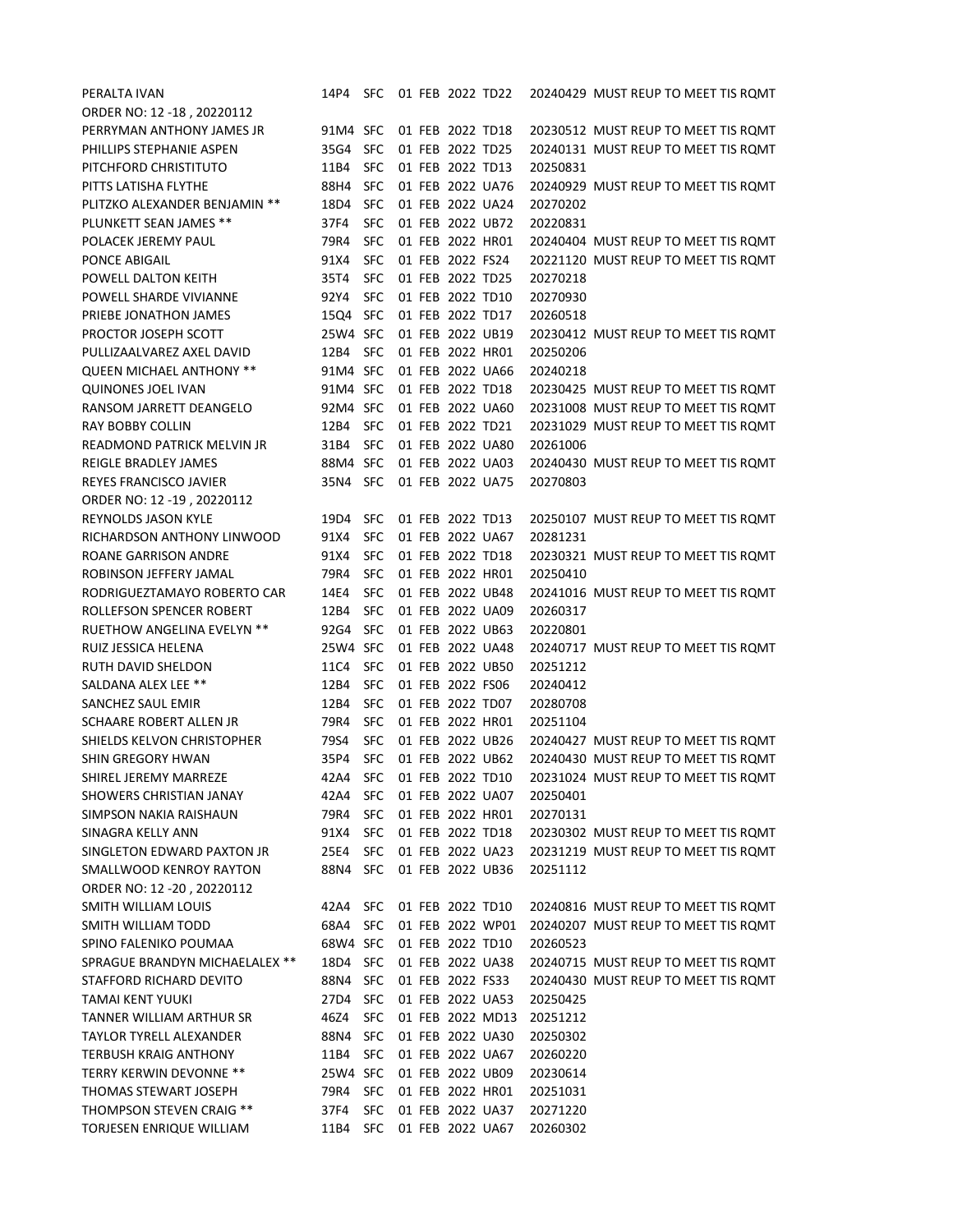| | | | | | | | | |
|---|---|---|---|---|---|---|---|---|
| PERALTA IVAN | 14P4 | SFC | 01 | FEB | 2022 | TD22 | 20240429 | MUST REUP TO MEET TIS RQMT |
| ORDER NO: 12 -18 , 20220112 | | | | | | | | |
| PERRYMAN ANTHONY JAMES JR | 91M4 | SFC | 01 | FEB | 2022 | TD18 | 20230512 | MUST REUP TO MEET TIS RQMT |
| PHILLIPS STEPHANIE ASPEN | 35G4 | SFC | 01 | FEB | 2022 | TD25 | 20240131 | MUST REUP TO MEET TIS RQMT |
| PITCHFORD CHRISTITUTO | 11B4 | SFC | 01 | FEB | 2022 | TD13 | 20250831 | |
| PITTS LATISHA FLYTHE | 88H4 | SFC | 01 | FEB | 2022 | UA76 | 20240929 | MUST REUP TO MEET TIS RQMT |
| PLITZKO ALEXANDER BENJAMIN ** | 18D4 | SFC | 01 | FEB | 2022 | UA24 | 20270202 | |
| PLUNKETT SEAN JAMES ** | 37F4 | SFC | 01 | FEB | 2022 | UB72 | 20220831 | |
| POLACEK JEREMY PAUL | 79R4 | SFC | 01 | FEB | 2022 | HR01 | 20240404 | MUST REUP TO MEET TIS RQMT |
| PONCE ABIGAIL | 91X4 | SFC | 01 | FEB | 2022 | FS24 | 20221120 | MUST REUP TO MEET TIS RQMT |
| POWELL DALTON KEITH | 35T4 | SFC | 01 | FEB | 2022 | TD25 | 20270218 | |
| POWELL SHARDE VIVIANNE | 92Y4 | SFC | 01 | FEB | 2022 | TD10 | 20270930 | |
| PRIEBE JONATHON JAMES | 15Q4 | SFC | 01 | FEB | 2022 | TD17 | 20260518 | |
| PROCTOR JOSEPH SCOTT | 25W4 | SFC | 01 | FEB | 2022 | UB19 | 20230412 | MUST REUP TO MEET TIS RQMT |
| PULLIZAALVAREZ AXEL DAVID | 12B4 | SFC | 01 | FEB | 2022 | HR01 | 20250206 | |
| QUEEN MICHAEL ANTHONY ** | 91M4 | SFC | 01 | FEB | 2022 | UA66 | 20240218 | |
| QUINONES JOEL IVAN | 91M4 | SFC | 01 | FEB | 2022 | TD18 | 20230425 | MUST REUP TO MEET TIS RQMT |
| RANSOM JARRETT DEANGELO | 92M4 | SFC | 01 | FEB | 2022 | UA60 | 20231008 | MUST REUP TO MEET TIS RQMT |
| RAY BOBBY COLLIN | 12B4 | SFC | 01 | FEB | 2022 | TD21 | 20231029 | MUST REUP TO MEET TIS RQMT |
| READMOND PATRICK MELVIN JR | 31B4 | SFC | 01 | FEB | 2022 | UA80 | 20261006 | |
| REIGLE BRADLEY JAMES | 88M4 | SFC | 01 | FEB | 2022 | UA03 | 20240430 | MUST REUP TO MEET TIS RQMT |
| REYES FRANCISCO JAVIER | 35N4 | SFC | 01 | FEB | 2022 | UA75 | 20270803 | |
| ORDER NO: 12 -19 , 20220112 | | | | | | | | |
| REYNOLDS JASON KYLE | 19D4 | SFC | 01 | FEB | 2022 | TD13 | 20250107 | MUST REUP TO MEET TIS RQMT |
| RICHARDSON ANTHONY LINWOOD | 91X4 | SFC | 01 | FEB | 2022 | UA67 | 20281231 | |
| ROANE GARRISON ANDRE | 91X4 | SFC | 01 | FEB | 2022 | TD18 | 20230321 | MUST REUP TO MEET TIS RQMT |
| ROBINSON JEFFERY JAMAL | 79R4 | SFC | 01 | FEB | 2022 | HR01 | 20250410 | |
| RODRIGUEZTAMAYO ROBERTO CAR | 14E4 | SFC | 01 | FEB | 2022 | UB48 | 20241016 | MUST REUP TO MEET TIS RQMT |
| ROLLEFSON SPENCER ROBERT | 12B4 | SFC | 01 | FEB | 2022 | UA09 | 20260317 | |
| RUETHOW ANGELINA EVELYN ** | 92G4 | SFC | 01 | FEB | 2022 | UB63 | 20220801 | |
| RUIZ JESSICA HELENA | 25W4 | SFC | 01 | FEB | 2022 | UA48 | 20240717 | MUST REUP TO MEET TIS RQMT |
| RUTH DAVID SHELDON | 11C4 | SFC | 01 | FEB | 2022 | UB50 | 20251212 | |
| SALDANA ALEX LEE ** | 12B4 | SFC | 01 | FEB | 2022 | FS06 | 20240412 | |
| SANCHEZ SAUL EMIR | 12B4 | SFC | 01 | FEB | 2022 | TD07 | 20280708 | |
| SCHAARE ROBERT ALLEN JR | 79R4 | SFC | 01 | FEB | 2022 | HR01 | 20251104 | |
| SHIELDS KELVON CHRISTOPHER | 79S4 | SFC | 01 | FEB | 2022 | UB26 | 20240427 | MUST REUP TO MEET TIS RQMT |
| SHIN GREGORY HWAN | 35P4 | SFC | 01 | FEB | 2022 | UB62 | 20240430 | MUST REUP TO MEET TIS RQMT |
| SHIREL JEREMY MARREZE | 42A4 | SFC | 01 | FEB | 2022 | TD10 | 20231024 | MUST REUP TO MEET TIS RQMT |
| SHOWERS CHRISTIAN JANAY | 42A4 | SFC | 01 | FEB | 2022 | UA07 | 20250401 | |
| SIMPSON NAKIA RAISHAUN | 79R4 | SFC | 01 | FEB | 2022 | HR01 | 20270131 | |
| SINAGRA KELLY ANN | 91X4 | SFC | 01 | FEB | 2022 | TD18 | 20230302 | MUST REUP TO MEET TIS RQMT |
| SINGLETON EDWARD PAXTON JR | 25E4 | SFC | 01 | FEB | 2022 | UA23 | 20231219 | MUST REUP TO MEET TIS RQMT |
| SMALLWOOD KENROY RAYTON | 88N4 | SFC | 01 | FEB | 2022 | UB36 | 20251112 | |
| ORDER NO: 12 -20 , 20220112 | | | | | | | | |
| SMITH WILLIAM LOUIS | 42A4 | SFC | 01 | FEB | 2022 | TD10 | 20240816 | MUST REUP TO MEET TIS RQMT |
| SMITH WILLIAM TODD | 68A4 | SFC | 01 | FEB | 2022 | WP01 | 20240207 | MUST REUP TO MEET TIS RQMT |
| SPINO FALENIKO POUMAA | 68W4 | SFC | 01 | FEB | 2022 | TD10 | 20260523 | |
| SPRAGUE BRANDYN MICHAELALEX ** | 18D4 | SFC | 01 | FEB | 2022 | UA38 | 20240715 | MUST REUP TO MEET TIS RQMT |
| STAFFORD RICHARD DEVITO | 88N4 | SFC | 01 | FEB | 2022 | FS33 | 20240430 | MUST REUP TO MEET TIS RQMT |
| TAMAI KENT YUUKI | 27D4 | SFC | 01 | FEB | 2022 | UA53 | 20250425 | |
| TANNER WILLIAM ARTHUR SR | 46Z4 | SFC | 01 | FEB | 2022 | MD13 | 20251212 | |
| TAYLOR TYRELL ALEXANDER | 88N4 | SFC | 01 | FEB | 2022 | UA30 | 20250302 | |
| TERBUSH KRAIG ANTHONY | 11B4 | SFC | 01 | FEB | 2022 | UA67 | 20260220 | |
| TERRY KERWIN DEVONNE ** | 25W4 | SFC | 01 | FEB | 2022 | UB09 | 20230614 | |
| THOMAS STEWART JOSEPH | 79R4 | SFC | 01 | FEB | 2022 | HR01 | 20251031 | |
| THOMPSON STEVEN CRAIG ** | 37F4 | SFC | 01 | FEB | 2022 | UA37 | 20271220 | |
| TORJESEN ENRIQUE WILLIAM | 11B4 | SFC | 01 | FEB | 2022 | UA67 | 20260302 | |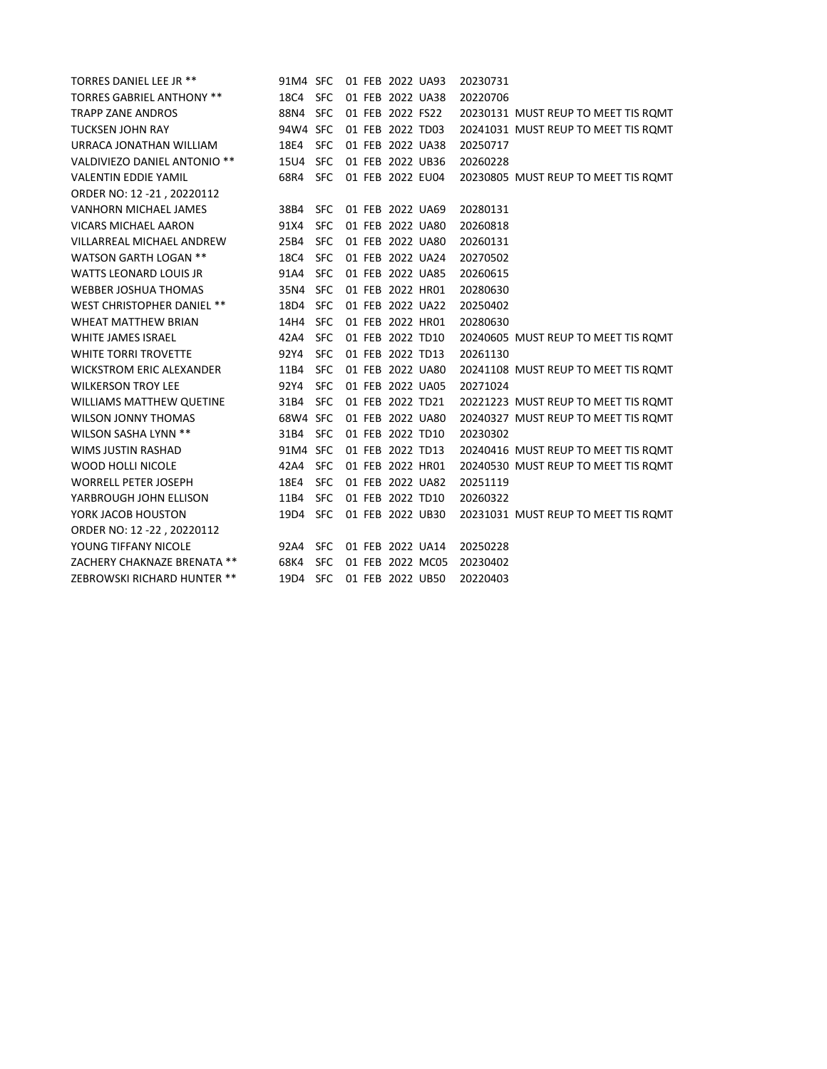| | | | | | |
|---|---|---|---|---|---|
| TORRES DANIEL LEE JR ** | 91M4 | SFC | 01 FEB 2022 | UA93 | 20230731 |
| TORRES GABRIEL ANTHONY ** | 18C4 | SFC | 01 FEB 2022 | UA38 | 20220706 |
| TRAPP ZANE ANDROS | 88N4 | SFC | 01 FEB 2022 | FS22 | 20230131 MUST REUP TO MEET TIS RQMT |
| TUCKSEN JOHN RAY | 94W4 | SFC | 01 FEB 2022 | TD03 | 20241031 MUST REUP TO MEET TIS RQMT |
| URRACA JONATHAN WILLIAM | 18E4 | SFC | 01 FEB 2022 | UA38 | 20250717 |
| VALDIVIEZO DANIEL ANTONIO ** | 15U4 | SFC | 01 FEB 2022 | UB36 | 20260228 |
| VALENTIN EDDIE YAMIL | 68R4 | SFC | 01 FEB 2022 | EU04 | 20230805 MUST REUP TO MEET TIS RQMT |
| ORDER NO: 12 -21 , 20220112 | | | | | |
| VANHORN MICHAEL JAMES | 38B4 | SFC | 01 FEB 2022 | UA69 | 20280131 |
| VICARS MICHAEL AARON | 91X4 | SFC | 01 FEB 2022 | UA80 | 20260818 |
| VILLARREAL MICHAEL ANDREW | 25B4 | SFC | 01 FEB 2022 | UA80 | 20260131 |
| WATSON GARTH LOGAN ** | 18C4 | SFC | 01 FEB 2022 | UA24 | 20270502 |
| WATTS LEONARD LOUIS JR | 91A4 | SFC | 01 FEB 2022 | UA85 | 20260615 |
| WEBBER JOSHUA THOMAS | 35N4 | SFC | 01 FEB 2022 | HR01 | 20280630 |
| WEST CHRISTOPHER DANIEL ** | 18D4 | SFC | 01 FEB 2022 | UA22 | 20250402 |
| WHEAT MATTHEW BRIAN | 14H4 | SFC | 01 FEB 2022 | HR01 | 20280630 |
| WHITE JAMES ISRAEL | 42A4 | SFC | 01 FEB 2022 | TD10 | 20240605 MUST REUP TO MEET TIS RQMT |
| WHITE TORRI TROVETTE | 92Y4 | SFC | 01 FEB 2022 | TD13 | 20261130 |
| WICKSTROM ERIC ALEXANDER | 11B4 | SFC | 01 FEB 2022 | UA80 | 20241108 MUST REUP TO MEET TIS RQMT |
| WILKERSON TROY LEE | 92Y4 | SFC | 01 FEB 2022 | UA05 | 20271024 |
| WILLIAMS MATTHEW QUETINE | 31B4 | SFC | 01 FEB 2022 | TD21 | 20221223 MUST REUP TO MEET TIS RQMT |
| WILSON JONNY THOMAS | 68W4 | SFC | 01 FEB 2022 | UA80 | 20240327 MUST REUP TO MEET TIS RQMT |
| WILSON SASHA LYNN ** | 31B4 | SFC | 01 FEB 2022 | TD10 | 20230302 |
| WIMS JUSTIN RASHAD | 91M4 | SFC | 01 FEB 2022 | TD13 | 20240416 MUST REUP TO MEET TIS RQMT |
| WOOD HOLLI NICOLE | 42A4 | SFC | 01 FEB 2022 | HR01 | 20240530 MUST REUP TO MEET TIS RQMT |
| WORRELL PETER JOSEPH | 18E4 | SFC | 01 FEB 2022 | UA82 | 20251119 |
| YARBROUGH JOHN ELLISON | 11B4 | SFC | 01 FEB 2022 | TD10 | 20260322 |
| YORK JACOB HOUSTON | 19D4 | SFC | 01 FEB 2022 | UB30 | 20231031 MUST REUP TO MEET TIS RQMT |
| ORDER NO: 12 -22 , 20220112 | | | | | |
| YOUNG TIFFANY NICOLE | 92A4 | SFC | 01 FEB 2022 | UA14 | 20250228 |
| ZACHERY CHAKNAZE BRENATA ** | 68K4 | SFC | 01 FEB 2022 | MC05 | 20230402 |
| ZEBROWSKI RICHARD HUNTER ** | 19D4 | SFC | 01 FEB 2022 | UB50 | 20220403 |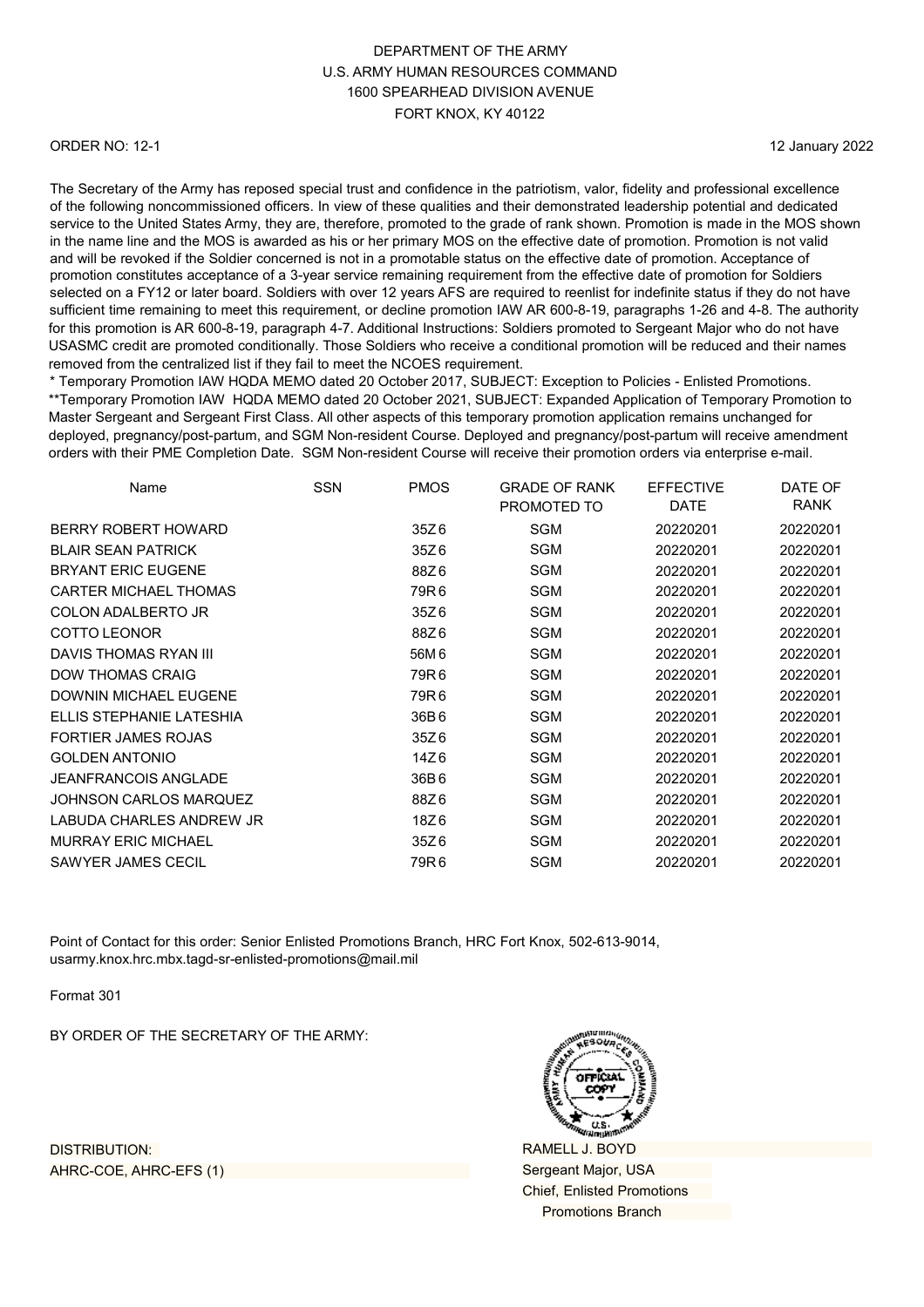DEPARTMENT OF THE ARMY
U.S. ARMY HUMAN RESOURCES COMMAND
1600 SPEARHEAD DIVISION AVENUE
FORT KNOX, KY 40122

ORDER NO: 12-1

12 January 2022

The Secretary of the Army has reposed special trust and confidence in the patriotism, valor, fidelity and professional excellence of the following noncommissioned officers. In view of these qualities and their demonstrated leadership potential and dedicated service to the United States Army, they are, therefore, promoted to the grade of rank shown. Promotion is made in the MOS shown in the name line and the MOS is awarded as his or her primary MOS on the effective date of promotion. Promotion is not valid and will be revoked if the Soldier concerned is not in a promotable status on the effective date of promotion. Acceptance of promotion constitutes acceptance of a 3-year service remaining requirement from the effective date of promotion for Soldiers selected on a FY12 or later board. Soldiers with over 12 years AFS are required to reenlist for indefinite status if they do not have sufficient time remaining to meet this requirement, or decline promotion IAW AR 600-8-19, paragraphs 1-26 and 4-8. The authority for this promotion is AR 600-8-19, paragraph 4-7. Additional Instructions: Soldiers promoted to Sergeant Major who do not have USASMC credit are promoted conditionally. Those Soldiers who receive a conditional promotion will be reduced and their names removed from the centralized list if they fail to meet the NCOES requirement.
* Temporary Promotion IAW HQDA MEMO dated 20 October 2017, SUBJECT: Exception to Policies - Enlisted Promotions.
**Temporary Promotion IAW HQDA MEMO dated 20 October 2021, SUBJECT: Expanded Application of Temporary Promotion to Master Sergeant and Sergeant First Class. All other aspects of this temporary promotion application remains unchanged for deployed, pregnancy/post-partum, and SGM Non-resident Course. Deployed and pregnancy/post-partum will receive amendment orders with their PME Completion Date. SGM Non-resident Course will receive their promotion orders via enterprise e-mail.

| Name | SSN | PMOS | GRADE OF RANK PROMOTED TO | EFFECTIVE DATE | DATE OF RANK |
|---|---|---|---|---|---|
| BERRY ROBERT HOWARD | | 35Z6 | SGM | 20220201 | 20220201 |
| BLAIR SEAN PATRICK | | 35Z6 | SGM | 20220201 | 20220201 |
| BRYANT ERIC EUGENE | | 88Z6 | SGM | 20220201 | 20220201 |
| CARTER MICHAEL THOMAS | | 79R6 | SGM | 20220201 | 20220201 |
| COLON ADALBERTO JR | | 35Z6 | SGM | 20220201 | 20220201 |
| COTTO LEONOR | | 88Z6 | SGM | 20220201 | 20220201 |
| DAVIS THOMAS RYAN III | | 56M6 | SGM | 20220201 | 20220201 |
| DOW THOMAS CRAIG | | 79R6 | SGM | 20220201 | 20220201 |
| DOWNIN MICHAEL EUGENE | | 79R6 | SGM | 20220201 | 20220201 |
| ELLIS STEPHANIE LATESHIA | | 36B6 | SGM | 20220201 | 20220201 |
| FORTIER JAMES ROJAS | | 35Z6 | SGM | 20220201 | 20220201 |
| GOLDEN ANTONIO | | 14Z6 | SGM | 20220201 | 20220201 |
| JEANFRANCOIS ANGLADE | | 36B6 | SGM | 20220201 | 20220201 |
| JOHNSON CARLOS MARQUEZ | | 88Z6 | SGM | 20220201 | 20220201 |
| LABUDA CHARLES ANDREW JR | | 18Z6 | SGM | 20220201 | 20220201 |
| MURRAY ERIC MICHAEL | | 35Z6 | SGM | 20220201 | 20220201 |
| SAWYER JAMES CECIL | | 79R6 | SGM | 20220201 | 20220201 |

Point of Contact for this order: Senior Enlisted Promotions Branch, HRC Fort Knox, 502-613-9014, usarmy.knox.hrc.mbx.tagd-sr-enlisted-promotions@mail.mil

Format 301

BY ORDER OF THE SECRETARY OF THE ARMY:

DISTRIBUTION:
AHRC-COE, AHRC-EFS (1)

RAMELL J. BOYD
Sergeant Major, USA
Chief, Enlisted Promotions
Promotions Branch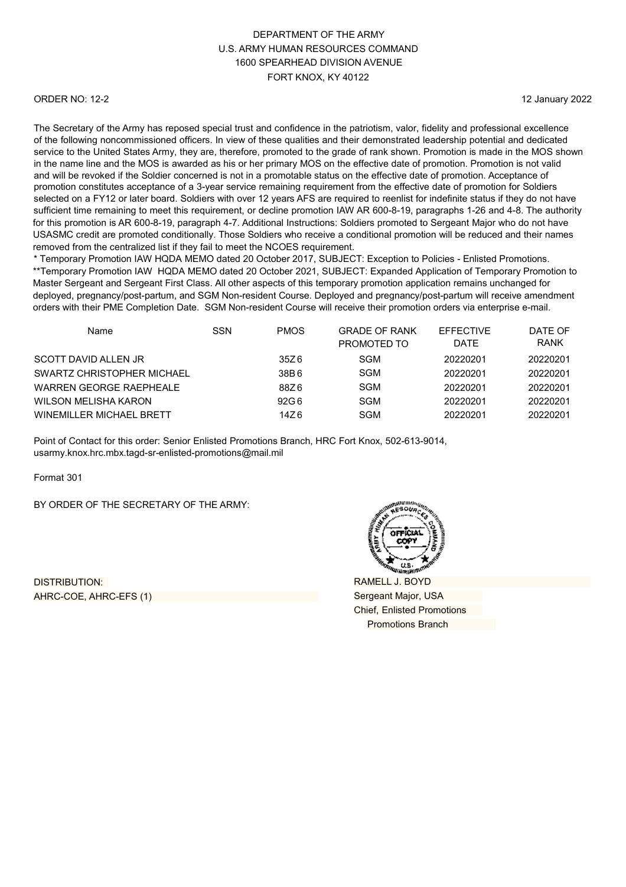DEPARTMENT OF THE ARMY
U.S. ARMY HUMAN RESOURCES COMMAND
1600 SPEARHEAD DIVISION AVENUE
FORT KNOX, KY 40122

ORDER NO: 12-2

12 January 2022

The Secretary of the Army has reposed special trust and confidence in the patriotism, valor, fidelity and professional excellence of the following noncommissioned officers. In view of these qualities and their demonstrated leadership potential and dedicated service to the United States Army, they are, therefore, promoted to the grade of rank shown. Promotion is made in the MOS shown in the name line and the MOS is awarded as his or her primary MOS on the effective date of promotion. Promotion is not valid and will be revoked if the Soldier concerned is not in a promotable status on the effective date of promotion. Acceptance of promotion constitutes acceptance of a 3-year service remaining requirement from the effective date of promotion for Soldiers selected on a FY12 or later board. Soldiers with over 12 years AFS are required to reenlist for indefinite status if they do not have sufficient time remaining to meet this requirement, or decline promotion IAW AR 600-8-19, paragraphs 1-26 and 4-8. The authority for this promotion is AR 600-8-19, paragraph 4-7. Additional Instructions: Soldiers promoted to Sergeant Major who do not have USASMC credit are promoted conditionally. Those Soldiers who receive a conditional promotion will be reduced and their names removed from the centralized list if they fail to meet the NCOES requirement.
* Temporary Promotion IAW HQDA MEMO dated 20 October 2017, SUBJECT: Exception to Policies - Enlisted Promotions.
**Temporary Promotion IAW HQDA MEMO dated 20 October 2021, SUBJECT: Expanded Application of Temporary Promotion to Master Sergeant and Sergeant First Class. All other aspects of this temporary promotion application remains unchanged for deployed, pregnancy/post-partum, and SGM Non-resident Course. Deployed and pregnancy/post-partum will receive amendment orders with their PME Completion Date. SGM Non-resident Course will receive their promotion orders via enterprise e-mail.

| Name | SSN | PMOS | GRADE OF RANK PROMOTED TO | EFFECTIVE DATE | DATE OF RANK |
|---|---|---|---|---|---|
| SCOTT DAVID ALLEN JR | | 35Z6 | SGM | 20220201 | 20220201 |
| SWARTZ CHRISTOPHER MICHAEL | | 38B6 | SGM | 20220201 | 20220201 |
| WARREN GEORGE RAEPHEALE | | 88Z6 | SGM | 20220201 | 20220201 |
| WILSON MELISHA KARON | | 92G6 | SGM | 20220201 | 20220201 |
| WINEMILLER MICHAEL BRETT | | 14Z6 | SGM | 20220201 | 20220201 |

Point of Contact for this order: Senior Enlisted Promotions Branch, HRC Fort Knox, 502-613-9014, usarmy.knox.hrc.mbx.tagd-sr-enlisted-promotions@mail.mil

Format 301

BY ORDER OF THE SECRETARY OF THE ARMY:

DISTRIBUTION:
AHRC-COE, AHRC-EFS (1)

RAMELL J. BOYD
Sergeant Major, USA
Chief, Enlisted Promotions
Promotions Branch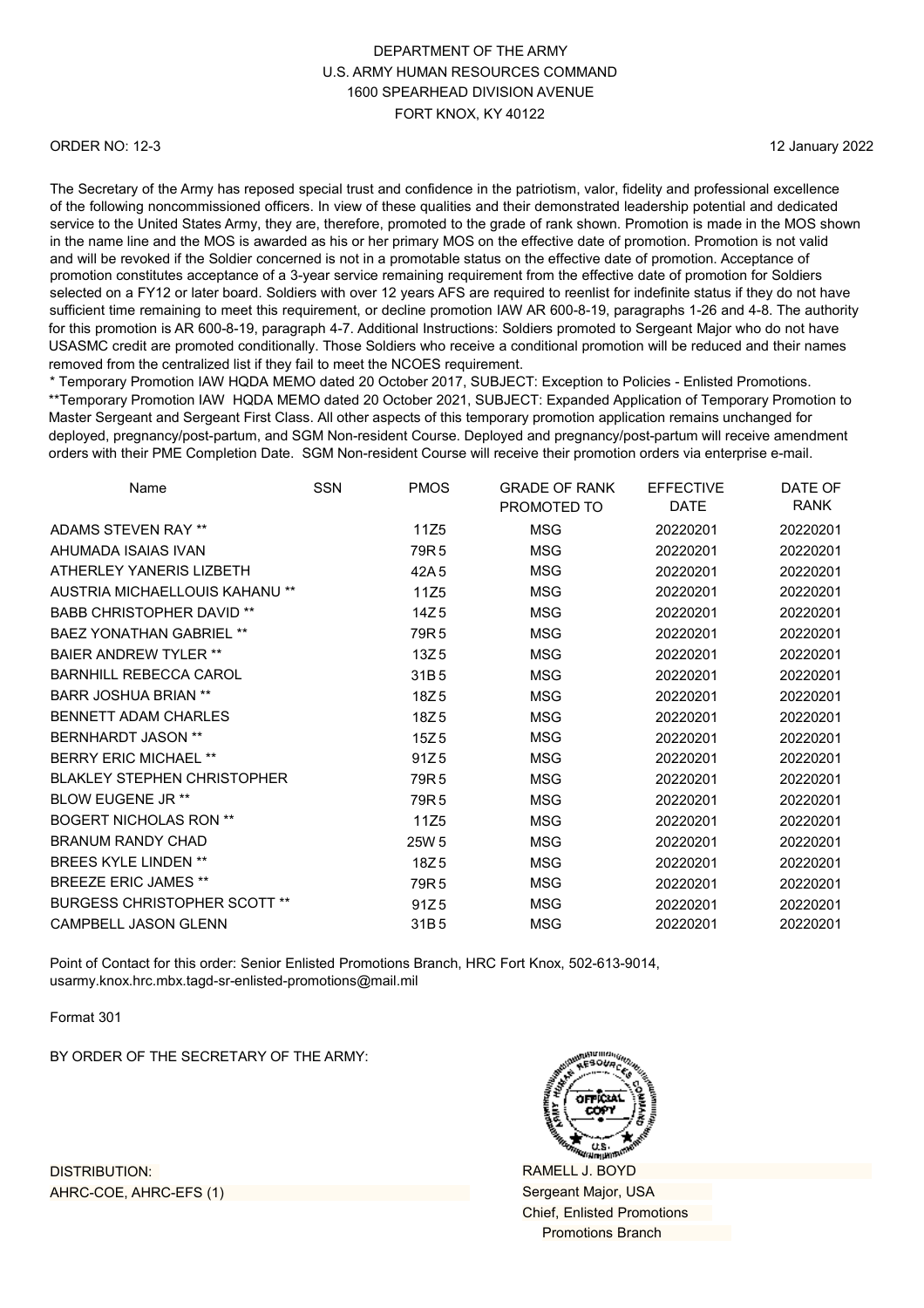DEPARTMENT OF THE ARMY
U.S. ARMY HUMAN RESOURCES COMMAND
1600 SPEARHEAD DIVISION AVENUE
FORT KNOX, KY 40122

ORDER NO: 12-3

12 January 2022

The Secretary of the Army has reposed special trust and confidence in the patriotism, valor, fidelity and professional excellence of the following noncommissioned officers. In view of these qualities and their demonstrated leadership potential and dedicated service to the United States Army, they are, therefore, promoted to the grade of rank shown. Promotion is made in the MOS shown in the name line and the MOS is awarded as his or her primary MOS on the effective date of promotion. Promotion is not valid and will be revoked if the Soldier concerned is not in a promotable status on the effective date of promotion. Acceptance of promotion constitutes acceptance of a 3-year service remaining requirement from the effective date of promotion for Soldiers selected on a FY12 or later board. Soldiers with over 12 years AFS are required to reenlist for indefinite status if they do not have sufficient time remaining to meet this requirement, or decline promotion IAW AR 600-8-19, paragraphs 1-26 and 4-8. The authority for this promotion is AR 600-8-19, paragraph 4-7. Additional Instructions: Soldiers promoted to Sergeant Major who do not have USASMC credit are promoted conditionally. Those Soldiers who receive a conditional promotion will be reduced and their names removed from the centralized list if they fail to meet the NCOES requirement.
* Temporary Promotion IAW HQDA MEMO dated 20 October 2017, SUBJECT: Exception to Policies - Enlisted Promotions.
**Temporary Promotion IAW HQDA MEMO dated 20 October 2021, SUBJECT: Expanded Application of Temporary Promotion to Master Sergeant and Sergeant First Class. All other aspects of this temporary promotion application remains unchanged for deployed, pregnancy/post-partum, and SGM Non-resident Course. Deployed and pregnancy/post-partum will receive amendment orders with their PME Completion Date. SGM Non-resident Course will receive their promotion orders via enterprise e-mail.

| Name | SSN | PMOS | GRADE OF RANK PROMOTED TO | EFFECTIVE DATE | DATE OF RANK |
|---|---|---|---|---|---|
| ADAMS STEVEN RAY ** | | 11Z5 | MSG | 20220201 | 20220201 |
| AHUMADA ISAIAS IVAN | | 79R5 | MSG | 20220201 | 20220201 |
| ATHERLEY YANERIS LIZBETH | | 42A5 | MSG | 20220201 | 20220201 |
| AUSTRIA MICHAELLOUIS KAHANU ** | | 11Z5 | MSG | 20220201 | 20220201 |
| BABB CHRISTOPHER DAVID ** | | 14Z5 | MSG | 20220201 | 20220201 |
| BAEZ YONATHAN GABRIEL ** | | 79R5 | MSG | 20220201 | 20220201 |
| BAIER ANDREW TYLER ** | | 13Z5 | MSG | 20220201 | 20220201 |
| BARNHILL REBECCA CAROL | | 31B5 | MSG | 20220201 | 20220201 |
| BARR JOSHUA BRIAN ** | | 18Z5 | MSG | 20220201 | 20220201 |
| BENNETT ADAM CHARLES | | 18Z5 | MSG | 20220201 | 20220201 |
| BERNHARDT JASON ** | | 15Z5 | MSG | 20220201 | 20220201 |
| BERRY ERIC MICHAEL ** | | 91Z5 | MSG | 20220201 | 20220201 |
| BLAKLEY STEPHEN CHRISTOPHER | | 79R5 | MSG | 20220201 | 20220201 |
| BLOW EUGENE JR ** | | 79R5 | MSG | 20220201 | 20220201 |
| BOGERT NICHOLAS RON ** | | 11Z5 | MSG | 20220201 | 20220201 |
| BRANUM RANDY CHAD | | 25W5 | MSG | 20220201 | 20220201 |
| BREES KYLE LINDEN ** | | 18Z5 | MSG | 20220201 | 20220201 |
| BREEZE ERIC JAMES ** | | 79R5 | MSG | 20220201 | 20220201 |
| BURGESS CHRISTOPHER SCOTT ** | | 91Z5 | MSG | 20220201 | 20220201 |
| CAMPBELL JASON GLENN | | 31B5 | MSG | 20220201 | 20220201 |

Point of Contact for this order: Senior Enlisted Promotions Branch, HRC Fort Knox, 502-613-9014, usarmy.knox.hrc.mbx.tagd-sr-enlisted-promotions@mail.mil

Format 301

BY ORDER OF THE SECRETARY OF THE ARMY:

RAMELL J. BOYD
Sergeant Major, USA
Chief, Enlisted Promotions
Promotions Branch

DISTRIBUTION:
AHRC-COE, AHRC-EFS (1)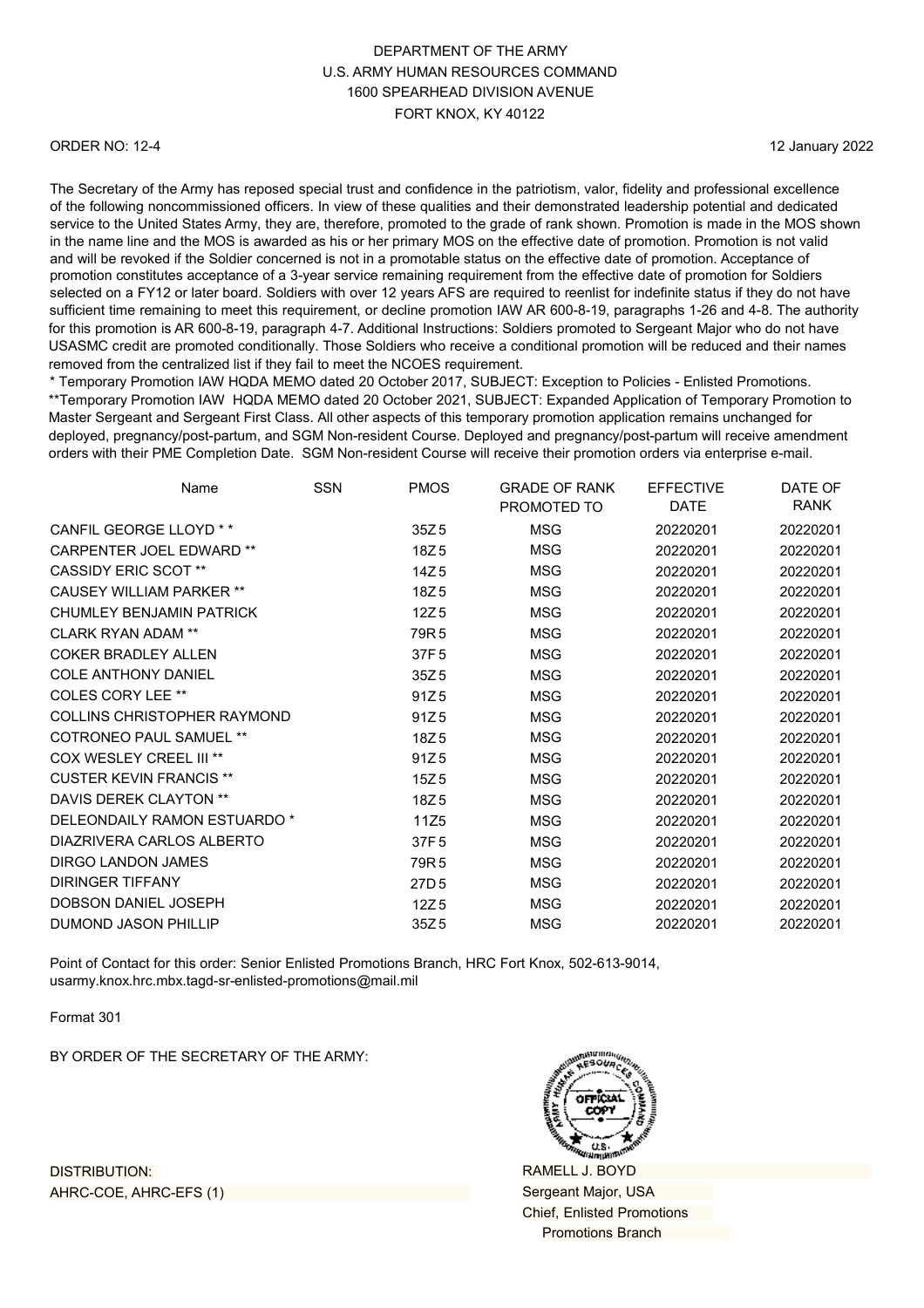DEPARTMENT OF THE ARMY
U.S. ARMY HUMAN RESOURCES COMMAND
1600 SPEARHEAD DIVISION AVENUE
FORT KNOX, KY 40122

ORDER NO: 12-4

12 January 2022

The Secretary of the Army has reposed special trust and confidence in the patriotism, valor, fidelity and professional excellence of the following noncommissioned officers. In view of these qualities and their demonstrated leadership potential and dedicated service to the United States Army, they are, therefore, promoted to the grade of rank shown. Promotion is made in the MOS shown in the name line and the MOS is awarded as his or her primary MOS on the effective date of promotion. Promotion is not valid and will be revoked if the Soldier concerned is not in a promotable status on the effective date of promotion. Acceptance of promotion constitutes acceptance of a 3-year service remaining requirement from the effective date of promotion for Soldiers selected on a FY12 or later board. Soldiers with over 12 years AFS are required to reenlist for indefinite status if they do not have sufficient time remaining to meet this requirement, or decline promotion IAW AR 600-8-19, paragraphs 1-26 and 4-8. The authority for this promotion is AR 600-8-19, paragraph 4-7. Additional Instructions: Soldiers promoted to Sergeant Major who do not have USASMC credit are promoted conditionally. Those Soldiers who receive a conditional promotion will be reduced and their names removed from the centralized list if they fail to meet the NCOES requirement.
* Temporary Promotion IAW HQDA MEMO dated 20 October 2017, SUBJECT: Exception to Policies - Enlisted Promotions.
**Temporary Promotion IAW HQDA MEMO dated 20 October 2021, SUBJECT: Expanded Application of Temporary Promotion to Master Sergeant and Sergeant First Class. All other aspects of this temporary promotion application remains unchanged for deployed, pregnancy/post-partum, and SGM Non-resident Course. Deployed and pregnancy/post-partum will receive amendment orders with their PME Completion Date. SGM Non-resident Course will receive their promotion orders via enterprise e-mail.

| Name | SSN | PMOS | GRADE OF RANK PROMOTED TO | EFFECTIVE DATE | DATE OF RANK |
|---|---|---|---|---|---|
| CANFIL GEORGE LLOYD * * | | 35Z5 | MSG | 20220201 | 20220201 |
| CARPENTER JOEL EDWARD ** | | 18Z5 | MSG | 20220201 | 20220201 |
| CASSIDY ERIC SCOT ** | | 14Z5 | MSG | 20220201 | 20220201 |
| CAUSEY WILLIAM PARKER ** | | 18Z5 | MSG | 20220201 | 20220201 |
| CHUMLEY BENJAMIN PATRICK | | 12Z5 | MSG | 20220201 | 20220201 |
| CLARK RYAN ADAM ** | | 79R5 | MSG | 20220201 | 20220201 |
| COKER BRADLEY ALLEN | | 37F5 | MSG | 20220201 | 20220201 |
| COLE ANTHONY DANIEL | | 35Z5 | MSG | 20220201 | 20220201 |
| COLES CORY LEE ** | | 91Z5 | MSG | 20220201 | 20220201 |
| COLLINS CHRISTOPHER RAYMOND | | 91Z5 | MSG | 20220201 | 20220201 |
| COTRONEO PAUL SAMUEL ** | | 18Z5 | MSG | 20220201 | 20220201 |
| COX WESLEY CREEL III ** | | 91Z5 | MSG | 20220201 | 20220201 |
| CUSTER KEVIN FRANCIS ** | | 15Z5 | MSG | 20220201 | 20220201 |
| DAVIS DEREK CLAYTON ** | | 18Z5 | MSG | 20220201 | 20220201 |
| DELEONDAILY RAMON ESTUARDO * | | 11Z5 | MSG | 20220201 | 20220201 |
| DIAZRIVERA CARLOS ALBERTO | | 37F5 | MSG | 20220201 | 20220201 |
| DIRGO LANDON JAMES | | 79R5 | MSG | 20220201 | 20220201 |
| DIRINGER TIFFANY | | 27D5 | MSG | 20220201 | 20220201 |
| DOBSON DANIEL JOSEPH | | 12Z5 | MSG | 20220201 | 20220201 |
| DUMOND JASON PHILLIP | | 35Z5 | MSG | 20220201 | 20220201 |

Point of Contact for this order: Senior Enlisted Promotions Branch, HRC Fort Knox, 502-613-9014, usarmy.knox.hrc.mbx.tagd-sr-enlisted-promotions@mail.mil

Format 301

BY ORDER OF THE SECRETARY OF THE ARMY:

DISTRIBUTION:
AHRC-COE, AHRC-EFS (1)

RAMELL J. BOYD
Sergeant Major, USA
Chief, Enlisted Promotions
Promotions Branch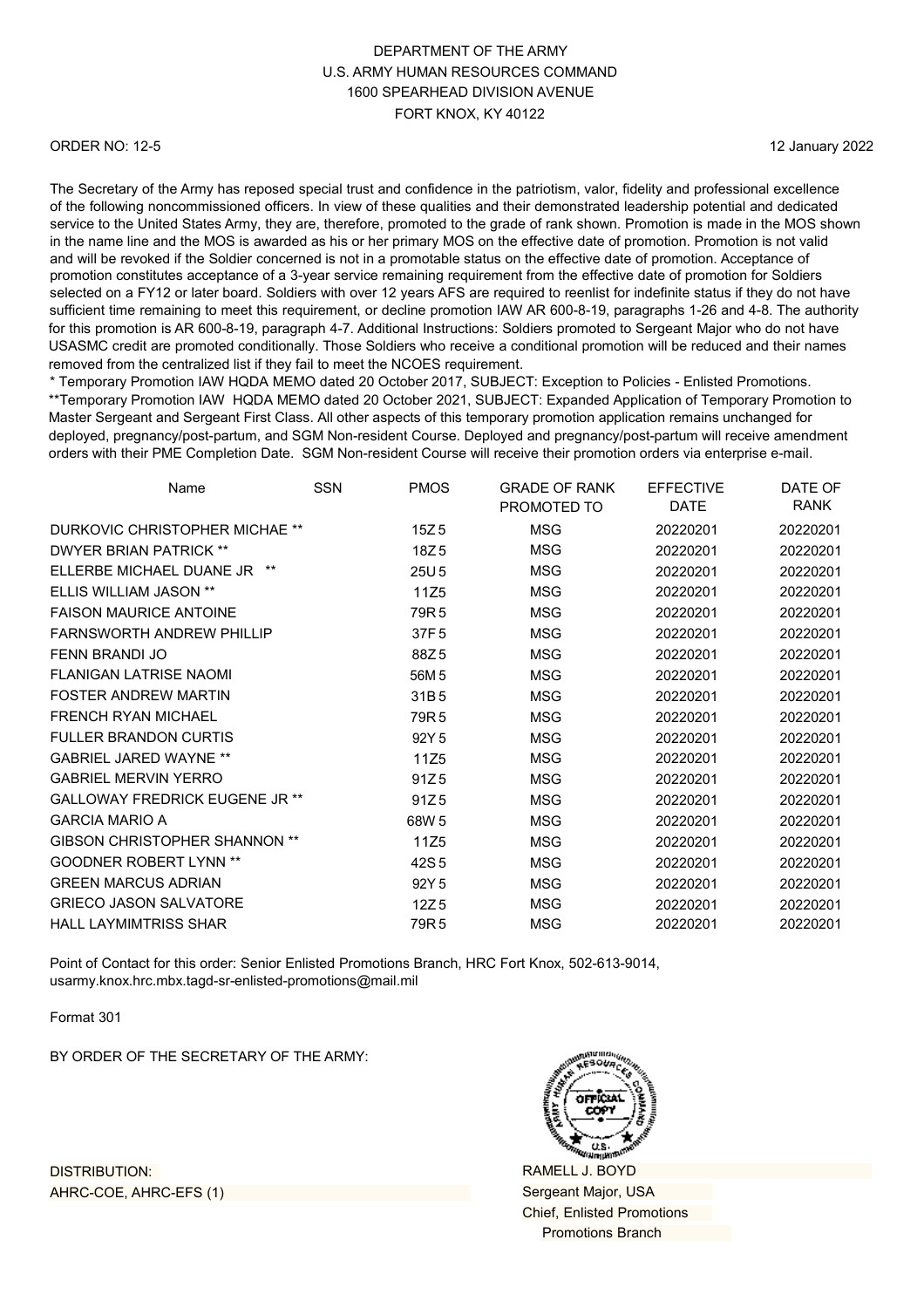DEPARTMENT OF THE ARMY
U.S. ARMY HUMAN RESOURCES COMMAND
1600 SPEARHEAD DIVISION AVENUE
FORT KNOX, KY 40122

ORDER NO: 12-5

12 January 2022

The Secretary of the Army has reposed special trust and confidence in the patriotism, valor, fidelity and professional excellence of the following noncommissioned officers. In view of these qualities and their demonstrated leadership potential and dedicated service to the United States Army, they are, therefore, promoted to the grade of rank shown. Promotion is made in the MOS shown in the name line and the MOS is awarded as his or her primary MOS on the effective date of promotion. Promotion is not valid and will be revoked if the Soldier concerned is not in a promotable status on the effective date of promotion. Acceptance of promotion constitutes acceptance of a 3-year service remaining requirement from the effective date of promotion for Soldiers selected on a FY12 or later board. Soldiers with over 12 years AFS are required to reenlist for indefinite status if they do not have sufficient time remaining to meet this requirement, or decline promotion IAW AR 600-8-19, paragraphs 1-26 and 4-8. The authority for this promotion is AR 600-8-19, paragraph 4-7. Additional Instructions: Soldiers promoted to Sergeant Major who do not have USASMC credit are promoted conditionally. Those Soldiers who receive a conditional promotion will be reduced and their names removed from the centralized list if they fail to meet the NCOES requirement.
* Temporary Promotion IAW HQDA MEMO dated 20 October 2017, SUBJECT: Exception to Policies - Enlisted Promotions.
**Temporary Promotion IAW HQDA MEMO dated 20 October 2021, SUBJECT: Expanded Application of Temporary Promotion to Master Sergeant and Sergeant First Class. All other aspects of this temporary promotion application remains unchanged for deployed, pregnancy/post-partum, and SGM Non-resident Course. Deployed and pregnancy/post-partum will receive amendment orders with their PME Completion Date. SGM Non-resident Course will receive their promotion orders via enterprise e-mail.

| Name | SSN | PMOS | GRADE OF RANK PROMOTED TO | EFFECTIVE DATE | DATE OF RANK |
|---|---|---|---|---|---|
| DURKOVIC CHRISTOPHER MICHAE ** | | 15Z5 | MSG | 20220201 | 20220201 |
| DWYER BRIAN PATRICK ** | | 18Z5 | MSG | 20220201 | 20220201 |
| ELLERBE MICHAEL DUANE JR ** | | 25U5 | MSG | 20220201 | 20220201 |
| ELLIS WILLIAM JASON ** | | 11Z5 | MSG | 20220201 | 20220201 |
| FAISON MAURICE ANTOINE | | 79R5 | MSG | 20220201 | 20220201 |
| FARNSWORTH ANDREW PHILLIP | | 37F5 | MSG | 20220201 | 20220201 |
| FENN BRANDI JO | | 88Z5 | MSG | 20220201 | 20220201 |
| FLANIGAN LATRISE NAOMI | | 56M5 | MSG | 20220201 | 20220201 |
| FOSTER ANDREW MARTIN | | 31B5 | MSG | 20220201 | 20220201 |
| FRENCH RYAN MICHAEL | | 79R5 | MSG | 20220201 | 20220201 |
| FULLER BRANDON CURTIS | | 92Y5 | MSG | 20220201 | 20220201 |
| GABRIEL JARED WAYNE ** | | 11Z5 | MSG | 20220201 | 20220201 |
| GABRIEL MERVIN YERRO | | 91Z5 | MSG | 20220201 | 20220201 |
| GALLOWAY FREDRICK EUGENE JR ** | | 91Z5 | MSG | 20220201 | 20220201 |
| GARCIA MARIO A | | 68W5 | MSG | 20220201 | 20220201 |
| GIBSON CHRISTOPHER SHANNON ** | | 11Z5 | MSG | 20220201 | 20220201 |
| GOODNER ROBERT LYNN ** | | 42S5 | MSG | 20220201 | 20220201 |
| GREEN MARCUS ADRIAN | | 92Y5 | MSG | 20220201 | 20220201 |
| GRIECO JASON SALVATORE | | 12Z5 | MSG | 20220201 | 20220201 |
| HALL LAYMIMTRISS SHAR | | 79R5 | MSG | 20220201 | 20220201 |

Point of Contact for this order: Senior Enlisted Promotions Branch, HRC Fort Knox, 502-613-9014, usarmy.knox.hrc.mbx.tagd-sr-enlisted-promotions@mail.mil

Format 301

BY ORDER OF THE SECRETARY OF THE ARMY:

OFFICIAL COPY

RAMELL J. BOYD
Sergeant Major, USA
Chief, Enlisted Promotions
Promotions Branch

DISTRIBUTION:
AHRC-COE, AHRC-EFS (1)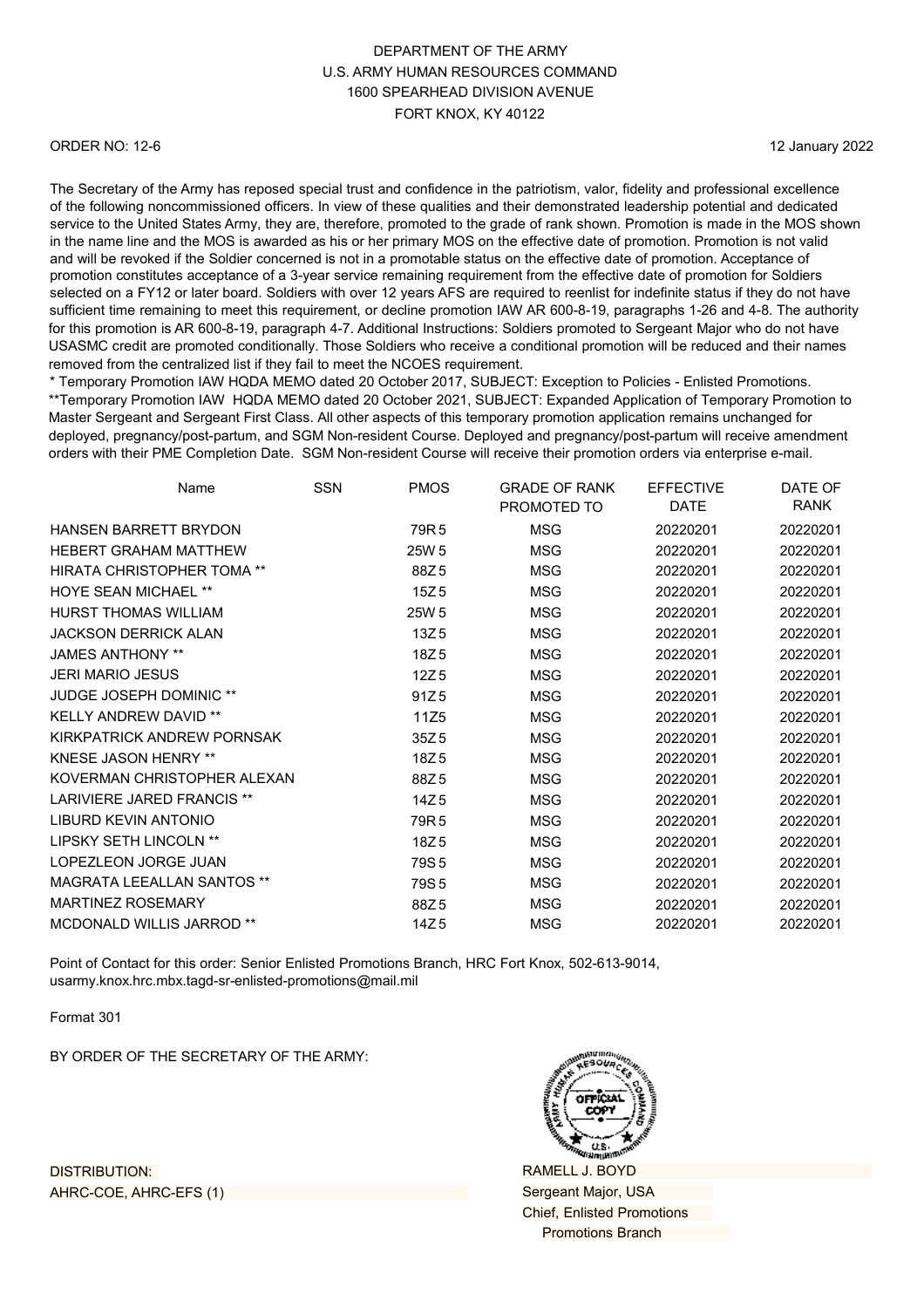DEPARTMENT OF THE ARMY
U.S. ARMY HUMAN RESOURCES COMMAND
1600 SPEARHEAD DIVISION AVENUE
FORT KNOX, KY 40122

ORDER NO: 12-6

12 January 2022

The Secretary of the Army has reposed special trust and confidence in the patriotism, valor, fidelity and professional excellence of the following noncommissioned officers. In view of these qualities and their demonstrated leadership potential and dedicated service to the United States Army, they are, therefore, promoted to the grade of rank shown. Promotion is made in the MOS shown in the name line and the MOS is awarded as his or her primary MOS on the effective date of promotion. Promotion is not valid and will be revoked if the Soldier concerned is not in a promotable status on the effective date of promotion. Acceptance of promotion constitutes acceptance of a 3-year service remaining requirement from the effective date of promotion for Soldiers selected on a FY12 or later board. Soldiers with over 12 years AFS are required to reenlist for indefinite status if they do not have sufficient time remaining to meet this requirement, or decline promotion IAW AR 600-8-19, paragraphs 1-26 and 4-8. The authority for this promotion is AR 600-8-19, paragraph 4-7. Additional Instructions: Soldiers promoted to Sergeant Major who do not have USASMC credit are promoted conditionally. Those Soldiers who receive a conditional promotion will be reduced and their names removed from the centralized list if they fail to meet the NCOES requirement.
* Temporary Promotion IAW HQDA MEMO dated 20 October 2017, SUBJECT: Exception to Policies - Enlisted Promotions.
**Temporary Promotion IAW HQDA MEMO dated 20 October 2021, SUBJECT: Expanded Application of Temporary Promotion to Master Sergeant and Sergeant First Class. All other aspects of this temporary promotion application remains unchanged for deployed, pregnancy/post-partum, and SGM Non-resident Course. Deployed and pregnancy/post-partum will receive amendment orders with their PME Completion Date. SGM Non-resident Course will receive their promotion orders via enterprise e-mail.

| Name | SSN | PMOS | GRADE OF RANK PROMOTED TO | EFFECTIVE DATE | DATE OF RANK |
|---|---|---|---|---|---|
| HANSEN BARRETT BRYDON | | 79R5 | MSG | 20220201 | 20220201 |
| HEBERT GRAHAM MATTHEW | | 25W5 | MSG | 20220201 | 20220201 |
| HIRATA CHRISTOPHER TOMA ** | | 88Z5 | MSG | 20220201 | 20220201 |
| HOYE SEAN MICHAEL ** | | 15Z5 | MSG | 20220201 | 20220201 |
| HURST THOMAS WILLIAM | | 25W5 | MSG | 20220201 | 20220201 |
| JACKSON DERRICK ALAN | | 13Z5 | MSG | 20220201 | 20220201 |
| JAMES ANTHONY ** | | 18Z5 | MSG | 20220201 | 20220201 |
| JERI MARIO JESUS | | 12Z5 | MSG | 20220201 | 20220201 |
| JUDGE JOSEPH DOMINIC ** | | 91Z5 | MSG | 20220201 | 20220201 |
| KELLY ANDREW DAVID ** | | 11Z5 | MSG | 20220201 | 20220201 |
| KIRKPATRICK ANDREW PORNSAK | | 35Z5 | MSG | 20220201 | 20220201 |
| KNESE JASON HENRY ** | | 18Z5 | MSG | 20220201 | 20220201 |
| KOVERMAN CHRISTOPHER ALEXAN | | 88Z5 | MSG | 20220201 | 20220201 |
| LARIVIERE JARED FRANCIS ** | | 14Z5 | MSG | 20220201 | 20220201 |
| LIBURD KEVIN ANTONIO | | 79R5 | MSG | 20220201 | 20220201 |
| LIPSKY SETH LINCOLN ** | | 18Z5 | MSG | 20220201 | 20220201 |
| LOPEZLEON JORGE JUAN | | 79S5 | MSG | 20220201 | 20220201 |
| MAGRATA LEEALLAN SANTOS ** | | 79S5 | MSG | 20220201 | 20220201 |
| MARTINEZ ROSEMARY | | 88Z5 | MSG | 20220201 | 20220201 |
| MCDONALD WILLIS JARROD ** | | 14Z5 | MSG | 20220201 | 20220201 |

Point of Contact for this order: Senior Enlisted Promotions Branch, HRC Fort Knox, 502-613-9014, usarmy.knox.hrc.mbx.tagd-sr-enlisted-promotions@mail.mil

Format 301

BY ORDER OF THE SECRETARY OF THE ARMY:

RAMELL J. BOYD
Sergeant Major, USA
Chief, Enlisted Promotions
Promotions Branch

DISTRIBUTION:
AHRC-COE, AHRC-EFS (1)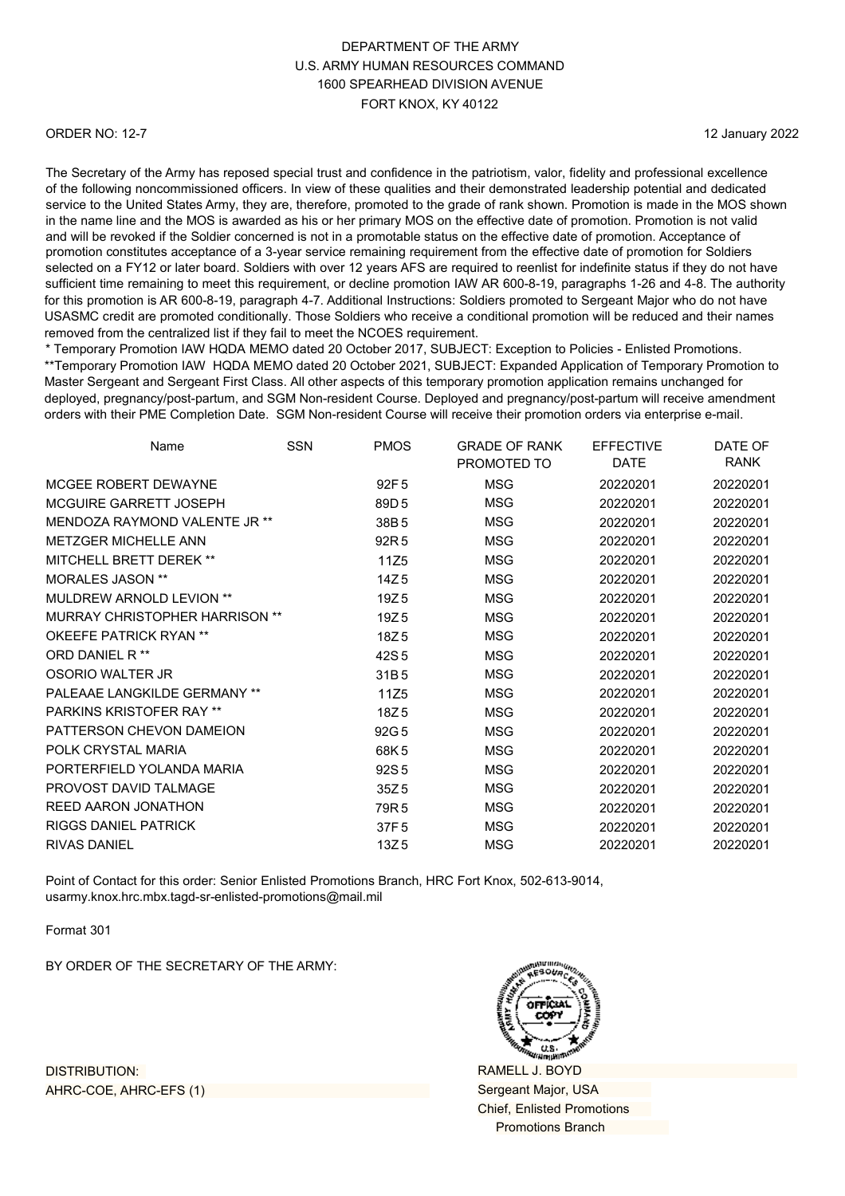DEPARTMENT OF THE ARMY
U.S. ARMY HUMAN RESOURCES COMMAND
1600 SPEARHEAD DIVISION AVENUE
FORT KNOX, KY 40122

ORDER NO: 12-7

12 January 2022

The Secretary of the Army has reposed special trust and confidence in the patriotism, valor, fidelity and professional excellence of the following noncommissioned officers. In view of these qualities and their demonstrated leadership potential and dedicated service to the United States Army, they are, therefore, promoted to the grade of rank shown. Promotion is made in the MOS shown in the name line and the MOS is awarded as his or her primary MOS on the effective date of promotion. Promotion is not valid and will be revoked if the Soldier concerned is not in a promotable status on the effective date of promotion. Acceptance of promotion constitutes acceptance of a 3-year service remaining requirement from the effective date of promotion for Soldiers selected on a FY12 or later board. Soldiers with over 12 years AFS are required to reenlist for indefinite status if they do not have sufficient time remaining to meet this requirement, or decline promotion IAW AR 600-8-19, paragraphs 1-26 and 4-8. The authority for this promotion is AR 600-8-19, paragraph 4-7. Additional Instructions: Soldiers promoted to Sergeant Major who do not have USASMC credit are promoted conditionally. Those Soldiers who receive a conditional promotion will be reduced and their names removed from the centralized list if they fail to meet the NCOES requirement.
* Temporary Promotion IAW HQDA MEMO dated 20 October 2017, SUBJECT: Exception to Policies - Enlisted Promotions.
**Temporary Promotion IAW HQDA MEMO dated 20 October 2021, SUBJECT: Expanded Application of Temporary Promotion to Master Sergeant and Sergeant First Class. All other aspects of this temporary promotion application remains unchanged for deployed, pregnancy/post-partum, and SGM Non-resident Course. Deployed and pregnancy/post-partum will receive amendment orders with their PME Completion Date. SGM Non-resident Course will receive their promotion orders via enterprise e-mail.

| Name | SSN | PMOS | GRADE OF RANK PROMOTED TO | EFFECTIVE DATE | DATE OF RANK |
|---|---|---|---|---|---|
| MCGEE ROBERT DEWAYNE | | 92F5 | MSG | 20220201 | 20220201 |
| MCGUIRE GARRETT JOSEPH | | 89D5 | MSG | 20220201 | 20220201 |
| MENDOZA RAYMOND VALENTE JR ** | | 38B5 | MSG | 20220201 | 20220201 |
| METZGER MICHELLE ANN | | 92R5 | MSG | 20220201 | 20220201 |
| MITCHELL BRETT DEREK ** | | 11Z5 | MSG | 20220201 | 20220201 |
| MORALES JASON ** | | 14Z5 | MSG | 20220201 | 20220201 |
| MULDREW ARNOLD LEVION ** | | 19Z5 | MSG | 20220201 | 20220201 |
| MURRAY CHRISTOPHER HARRISON ** | | 19Z5 | MSG | 20220201 | 20220201 |
| OKEEFE PATRICK RYAN ** | | 18Z5 | MSG | 20220201 | 20220201 |
| ORD DANIEL R ** | | 42S5 | MSG | 20220201 | 20220201 |
| OSORIO WALTER JR | | 31B5 | MSG | 20220201 | 20220201 |
| PALEAAE LANGKILDE GERMANY ** | | 11Z5 | MSG | 20220201 | 20220201 |
| PARKINS KRISTOFER RAY ** | | 18Z5 | MSG | 20220201 | 20220201 |
| PATTERSON CHEVON DAMEION | | 92G5 | MSG | 20220201 | 20220201 |
| POLK CRYSTAL MARIA | | 68K5 | MSG | 20220201 | 20220201 |
| PORTERFIELD YOLANDA MARIA | | 92S5 | MSG | 20220201 | 20220201 |
| PROVOST DAVID TALMAGE | | 35Z5 | MSG | 20220201 | 20220201 |
| REED AARON JONATHON | | 79R5 | MSG | 20220201 | 20220201 |
| RIGGS DANIEL PATRICK | | 37F5 | MSG | 20220201 | 20220201 |
| RIVAS DANIEL | | 13Z5 | MSG | 20220201 | 20220201 |

Point of Contact for this order: Senior Enlisted Promotions Branch, HRC Fort Knox, 502-613-9014, usarmy.knox.hrc.mbx.tagd-sr-enlisted-promotions@mail.mil

Format 301

BY ORDER OF THE SECRETARY OF THE ARMY:

RAMELL J. BOYD
Sergeant Major, USA
Chief, Enlisted Promotions
Promotions Branch

DISTRIBUTION:
AHRC-COE, AHRC-EFS (1)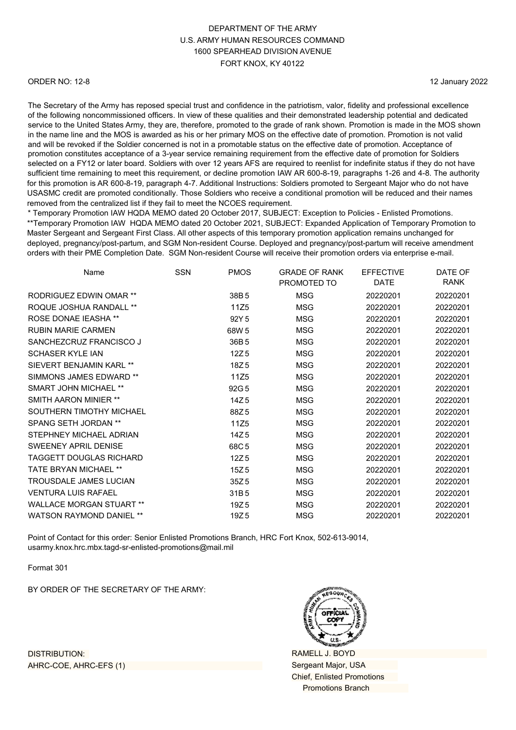DEPARTMENT OF THE ARMY
U.S. ARMY HUMAN RESOURCES COMMAND
1600 SPEARHEAD DIVISION AVENUE
FORT KNOX, KY 40122

ORDER NO: 12-8

12 January 2022

The Secretary of the Army has reposed special trust and confidence in the patriotism, valor, fidelity and professional excellence of the following noncommissioned officers. In view of these qualities and their demonstrated leadership potential and dedicated service to the United States Army, they are, therefore, promoted to the grade of rank shown. Promotion is made in the MOS shown in the name line and the MOS is awarded as his or her primary MOS on the effective date of promotion. Promotion is not valid and will be revoked if the Soldier concerned is not in a promotable status on the effective date of promotion. Acceptance of promotion constitutes acceptance of a 3-year service remaining requirement from the effective date of promotion for Soldiers selected on a FY12 or later board. Soldiers with over 12 years AFS are required to reenlist for indefinite status if they do not have sufficient time remaining to meet this requirement, or decline promotion IAW AR 600-8-19, paragraphs 1-26 and 4-8. The authority for this promotion is AR 600-8-19, paragraph 4-7. Additional Instructions: Soldiers promoted to Sergeant Major who do not have USASMC credit are promoted conditionally. Those Soldiers who receive a conditional promotion will be reduced and their names removed from the centralized list if they fail to meet the NCOES requirement.
* Temporary Promotion IAW HQDA MEMO dated 20 October 2017, SUBJECT: Exception to Policies - Enlisted Promotions.
**Temporary Promotion IAW HQDA MEMO dated 20 October 2021, SUBJECT: Expanded Application of Temporary Promotion to Master Sergeant and Sergeant First Class. All other aspects of this temporary promotion application remains unchanged for deployed, pregnancy/post-partum, and SGM Non-resident Course. Deployed and pregnancy/post-partum will receive amendment orders with their PME Completion Date. SGM Non-resident Course will receive their promotion orders via enterprise e-mail.

| Name | SSN | PMOS | GRADE OF RANK PROMOTED TO | EFFECTIVE DATE | DATE OF RANK |
|---|---|---|---|---|---|
| RODRIGUEZ EDWIN OMAR ** | | 38B 5 | MSG | 20220201 | 20220201 |
| ROQUE JOSHUA RANDALL ** | | 11Z5 | MSG | 20220201 | 20220201 |
| ROSE DONAE IEASHA ** | | 92Y 5 | MSG | 20220201 | 20220201 |
| RUBIN MARIE CARMEN | | 68W 5 | MSG | 20220201 | 20220201 |
| SANCHEZCRUZ FRANCISCO J | | 36B 5 | MSG | 20220201 | 20220201 |
| SCHASER KYLE IAN | | 12Z 5 | MSG | 20220201 | 20220201 |
| SIEVERT BENJAMIN KARL ** | | 18Z 5 | MSG | 20220201 | 20220201 |
| SIMMONS JAMES EDWARD ** | | 11Z5 | MSG | 20220201 | 20220201 |
| SMART JOHN MICHAEL ** | | 92G 5 | MSG | 20220201 | 20220201 |
| SMITH AARON MINIER ** | | 14Z 5 | MSG | 20220201 | 20220201 |
| SOUTHERN TIMOTHY MICHAEL | | 88Z 5 | MSG | 20220201 | 20220201 |
| SPANG SETH JORDAN ** | | 11Z5 | MSG | 20220201 | 20220201 |
| STEPHNEY MICHAEL ADRIAN | | 14Z 5 | MSG | 20220201 | 20220201 |
| SWEENEY APRIL DENISE | | 68C 5 | MSG | 20220201 | 20220201 |
| TAGGETT DOUGLAS RICHARD | | 12Z 5 | MSG | 20220201 | 20220201 |
| TATE BRYAN MICHAEL ** | | 15Z 5 | MSG | 20220201 | 20220201 |
| TROUSDALE JAMES LUCIAN | | 35Z 5 | MSG | 20220201 | 20220201 |
| VENTURA LUIS RAFAEL | | 31B 5 | MSG | 20220201 | 20220201 |
| WALLACE MORGAN STUART ** | | 19Z 5 | MSG | 20220201 | 20220201 |
| WATSON RAYMOND DANIEL ** | | 19Z 5 | MSG | 20220201 | 20220201 |

Point of Contact for this order: Senior Enlisted Promotions Branch, HRC Fort Knox, 502-613-9014, usarmy.knox.hrc.mbx.tagd-sr-enlisted-promotions@mail.mil

Format 301

BY ORDER OF THE SECRETARY OF THE ARMY:

RAMELL J. BOYD
Sergeant Major, USA
Chief, Enlisted Promotions
Promotions Branch

DISTRIBUTION:
AHRC-COE, AHRC-EFS (1)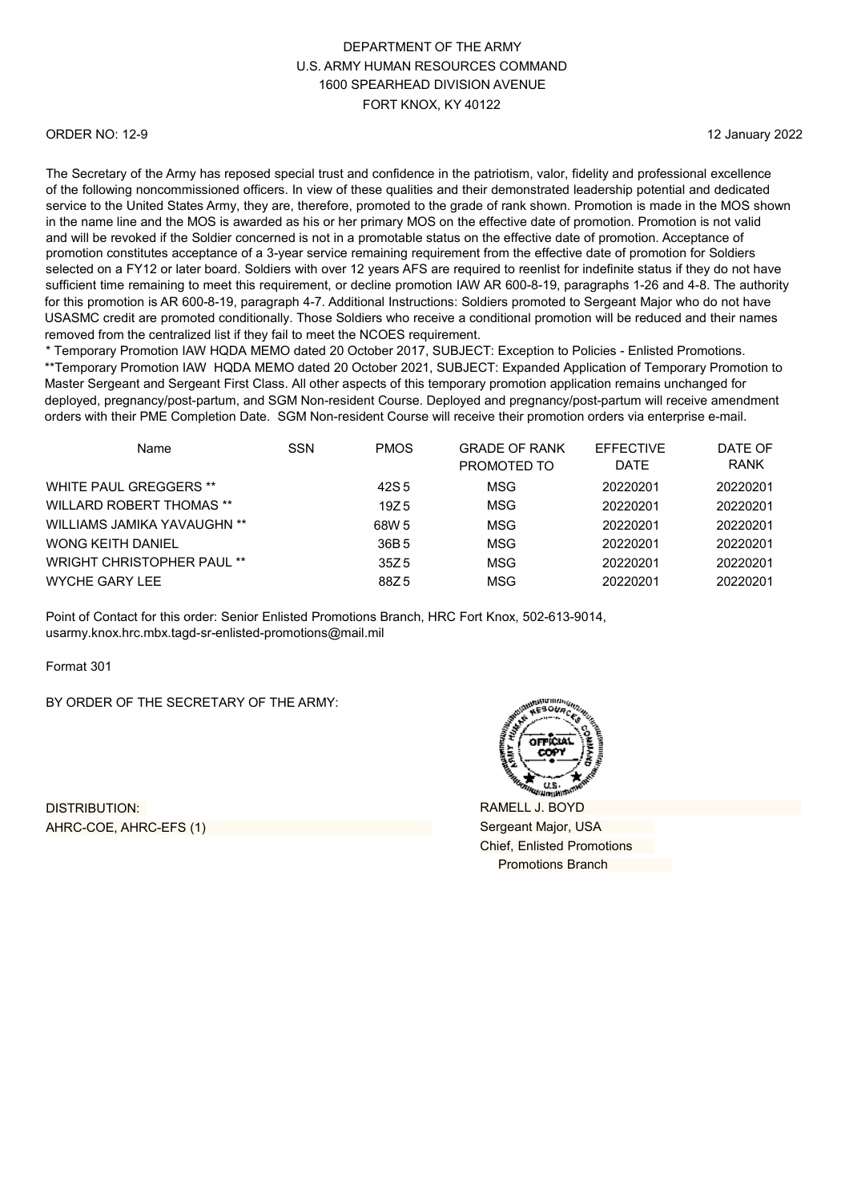DEPARTMENT OF THE ARMY
U.S. ARMY HUMAN RESOURCES COMMAND
1600 SPEARHEAD DIVISION AVENUE
FORT KNOX, KY 40122

ORDER NO: 12-9

12 January 2022

The Secretary of the Army has reposed special trust and confidence in the patriotism, valor, fidelity and professional excellence of the following noncommissioned officers. In view of these qualities and their demonstrated leadership potential and dedicated service to the United States Army, they are, therefore, promoted to the grade of rank shown. Promotion is made in the MOS shown in the name line and the MOS is awarded as his or her primary MOS on the effective date of promotion. Promotion is not valid and will be revoked if the Soldier concerned is not in a promotable status on the effective date of promotion. Acceptance of promotion constitutes acceptance of a 3-year service remaining requirement from the effective date of promotion for Soldiers selected on a FY12 or later board. Soldiers with over 12 years AFS are required to reenlist for indefinite status if they do not have sufficient time remaining to meet this requirement, or decline promotion IAW AR 600-8-19, paragraphs 1-26 and 4-8. The authority for this promotion is AR 600-8-19, paragraph 4-7. Additional Instructions: Soldiers promoted to Sergeant Major who do not have USASMC credit are promoted conditionally. Those Soldiers who receive a conditional promotion will be reduced and their names removed from the centralized list if they fail to meet the NCOES requirement.

\* Temporary Promotion IAW HQDA MEMO dated 20 October 2017, SUBJECT: Exception to Policies - Enlisted Promotions.
\*\*Temporary Promotion IAW HQDA MEMO dated 20 October 2021, SUBJECT: Expanded Application of Temporary Promotion to Master Sergeant and Sergeant First Class. All other aspects of this temporary promotion application remains unchanged for deployed, pregnancy/post-partum, and SGM Non-resident Course. Deployed and pregnancy/post-partum will receive amendment orders with their PME Completion Date. SGM Non-resident Course will receive their promotion orders via enterprise e-mail.

| Name | SSN | PMOS | GRADE OF RANK PROMOTED TO | EFFECTIVE DATE | DATE OF RANK |
|---|---|---|---|---|---|
| WHITE PAUL GREGGERS ** | | 42S 5 | MSG | 20220201 | 20220201 |
| WILLARD ROBERT THOMAS ** | | 19Z 5 | MSG | 20220201 | 20220201 |
| WILLIAMS JAMIKA YAVAUGHN ** | | 68W 5 | MSG | 20220201 | 20220201 |
| WONG KEITH DANIEL | | 36B 5 | MSG | 20220201 | 20220201 |
| WRIGHT CHRISTOPHER PAUL ** | | 35Z 5 | MSG | 20220201 | 20220201 |
| WYCHE GARY LEE | | 88Z 5 | MSG | 20220201 | 20220201 |

Point of Contact for this order: Senior Enlisted Promotions Branch, HRC Fort Knox, 502-613-9014, usarmy.knox.hrc.mbx.tagd-sr-enlisted-promotions@mail.mil

Format 301

BY ORDER OF THE SECRETARY OF THE ARMY:

DISTRIBUTION:
AHRC-COE, AHRC-EFS (1)

RAMELL J. BOYD
Sergeant Major, USA
Chief, Enlisted Promotions
Promotions Branch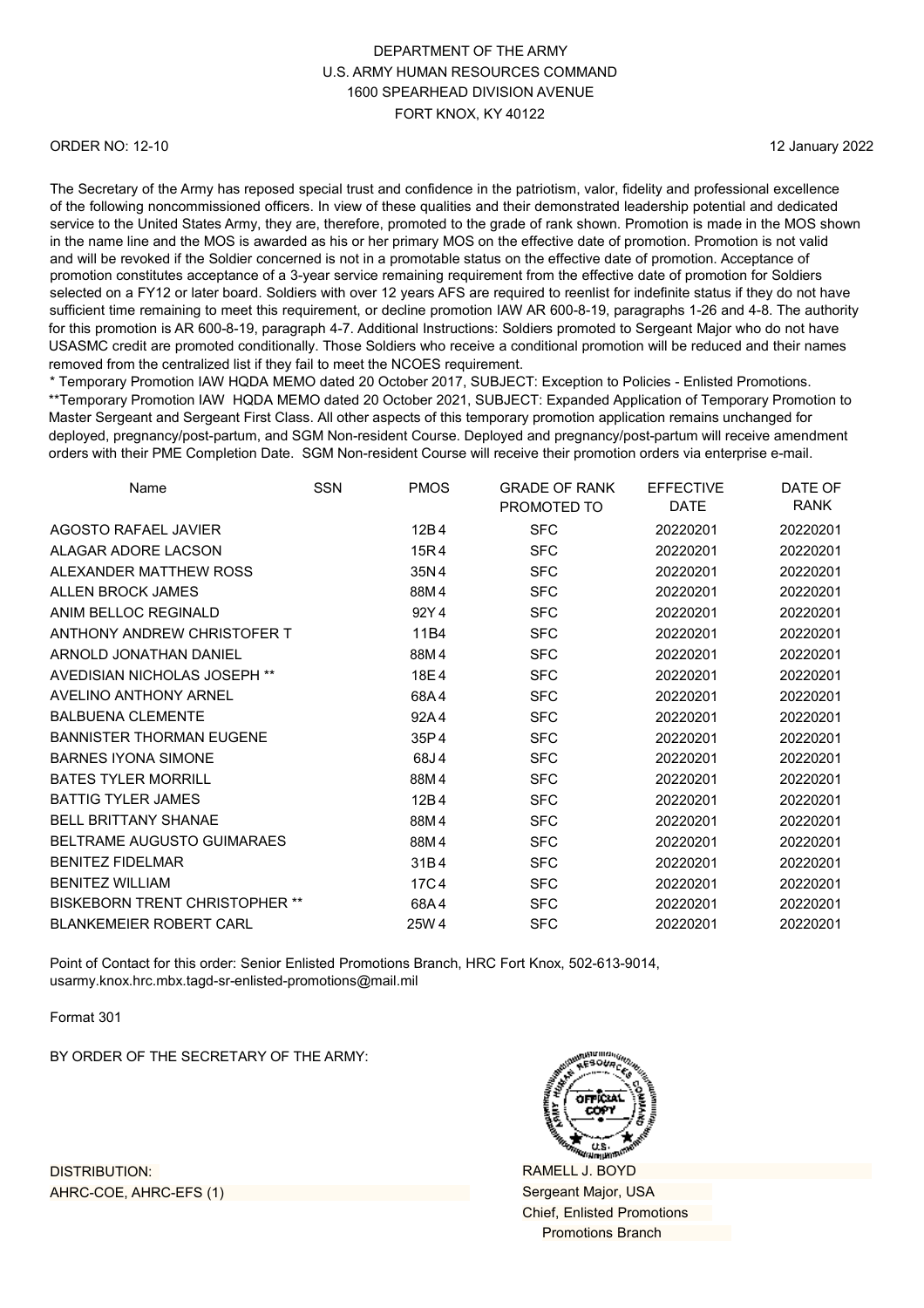DEPARTMENT OF THE ARMY
U.S. ARMY HUMAN RESOURCES COMMAND
1600 SPEARHEAD DIVISION AVENUE
FORT KNOX, KY 40122

ORDER NO: 12-10

12 January 2022

The Secretary of the Army has reposed special trust and confidence in the patriotism, valor, fidelity and professional excellence of the following noncommissioned officers. In view of these qualities and their demonstrated leadership potential and dedicated service to the United States Army, they are, therefore, promoted to the grade of rank shown. Promotion is made in the MOS shown in the name line and the MOS is awarded as his or her primary MOS on the effective date of promotion. Promotion is not valid and will be revoked if the Soldier concerned is not in a promotable status on the effective date of promotion. Acceptance of promotion constitutes acceptance of a 3-year service remaining requirement from the effective date of promotion for Soldiers selected on a FY12 or later board. Soldiers with over 12 years AFS are required to reenlist for indefinite status if they do not have sufficient time remaining to meet this requirement, or decline promotion IAW AR 600-8-19, paragraphs 1-26 and 4-8. The authority for this promotion is AR 600-8-19, paragraph 4-7. Additional Instructions: Soldiers promoted to Sergeant Major who do not have USASMC credit are promoted conditionally. Those Soldiers who receive a conditional promotion will be reduced and their names removed from the centralized list if they fail to meet the NCOES requirement.
* Temporary Promotion IAW HQDA MEMO dated 20 October 2017, SUBJECT: Exception to Policies - Enlisted Promotions.
**Temporary Promotion IAW HQDA MEMO dated 20 October 2021, SUBJECT: Expanded Application of Temporary Promotion to Master Sergeant and Sergeant First Class. All other aspects of this temporary promotion application remains unchanged for deployed, pregnancy/post-partum, and SGM Non-resident Course. Deployed and pregnancy/post-partum will receive amendment orders with their PME Completion Date. SGM Non-resident Course will receive their promotion orders via enterprise e-mail.

| Name | SSN | PMOS | GRADE OF RANK PROMOTED TO | EFFECTIVE DATE | DATE OF RANK |
|---|---|---|---|---|---|
| AGOSTO RAFAEL JAVIER | | 12B4 | SFC | 20220201 | 20220201 |
| ALAGAR ADORE LACSON | | 15R4 | SFC | 20220201 | 20220201 |
| ALEXANDER MATTHEW ROSS | | 35N4 | SFC | 20220201 | 20220201 |
| ALLEN BROCK JAMES | | 88M4 | SFC | 20220201 | 20220201 |
| ANIM BELLOC REGINALD | | 92Y4 | SFC | 20220201 | 20220201 |
| ANTHONY ANDREW CHRISTOFER T | | 11B4 | SFC | 20220201 | 20220201 |
| ARNOLD JONATHAN DANIEL | | 88M4 | SFC | 20220201 | 20220201 |
| AVEDISIAN NICHOLAS JOSEPH ** | | 18E4 | SFC | 20220201 | 20220201 |
| AVELINO ANTHONY ARNEL | | 68A4 | SFC | 20220201 | 20220201 |
| BALBUENA CLEMENTE | | 92A4 | SFC | 20220201 | 20220201 |
| BANNISTER THORMAN EUGENE | | 35P4 | SFC | 20220201 | 20220201 |
| BARNES IYONA SIMONE | | 68J4 | SFC | 20220201 | 20220201 |
| BATES TYLER MORRILL | | 88M4 | SFC | 20220201 | 20220201 |
| BATTIG TYLER JAMES | | 12B4 | SFC | 20220201 | 20220201 |
| BELL BRITTANY SHANAE | | 88M4 | SFC | 20220201 | 20220201 |
| BELTRAME AUGUSTO GUIMARAES | | 88M4 | SFC | 20220201 | 20220201 |
| BENITEZ FIDELMAR | | 31B4 | SFC | 20220201 | 20220201 |
| BENITEZ WILLIAM | | 17C4 | SFC | 20220201 | 20220201 |
| BISKEBORN TRENT CHRISTOPHER ** | | 68A4 | SFC | 20220201 | 20220201 |
| BLANKEMEIER ROBERT CARL | | 25W4 | SFC | 20220201 | 20220201 |

Point of Contact for this order: Senior Enlisted Promotions Branch, HRC Fort Knox, 502-613-9014, usarmy.knox.hrc.mbx.tagd-sr-enlisted-promotions@mail.mil

Format 301

BY ORDER OF THE SECRETARY OF THE ARMY:

DISTRIBUTION:
AHRC-COE, AHRC-EFS (1)

RAMELL J. BOYD
Sergeant Major, USA
Chief, Enlisted Promotions
Promotions Branch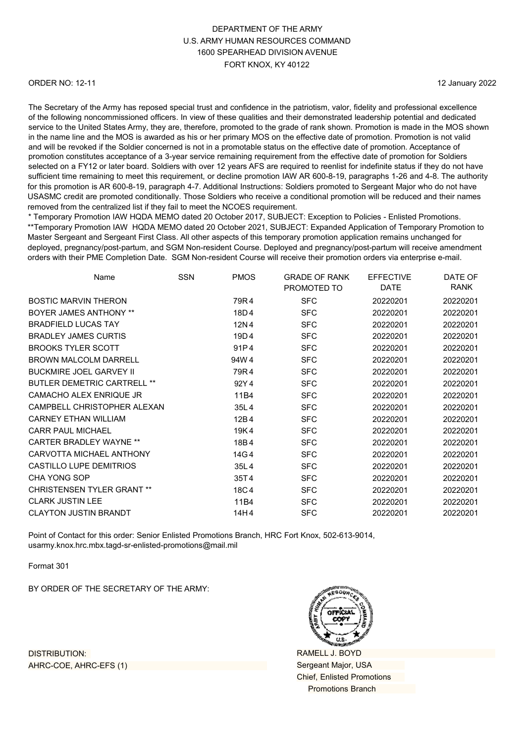DEPARTMENT OF THE ARMY
U.S. ARMY HUMAN RESOURCES COMMAND
1600 SPEARHEAD DIVISION AVENUE
FORT KNOX, KY 40122

ORDER NO: 12-11

12 January 2022

The Secretary of the Army has reposed special trust and confidence in the patriotism, valor, fidelity and professional excellence of the following noncommissioned officers. In view of these qualities and their demonstrated leadership potential and dedicated service to the United States Army, they are, therefore, promoted to the grade of rank shown. Promotion is made in the MOS shown in the name line and the MOS is awarded as his or her primary MOS on the effective date of promotion. Promotion is not valid and will be revoked if the Soldier concerned is not in a promotable status on the effective date of promotion. Acceptance of promotion constitutes acceptance of a 3-year service remaining requirement from the effective date of promotion for Soldiers selected on a FY12 or later board. Soldiers with over 12 years AFS are required to reenlist for indefinite status if they do not have sufficient time remaining to meet this requirement, or decline promotion IAW AR 600-8-19, paragraphs 1-26 and 4-8. The authority for this promotion is AR 600-8-19, paragraph 4-7. Additional Instructions: Soldiers promoted to Sergeant Major who do not have USASMC credit are promoted conditionally. Those Soldiers who receive a conditional promotion will be reduced and their names removed from the centralized list if they fail to meet the NCOES requirement.
* Temporary Promotion IAW HQDA MEMO dated 20 October 2017, SUBJECT: Exception to Policies - Enlisted Promotions.
**Temporary Promotion IAW HQDA MEMO dated 20 October 2021, SUBJECT: Expanded Application of Temporary Promotion to Master Sergeant and Sergeant First Class. All other aspects of this temporary promotion application remains unchanged for deployed, pregnancy/post-partum, and SGM Non-resident Course. Deployed and pregnancy/post-partum will receive amendment orders with their PME Completion Date. SGM Non-resident Course will receive their promotion orders via enterprise e-mail.

| Name | SSN | PMOS | GRADE OF RANK PROMOTED TO | EFFECTIVE DATE | DATE OF RANK |
|---|---|---|---|---|---|
| BOSTIC MARVIN THERON | | 79R4 | SFC | 20220201 | 20220201 |
| BOYER JAMES ANTHONY ** | | 18D4 | SFC | 20220201 | 20220201 |
| BRADFIELD LUCAS TAY | | 12N4 | SFC | 20220201 | 20220201 |
| BRADLEY JAMES CURTIS | | 19D4 | SFC | 20220201 | 20220201 |
| BROOKS TYLER SCOTT | | 91P4 | SFC | 20220201 | 20220201 |
| BROWN MALCOLM DARRELL | | 94W4 | SFC | 20220201 | 20220201 |
| BUCKMIRE JOEL GARVEY II | | 79R4 | SFC | 20220201 | 20220201 |
| BUTLER DEMETRIC CARTRELL ** | | 92Y4 | SFC | 20220201 | 20220201 |
| CAMACHO ALEX ENRIQUE JR | | 11B4 | SFC | 20220201 | 20220201 |
| CAMPBELL CHRISTOPHER ALEXAN | | 35L4 | SFC | 20220201 | 20220201 |
| CARNEY ETHAN WILLIAM | | 12B4 | SFC | 20220201 | 20220201 |
| CARR PAUL MICHAEL | | 19K4 | SFC | 20220201 | 20220201 |
| CARTER BRADLEY WAYNE ** | | 18B4 | SFC | 20220201 | 20220201 |
| CARVOTTA MICHAEL ANTHONY | | 14G4 | SFC | 20220201 | 20220201 |
| CASTILLO LUPE DEMITRIOS | | 35L4 | SFC | 20220201 | 20220201 |
| CHA YONG SOP | | 35T4 | SFC | 20220201 | 20220201 |
| CHRISTENSEN TYLER GRANT ** | | 18C4 | SFC | 20220201 | 20220201 |
| CLARK JUSTIN LEE | | 11B4 | SFC | 20220201 | 20220201 |
| CLAYTON JUSTIN BRANDT | | 14H4 | SFC | 20220201 | 20220201 |

Point of Contact for this order: Senior Enlisted Promotions Branch, HRC Fort Knox, 502-613-9014, usarmy.knox.hrc.mbx.tagd-sr-enlisted-promotions@mail.mil

Format 301

BY ORDER OF THE SECRETARY OF THE ARMY:

DISTRIBUTION:
AHRC-COE, AHRC-EFS (1)

RAMELL J. BOYD
Sergeant Major, USA
Chief, Enlisted Promotions
Promotions Branch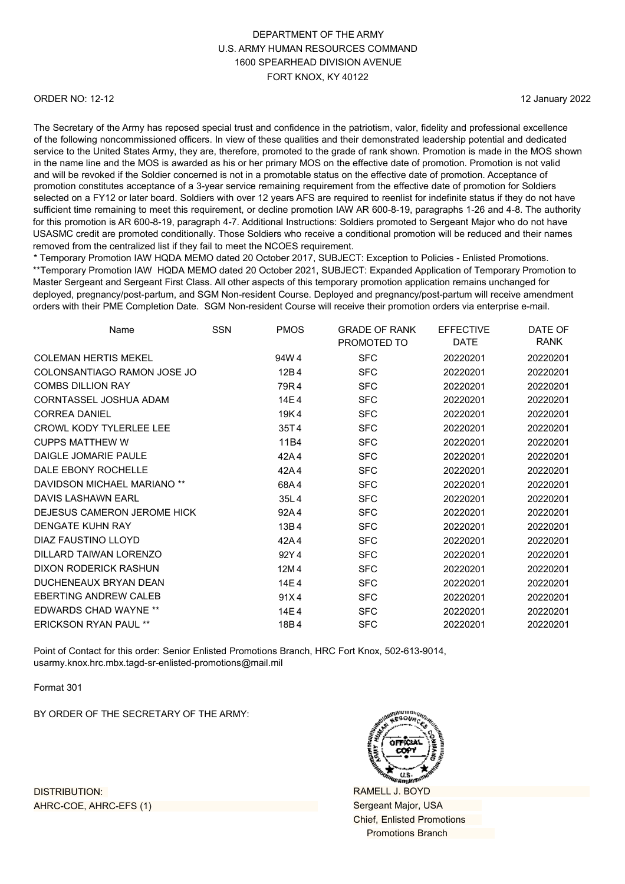DEPARTMENT OF THE ARMY
U.S. ARMY HUMAN RESOURCES COMMAND
1600 SPEARHEAD DIVISION AVENUE
FORT KNOX, KY 40122

ORDER NO: 12-12

12 January 2022

The Secretary of the Army has reposed special trust and confidence in the patriotism, valor, fidelity and professional excellence of the following noncommissioned officers. In view of these qualities and their demonstrated leadership potential and dedicated service to the United States Army, they are, therefore, promoted to the grade of rank shown. Promotion is made in the MOS shown in the name line and the MOS is awarded as his or her primary MOS on the effective date of promotion. Promotion is not valid and will be revoked if the Soldier concerned is not in a promotable status on the effective date of promotion. Acceptance of promotion constitutes acceptance of a 3-year service remaining requirement from the effective date of promotion for Soldiers selected on a FY12 or later board. Soldiers with over 12 years AFS are required to reenlist for indefinite status if they do not have sufficient time remaining to meet this requirement, or decline promotion IAW AR 600-8-19, paragraphs 1-26 and 4-8. The authority for this promotion is AR 600-8-19, paragraph 4-7. Additional Instructions: Soldiers promoted to Sergeant Major who do not have USASMC credit are promoted conditionally. Those Soldiers who receive a conditional promotion will be reduced and their names removed from the centralized list if they fail to meet the NCOES requirement.
* Temporary Promotion IAW HQDA MEMO dated 20 October 2017, SUBJECT: Exception to Policies - Enlisted Promotions.
**Temporary Promotion IAW HQDA MEMO dated 20 October 2021, SUBJECT: Expanded Application of Temporary Promotion to Master Sergeant and Sergeant First Class. All other aspects of this temporary promotion application remains unchanged for deployed, pregnancy/post-partum, and SGM Non-resident Course. Deployed and pregnancy/post-partum will receive amendment orders with their PME Completion Date. SGM Non-resident Course will receive their promotion orders via enterprise e-mail.

| Name | SSN | PMOS | GRADE OF RANK PROMOTED TO | EFFECTIVE DATE | DATE OF RANK |
|---|---|---|---|---|---|
| COLEMAN HERTIS MEKEL | | 94W 4 | SFC | 20220201 | 20220201 |
| COLONSANTIAGO RAMON JOSE JO | | 12B 4 | SFC | 20220201 | 20220201 |
| COMBS DILLION RAY | | 79R 4 | SFC | 20220201 | 20220201 |
| CORNTASSEL JOSHUA ADAM | | 14E 4 | SFC | 20220201 | 20220201 |
| CORREA DANIEL | | 19K 4 | SFC | 20220201 | 20220201 |
| CROWL KODY TYLERLEE LEE | | 35T 4 | SFC | 20220201 | 20220201 |
| CUPPS MATTHEW W | | 11B4 | SFC | 20220201 | 20220201 |
| DAIGLE JOMARIE PAULE | | 42A 4 | SFC | 20220201 | 20220201 |
| DALE EBONY ROCHELLE | | 42A 4 | SFC | 20220201 | 20220201 |
| DAVIDSON MICHAEL MARIANO ** | | 68A 4 | SFC | 20220201 | 20220201 |
| DAVIS LASHAWN EARL | | 35L 4 | SFC | 20220201 | 20220201 |
| DEJESUS CAMERON JEROME HICK | | 92A 4 | SFC | 20220201 | 20220201 |
| DENGATE KUHN RAY | | 13B 4 | SFC | 20220201 | 20220201 |
| DIAZ FAUSTINO LLOYD | | 42A 4 | SFC | 20220201 | 20220201 |
| DILLARD TAIWAN LORENZO | | 92Y 4 | SFC | 20220201 | 20220201 |
| DIXON RODERICK RASHUN | | 12M 4 | SFC | 20220201 | 20220201 |
| DUCHENEAUX BRYAN DEAN | | 14E 4 | SFC | 20220201 | 20220201 |
| EBERTING ANDREW CALEB | | 91X 4 | SFC | 20220201 | 20220201 |
| EDWARDS CHAD WAYNE ** | | 14E 4 | SFC | 20220201 | 20220201 |
| ERICKSON RYAN PAUL ** | | 18B 4 | SFC | 20220201 | 20220201 |

Point of Contact for this order: Senior Enlisted Promotions Branch, HRC Fort Knox, 502-613-9014, usarmy.knox.hrc.mbx.tagd-sr-enlisted-promotions@mail.mil

Format 301

BY ORDER OF THE SECRETARY OF THE ARMY:

RAMELL J. BOYD
Sergeant Major, USA
Chief, Enlisted Promotions
Promotions Branch

DISTRIBUTION:
AHRC-COE, AHRC-EFS (1)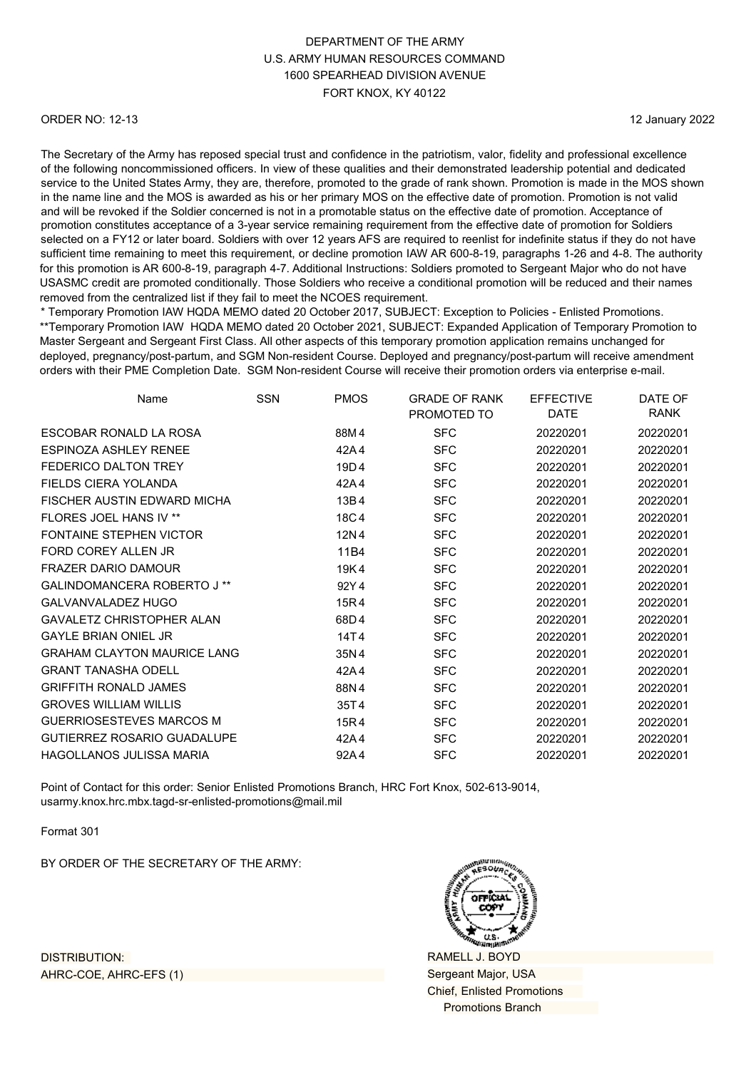DEPARTMENT OF THE ARMY
U.S. ARMY HUMAN RESOURCES COMMAND
1600 SPEARHEAD DIVISION AVENUE
FORT KNOX, KY 40122

ORDER NO: 12-13

12 January 2022

The Secretary of the Army has reposed special trust and confidence in the patriotism, valor, fidelity and professional excellence of the following noncommissioned officers. In view of these qualities and their demonstrated leadership potential and dedicated service to the United States Army, they are, therefore, promoted to the grade of rank shown. Promotion is made in the MOS shown in the name line and the MOS is awarded as his or her primary MOS on the effective date of promotion. Promotion is not valid and will be revoked if the Soldier concerned is not in a promotable status on the effective date of promotion. Acceptance of promotion constitutes acceptance of a 3-year service remaining requirement from the effective date of promotion for Soldiers selected on a FY12 or later board. Soldiers with over 12 years AFS are required to reenlist for indefinite status if they do not have sufficient time remaining to meet this requirement, or decline promotion IAW AR 600-8-19, paragraphs 1-26 and 4-8. The authority for this promotion is AR 600-8-19, paragraph 4-7. Additional Instructions: Soldiers promoted to Sergeant Major who do not have USASMC credit are promoted conditionally. Those Soldiers who receive a conditional promotion will be reduced and their names removed from the centralized list if they fail to meet the NCOES requirement.
* Temporary Promotion IAW HQDA MEMO dated 20 October 2017, SUBJECT: Exception to Policies - Enlisted Promotions.
**Temporary Promotion IAW HQDA MEMO dated 20 October 2021, SUBJECT: Expanded Application of Temporary Promotion to Master Sergeant and Sergeant First Class. All other aspects of this temporary promotion application remains unchanged for deployed, pregnancy/post-partum, and SGM Non-resident Course. Deployed and pregnancy/post-partum will receive amendment orders with their PME Completion Date. SGM Non-resident Course will receive their promotion orders via enterprise e-mail.

| Name | SSN | PMOS | GRADE OF RANK PROMOTED TO | EFFECTIVE DATE | DATE OF RANK |
|---|---|---|---|---|---|
| ESCOBAR RONALD LA ROSA | | 88M4 | SFC | 20220201 | 20220201 |
| ESPINOZA ASHLEY RENEE | | 42A4 | SFC | 20220201 | 20220201 |
| FEDERICO DALTON TREY | | 19D4 | SFC | 20220201 | 20220201 |
| FIELDS CIERA YOLANDA | | 42A4 | SFC | 20220201 | 20220201 |
| FISCHER AUSTIN EDWARD MICHA | | 13B4 | SFC | 20220201 | 20220201 |
| FLORES JOEL HANS IV ** | | 18C4 | SFC | 20220201 | 20220201 |
| FONTAINE STEPHEN VICTOR | | 12N4 | SFC | 20220201 | 20220201 |
| FORD COREY ALLEN JR | | 11B4 | SFC | 20220201 | 20220201 |
| FRAZER DARIO DAMOUR | | 19K4 | SFC | 20220201 | 20220201 |
| GALINDOMANCERA ROBERTO J ** | | 92Y4 | SFC | 20220201 | 20220201 |
| GALVANVALADEZ HUGO | | 15R4 | SFC | 20220201 | 20220201 |
| GAVALETZ CHRISTOPHER ALAN | | 68D4 | SFC | 20220201 | 20220201 |
| GAYLE BRIAN ONIEL JR | | 14T4 | SFC | 20220201 | 20220201 |
| GRAHAM CLAYTON MAURICE LANG | | 35N4 | SFC | 20220201 | 20220201 |
| GRANT TANASHA ODELL | | 42A4 | SFC | 20220201 | 20220201 |
| GRIFFITH RONALD JAMES | | 88N4 | SFC | 20220201 | 20220201 |
| GROVES WILLIAM WILLIS | | 35T4 | SFC | 20220201 | 20220201 |
| GUERRIOSESTEVES MARCOS M | | 15R4 | SFC | 20220201 | 20220201 |
| GUTIERREZ ROSARIO GUADALUPE | | 42A4 | SFC | 20220201 | 20220201 |
| HAGOLLANOS JULISSA MARIA | | 92A4 | SFC | 20220201 | 20220201 |

Point of Contact for this order: Senior Enlisted Promotions Branch, HRC Fort Knox, 502-613-9014, usarmy.knox.hrc.mbx.tagd-sr-enlisted-promotions@mail.mil

Format 301

BY ORDER OF THE SECRETARY OF THE ARMY:

DISTRIBUTION:
AHRC-COE, AHRC-EFS (1)

RAMELL J. BOYD
Sergeant Major, USA
Chief, Enlisted Promotions
Promotions Branch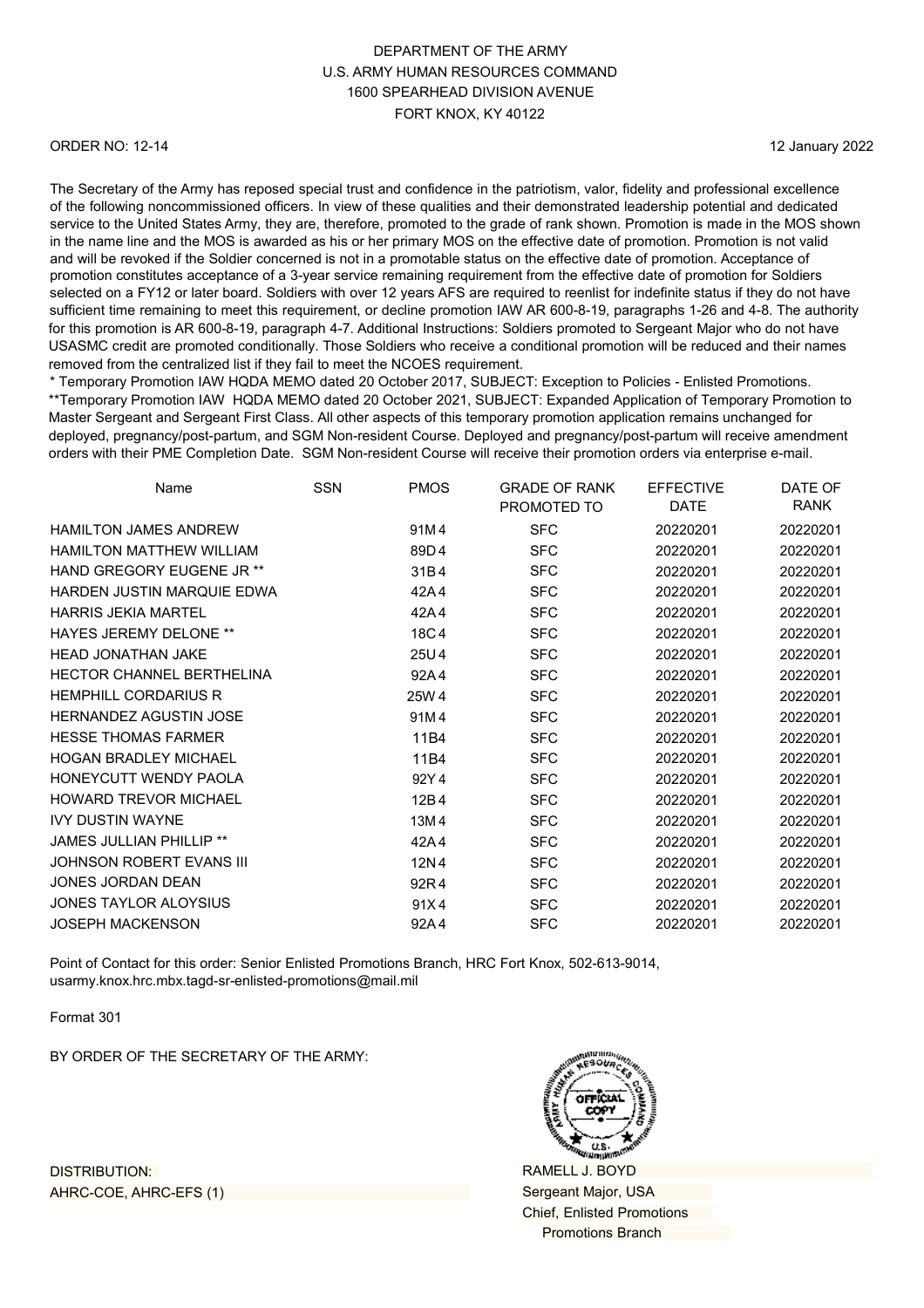DEPARTMENT OF THE ARMY
U.S. ARMY HUMAN RESOURCES COMMAND
1600 SPEARHEAD DIVISION AVENUE
FORT KNOX, KY 40122

ORDER NO: 12-14

12 January 2022

The Secretary of the Army has reposed special trust and confidence in the patriotism, valor, fidelity and professional excellence of the following noncommissioned officers. In view of these qualities and their demonstrated leadership potential and dedicated service to the United States Army, they are, therefore, promoted to the grade of rank shown. Promotion is made in the MOS shown in the name line and the MOS is awarded as his or her primary MOS on the effective date of promotion. Promotion is not valid and will be revoked if the Soldier concerned is not in a promotable status on the effective date of promotion. Acceptance of promotion constitutes acceptance of a 3-year service remaining requirement from the effective date of promotion for Soldiers selected on a FY12 or later board. Soldiers with over 12 years AFS are required to reenlist for indefinite status if they do not have sufficient time remaining to meet this requirement, or decline promotion IAW AR 600-8-19, paragraphs 1-26 and 4-8. The authority for this promotion is AR 600-8-19, paragraph 4-7. Additional Instructions: Soldiers promoted to Sergeant Major who do not have USASMC credit are promoted conditionally. Those Soldiers who receive a conditional promotion will be reduced and their names removed from the centralized list if they fail to meet the NCOES requirement.
* Temporary Promotion IAW HQDA MEMO dated 20 October 2017, SUBJECT: Exception to Policies - Enlisted Promotions.
**Temporary Promotion IAW HQDA MEMO dated 20 October 2021, SUBJECT: Expanded Application of Temporary Promotion to Master Sergeant and Sergeant First Class. All other aspects of this temporary promotion application remains unchanged for deployed, pregnancy/post-partum, and SGM Non-resident Course. Deployed and pregnancy/post-partum will receive amendment orders with their PME Completion Date. SGM Non-resident Course will receive their promotion orders via enterprise e-mail.

| Name | SSN | PMOS | GRADE OF RANK PROMOTED TO | EFFECTIVE DATE | DATE OF RANK |
|---|---|---|---|---|---|
| HAMILTON JAMES ANDREW | | 91M4 | SFC | 20220201 | 20220201 |
| HAMILTON MATTHEW WILLIAM | | 89D4 | SFC | 20220201 | 20220201 |
| HAND GREGORY EUGENE JR ** | | 31B4 | SFC | 20220201 | 20220201 |
| HARDEN JUSTIN MARQUIE EDWA | | 42A4 | SFC | 20220201 | 20220201 |
| HARRIS JEKIA MARTEL | | 42A4 | SFC | 20220201 | 20220201 |
| HAYES JEREMY DELONE ** | | 18C4 | SFC | 20220201 | 20220201 |
| HEAD JONATHAN JAKE | | 25U4 | SFC | 20220201 | 20220201 |
| HECTOR CHANNEL BERTHELINA | | 92A4 | SFC | 20220201 | 20220201 |
| HEMPHILL CORDARIUS R | | 25W4 | SFC | 20220201 | 20220201 |
| HERNANDEZ AGUSTIN JOSE | | 91M4 | SFC | 20220201 | 20220201 |
| HESSE THOMAS FARMER | | 11B4 | SFC | 20220201 | 20220201 |
| HOGAN BRADLEY MICHAEL | | 11B4 | SFC | 20220201 | 20220201 |
| HONEYCUTT WENDY PAOLA | | 92Y4 | SFC | 20220201 | 20220201 |
| HOWARD TREVOR MICHAEL | | 12B4 | SFC | 20220201 | 20220201 |
| IVY DUSTIN WAYNE | | 13M4 | SFC | 20220201 | 20220201 |
| JAMES JULLIAN PHILLIP ** | | 42A4 | SFC | 20220201 | 20220201 |
| JOHNSON ROBERT EVANS III | | 12N4 | SFC | 20220201 | 20220201 |
| JONES JORDAN DEAN | | 92R4 | SFC | 20220201 | 20220201 |
| JONES TAYLOR ALOYSIUS | | 91X4 | SFC | 20220201 | 20220201 |
| JOSEPH MACKENSON | | 92A4 | SFC | 20220201 | 20220201 |

Point of Contact for this order: Senior Enlisted Promotions Branch, HRC Fort Knox, 502-613-9014, usarmy.knox.hrc.mbx.tagd-sr-enlisted-promotions@mail.mil

Format 301

BY ORDER OF THE SECRETARY OF THE ARMY:

RAMELL J. BOYD
Sergeant Major, USA
Chief, Enlisted Promotions
Promotions Branch

DISTRIBUTION:
AHRC-COE, AHRC-EFS (1)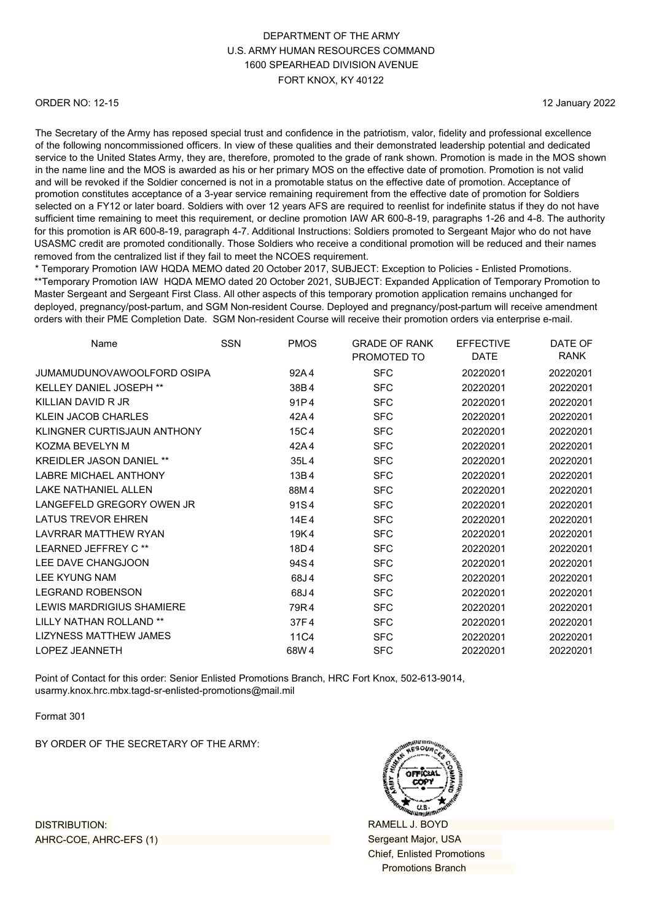DEPARTMENT OF THE ARMY
U.S. ARMY HUMAN RESOURCES COMMAND
1600 SPEARHEAD DIVISION AVENUE
FORT KNOX, KY 40122

ORDER NO: 12-15

12 January 2022

The Secretary of the Army has reposed special trust and confidence in the patriotism, valor, fidelity and professional excellence of the following noncommissioned officers. In view of these qualities and their demonstrated leadership potential and dedicated service to the United States Army, they are, therefore, promoted to the grade of rank shown. Promotion is made in the MOS shown in the name line and the MOS is awarded as his or her primary MOS on the effective date of promotion. Promotion is not valid and will be revoked if the Soldier concerned is not in a promotable status on the effective date of promotion. Acceptance of promotion constitutes acceptance of a 3-year service remaining requirement from the effective date of promotion for Soldiers selected on a FY12 or later board. Soldiers with over 12 years AFS are required to reenlist for indefinite status if they do not have sufficient time remaining to meet this requirement, or decline promotion IAW AR 600-8-19, paragraphs 1-26 and 4-8. The authority for this promotion is AR 600-8-19, paragraph 4-7. Additional Instructions: Soldiers promoted to Sergeant Major who do not have USASMC credit are promoted conditionally. Those Soldiers who receive a conditional promotion will be reduced and their names removed from the centralized list if they fail to meet the NCOES requirement.
* Temporary Promotion IAW HQDA MEMO dated 20 October 2017, SUBJECT: Exception to Policies - Enlisted Promotions.
**Temporary Promotion IAW HQDA MEMO dated 20 October 2021, SUBJECT: Expanded Application of Temporary Promotion to Master Sergeant and Sergeant First Class. All other aspects of this temporary promotion application remains unchanged for deployed, pregnancy/post-partum, and SGM Non-resident Course. Deployed and pregnancy/post-partum will receive amendment orders with their PME Completion Date. SGM Non-resident Course will receive their promotion orders via enterprise e-mail.

| Name | SSN | PMOS | GRADE OF RANK PROMOTED TO | EFFECTIVE DATE | DATE OF RANK |
|---|---|---|---|---|---|
| JUMAMUDUNOVAWOOLFORD OSIPA | | 92A4 | SFC | 20220201 | 20220201 |
| KELLEY DANIEL JOSEPH ** | | 38B4 | SFC | 20220201 | 20220201 |
| KILLIAN DAVID R JR | | 91P4 | SFC | 20220201 | 20220201 |
| KLEIN JACOB CHARLES | | 42A4 | SFC | 20220201 | 20220201 |
| KLINGNER CURTISJAUN ANTHONY | | 15C4 | SFC | 20220201 | 20220201 |
| KOZMA BEVELYN M | | 42A4 | SFC | 20220201 | 20220201 |
| KREIDLER JASON DANIEL ** | | 35L4 | SFC | 20220201 | 20220201 |
| LABRE MICHAEL ANTHONY | | 13B4 | SFC | 20220201 | 20220201 |
| LAKE NATHANIEL ALLEN | | 88M4 | SFC | 20220201 | 20220201 |
| LANGEFELD GREGORY OWEN JR | | 91S4 | SFC | 20220201 | 20220201 |
| LATUS TREVOR EHREN | | 14E4 | SFC | 20220201 | 20220201 |
| LAVRRAR MATTHEW RYAN | | 19K4 | SFC | 20220201 | 20220201 |
| LEARNED JEFFREY C ** | | 18D4 | SFC | 20220201 | 20220201 |
| LEE DAVE CHANGJOON | | 94S4 | SFC | 20220201 | 20220201 |
| LEE KYUNG NAM | | 68J4 | SFC | 20220201 | 20220201 |
| LEGRAND ROBENSON | | 68J4 | SFC | 20220201 | 20220201 |
| LEWIS MARDRIGIUS SHAMIERE | | 79R4 | SFC | 20220201 | 20220201 |
| LILLY NATHAN ROLLAND ** | | 37F4 | SFC | 20220201 | 20220201 |
| LIZYNESS MATTHEW JAMES | | 11C4 | SFC | 20220201 | 20220201 |
| LOPEZ JEANNETH | | 68W4 | SFC | 20220201 | 20220201 |

Point of Contact for this order: Senior Enlisted Promotions Branch, HRC Fort Knox, 502-613-9014, usarmy.knox.hrc.mbx.tagd-sr-enlisted-promotions@mail.mil

Format 301

BY ORDER OF THE SECRETARY OF THE ARMY:

RAMELL J. BOYD
Sergeant Major, USA
Chief, Enlisted Promotions
Promotions Branch

DISTRIBUTION:
AHRC-COE, AHRC-EFS (1)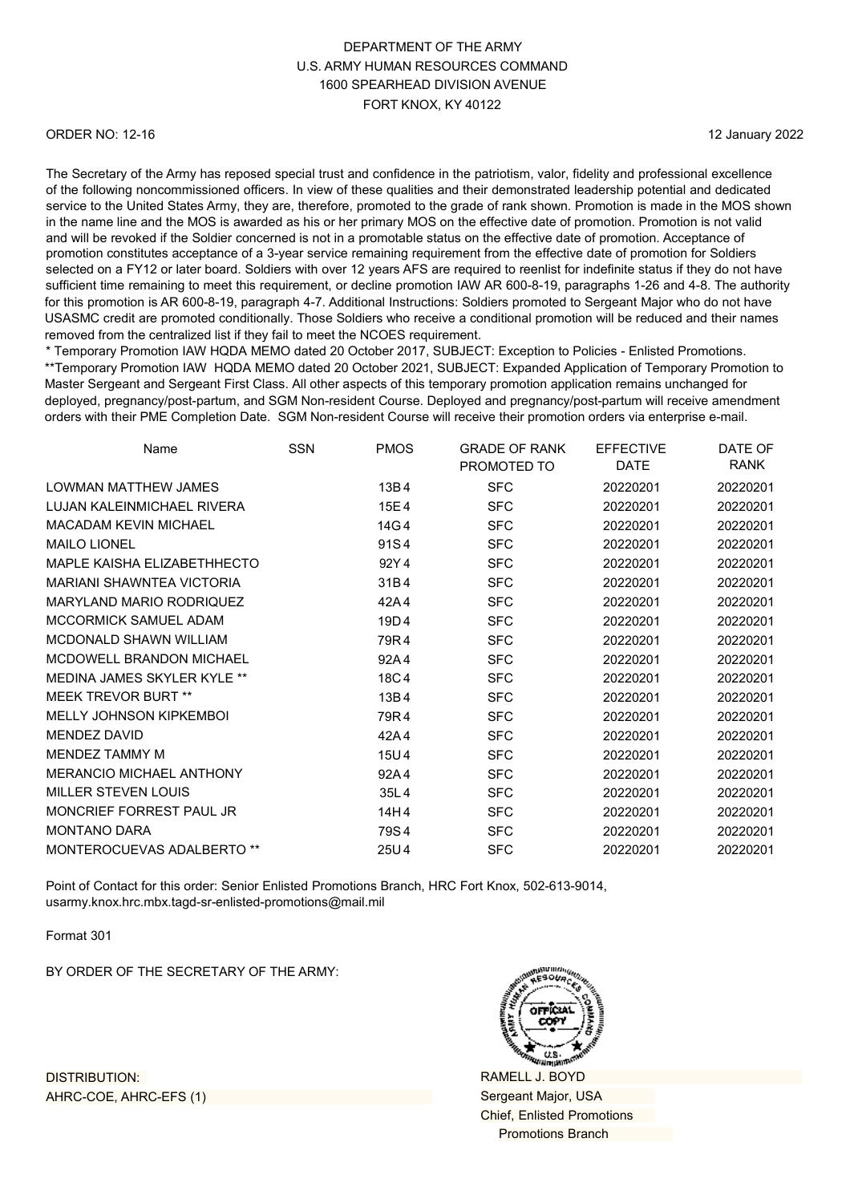DEPARTMENT OF THE ARMY
U.S. ARMY HUMAN RESOURCES COMMAND
1600 SPEARHEAD DIVISION AVENUE
FORT KNOX, KY 40122

ORDER NO: 12-16

12 January 2022

The Secretary of the Army has reposed special trust and confidence in the patriotism, valor, fidelity and professional excellence of the following noncommissioned officers. In view of these qualities and their demonstrated leadership potential and dedicated service to the United States Army, they are, therefore, promoted to the grade of rank shown. Promotion is made in the MOS shown in the name line and the MOS is awarded as his or her primary MOS on the effective date of promotion. Promotion is not valid and will be revoked if the Soldier concerned is not in a promotable status on the effective date of promotion. Acceptance of promotion constitutes acceptance of a 3-year service remaining requirement from the effective date of promotion for Soldiers selected on a FY12 or later board. Soldiers with over 12 years AFS are required to reenlist for indefinite status if they do not have sufficient time remaining to meet this requirement, or decline promotion IAW AR 600-8-19, paragraphs 1-26 and 4-8. The authority for this promotion is AR 600-8-19, paragraph 4-7. Additional Instructions: Soldiers promoted to Sergeant Major who do not have USASMC credit are promoted conditionally. Those Soldiers who receive a conditional promotion will be reduced and their names removed from the centralized list if they fail to meet the NCOES requirement.
* Temporary Promotion IAW HQDA MEMO dated 20 October 2017, SUBJECT: Exception to Policies - Enlisted Promotions.
**Temporary Promotion IAW HQDA MEMO dated 20 October 2021, SUBJECT: Expanded Application of Temporary Promotion to Master Sergeant and Sergeant First Class. All other aspects of this temporary promotion application remains unchanged for deployed, pregnancy/post-partum, and SGM Non-resident Course. Deployed and pregnancy/post-partum will receive amendment orders with their PME Completion Date. SGM Non-resident Course will receive their promotion orders via enterprise e-mail.

| Name | SSN | PMOS | GRADE OF RANK PROMOTED TO | EFFECTIVE DATE | DATE OF RANK |
|---|---|---|---|---|---|
| LOWMAN MATTHEW JAMES | | 13B4 | SFC | 20220201 | 20220201 |
| LUJAN KALEINMICHAEL RIVERA | | 15E4 | SFC | 20220201 | 20220201 |
| MACADAM KEVIN MICHAEL | | 14G4 | SFC | 20220201 | 20220201 |
| MAILO LIONEL | | 91S4 | SFC | 20220201 | 20220201 |
| MAPLE KAISHA ELIZABETHHECTO | | 92Y4 | SFC | 20220201 | 20220201 |
| MARIANI SHAWNTEA VICTORIA | | 31B4 | SFC | 20220201 | 20220201 |
| MARYLAND MARIO RODRIQUEZ | | 42A4 | SFC | 20220201 | 20220201 |
| MCCORMICK SAMUEL ADAM | | 19D4 | SFC | 20220201 | 20220201 |
| MCDONALD SHAWN WILLIAM | | 79R4 | SFC | 20220201 | 20220201 |
| MCDOWELL BRANDON MICHAEL | | 92A4 | SFC | 20220201 | 20220201 |
| MEDINA JAMES SKYLER KYLE ** | | 18C4 | SFC | 20220201 | 20220201 |
| MEEK TREVOR BURT ** | | 13B4 | SFC | 20220201 | 20220201 |
| MELLY JOHNSON KIPKEMBOI | | 79R4 | SFC | 20220201 | 20220201 |
| MENDEZ DAVID | | 42A4 | SFC | 20220201 | 20220201 |
| MENDEZ TAMMY M | | 15U4 | SFC | 20220201 | 20220201 |
| MERANCIO MICHAEL ANTHONY | | 92A4 | SFC | 20220201 | 20220201 |
| MILLER STEVEN LOUIS | | 35L4 | SFC | 20220201 | 20220201 |
| MONCRIEF FORREST PAUL JR | | 14H4 | SFC | 20220201 | 20220201 |
| MONTANO DARA | | 79S4 | SFC | 20220201 | 20220201 |
| MONTEROCUEVAS ADALBERTO ** | | 25U4 | SFC | 20220201 | 20220201 |

Point of Contact for this order: Senior Enlisted Promotions Branch, HRC Fort Knox, 502-613-9014, usarmy.knox.hrc.mbx.tagd-sr-enlisted-promotions@mail.mil

Format 301

BY ORDER OF THE SECRETARY OF THE ARMY:

DISTRIBUTION:
AHRC-COE, AHRC-EFS (1)

RAMELL J. BOYD
Sergeant Major, USA
Chief, Enlisted Promotions
Promotions Branch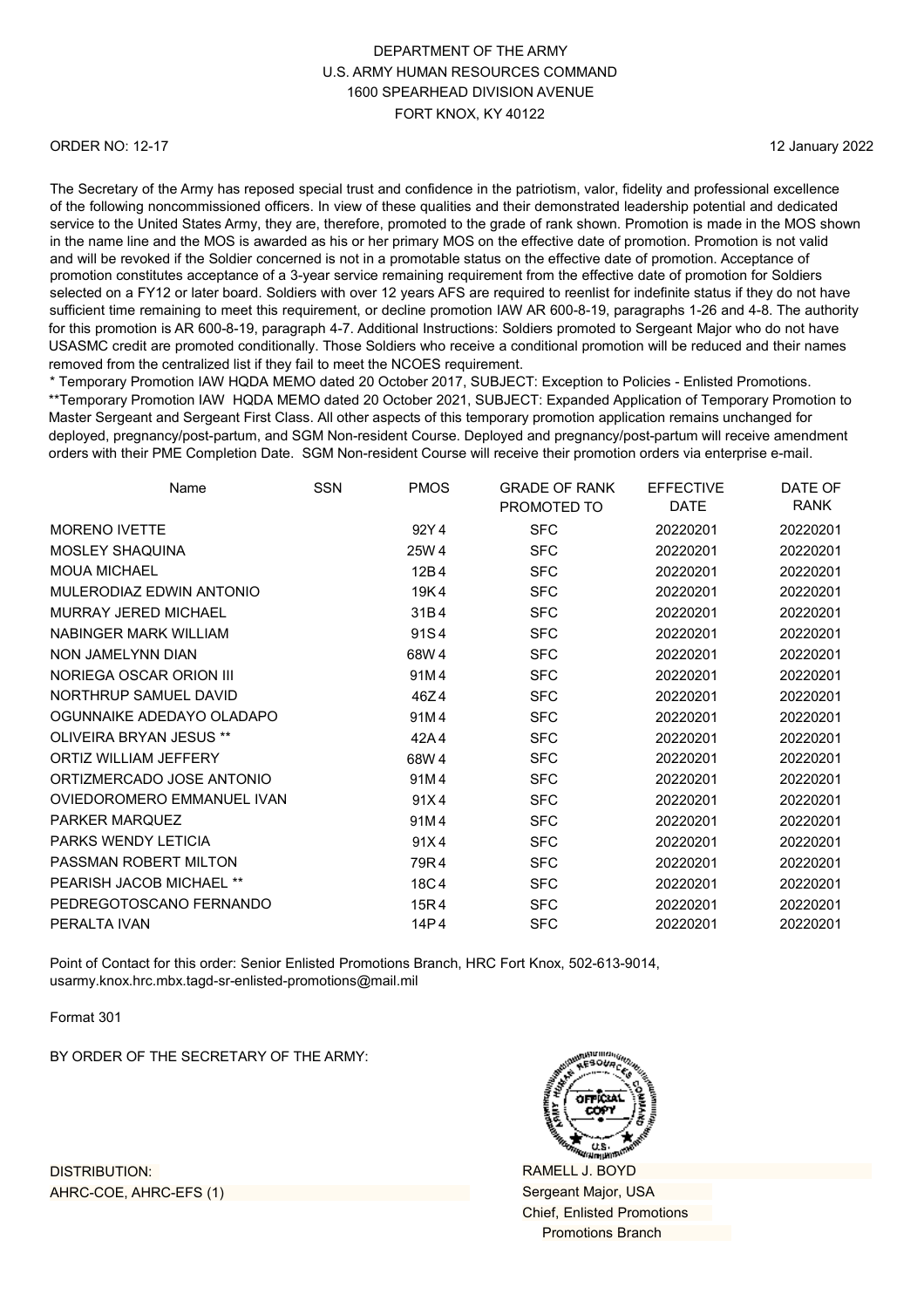DEPARTMENT OF THE ARMY
U.S. ARMY HUMAN RESOURCES COMMAND
1600 SPEARHEAD DIVISION AVENUE
FORT KNOX, KY 40122

ORDER NO: 12-17

12 January 2022

The Secretary of the Army has reposed special trust and confidence in the patriotism, valor, fidelity and professional excellence of the following noncommissioned officers. In view of these qualities and their demonstrated leadership potential and dedicated service to the United States Army, they are, therefore, promoted to the grade of rank shown. Promotion is made in the MOS shown in the name line and the MOS is awarded as his or her primary MOS on the effective date of promotion. Promotion is not valid and will be revoked if the Soldier concerned is not in a promotable status on the effective date of promotion. Acceptance of promotion constitutes acceptance of a 3-year service remaining requirement from the effective date of promotion for Soldiers selected on a FY12 or later board. Soldiers with over 12 years AFS are required to reenlist for indefinite status if they do not have sufficient time remaining to meet this requirement, or decline promotion IAW AR 600-8-19, paragraphs 1-26 and 4-8. The authority for this promotion is AR 600-8-19, paragraph 4-7. Additional Instructions: Soldiers promoted to Sergeant Major who do not have USASMC credit are promoted conditionally. Those Soldiers who receive a conditional promotion will be reduced and their names removed from the centralized list if they fail to meet the NCOES requirement.
* Temporary Promotion IAW HQDA MEMO dated 20 October 2017, SUBJECT: Exception to Policies - Enlisted Promotions.
**Temporary Promotion IAW HQDA MEMO dated 20 October 2021, SUBJECT: Expanded Application of Temporary Promotion to Master Sergeant and Sergeant First Class. All other aspects of this temporary promotion application remains unchanged for deployed, pregnancy/post-partum, and SGM Non-resident Course. Deployed and pregnancy/post-partum will receive amendment orders with their PME Completion Date. SGM Non-resident Course will receive their promotion orders via enterprise e-mail.

| Name | SSN | PMOS | GRADE OF RANK PROMOTED TO | EFFECTIVE DATE | DATE OF RANK |
|---|---|---|---|---|---|
| MORENO IVETTE | | 92Y 4 | SFC | 20220201 | 20220201 |
| MOSLEY SHAQUINA | | 25W 4 | SFC | 20220201 | 20220201 |
| MOUA MICHAEL | | 12B 4 | SFC | 20220201 | 20220201 |
| MULERODIAZ EDWIN ANTONIO | | 19K 4 | SFC | 20220201 | 20220201 |
| MURRAY JERED MICHAEL | | 31B 4 | SFC | 20220201 | 20220201 |
| NABINGER MARK WILLIAM | | 91S 4 | SFC | 20220201 | 20220201 |
| NON JAMELYNN DIAN | | 68W 4 | SFC | 20220201 | 20220201 |
| NORIEGA OSCAR ORION III | | 91M 4 | SFC | 20220201 | 20220201 |
| NORTHRUP SAMUEL DAVID | | 46Z 4 | SFC | 20220201 | 20220201 |
| OGUNNAIKE ADEDAYO OLADAPO | | 91M 4 | SFC | 20220201 | 20220201 |
| OLIVEIRA BRYAN JESUS ** | | 42A 4 | SFC | 20220201 | 20220201 |
| ORTIZ WILLIAM JEFFERY | | 68W 4 | SFC | 20220201 | 20220201 |
| ORTIZMERCADO JOSE ANTONIO | | 91M 4 | SFC | 20220201 | 20220201 |
| OVIEDOROMERO EMMANUEL IVAN | | 91X 4 | SFC | 20220201 | 20220201 |
| PARKER MARQUEZ | | 91M 4 | SFC | 20220201 | 20220201 |
| PARKS WENDY LETICIA | | 91X 4 | SFC | 20220201 | 20220201 |
| PASSMAN ROBERT MILTON | | 79R 4 | SFC | 20220201 | 20220201 |
| PEARISH JACOB MICHAEL ** | | 18C 4 | SFC | 20220201 | 20220201 |
| PEDREGOTOSCANO FERNANDO | | 15R 4 | SFC | 20220201 | 20220201 |
| PERALTA IVAN | | 14P 4 | SFC | 20220201 | 20220201 |

Point of Contact for this order: Senior Enlisted Promotions Branch, HRC Fort Knox, 502-613-9014, usarmy.knox.hrc.mbx.tagd-sr-enlisted-promotions@mail.mil

Format 301

BY ORDER OF THE SECRETARY OF THE ARMY:

RAMELL J. BOYD
Sergeant Major, USA
Chief, Enlisted Promotions
Promotions Branch

DISTRIBUTION:
AHRC-COE, AHRC-EFS (1)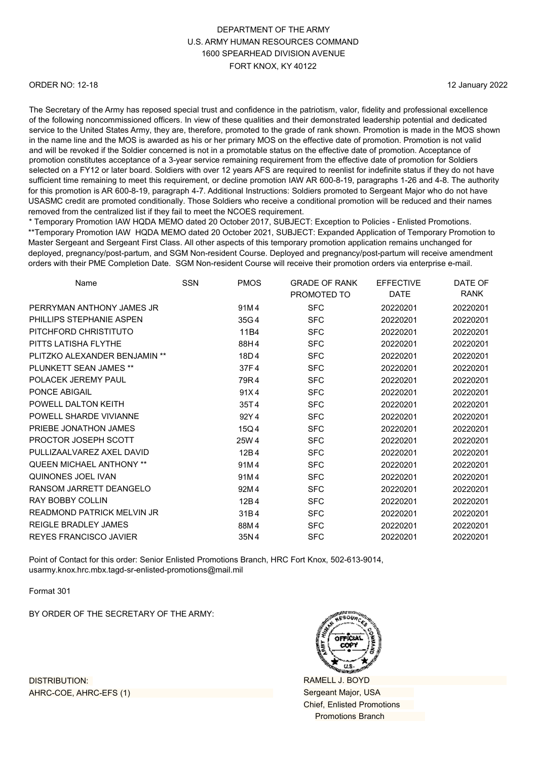DEPARTMENT OF THE ARMY
U.S. ARMY HUMAN RESOURCES COMMAND
1600 SPEARHEAD DIVISION AVENUE
FORT KNOX, KY 40122

ORDER NO: 12-18

12 January 2022

The Secretary of the Army has reposed special trust and confidence in the patriotism, valor, fidelity and professional excellence of the following noncommissioned officers. In view of these qualities and their demonstrated leadership potential and dedicated service to the United States Army, they are, therefore, promoted to the grade of rank shown. Promotion is made in the MOS shown in the name line and the MOS is awarded as his or her primary MOS on the effective date of promotion. Promotion is not valid and will be revoked if the Soldier concerned is not in a promotable status on the effective date of promotion. Acceptance of promotion constitutes acceptance of a 3-year service remaining requirement from the effective date of promotion for Soldiers selected on a FY12 or later board. Soldiers with over 12 years AFS are required to reenlist for indefinite status if they do not have sufficient time remaining to meet this requirement, or decline promotion IAW AR 600-8-19, paragraphs 1-26 and 4-8. The authority for this promotion is AR 600-8-19, paragraph 4-7. Additional Instructions: Soldiers promoted to Sergeant Major who do not have USASMC credit are promoted conditionally. Those Soldiers who receive a conditional promotion will be reduced and their names removed from the centralized list if they fail to meet the NCOES requirement.
* Temporary Promotion IAW HQDA MEMO dated 20 October 2017, SUBJECT: Exception to Policies - Enlisted Promotions.
**Temporary Promotion IAW HQDA MEMO dated 20 October 2021, SUBJECT: Expanded Application of Temporary Promotion to Master Sergeant and Sergeant First Class. All other aspects of this temporary promotion application remains unchanged for deployed, pregnancy/post-partum, and SGM Non-resident Course. Deployed and pregnancy/post-partum will receive amendment orders with their PME Completion Date. SGM Non-resident Course will receive their promotion orders via enterprise e-mail.

| Name | SSN | PMOS | GRADE OF RANK PROMOTED TO | EFFECTIVE DATE | DATE OF RANK |
|---|---|---|---|---|---|
| PERRYMAN ANTHONY JAMES JR | | 91M4 | SFC | 20220201 | 20220201 |
| PHILLIPS STEPHANIE ASPEN | | 35G4 | SFC | 20220201 | 20220201 |
| PITCHFORD CHRISTITUTO | | 11B4 | SFC | 20220201 | 20220201 |
| PITTS LATISHA FLYTHE | | 88H4 | SFC | 20220201 | 20220201 |
| PLITZKO ALEXANDER BENJAMIN ** | | 18D4 | SFC | 20220201 | 20220201 |
| PLUNKETT SEAN JAMES ** | | 37F4 | SFC | 20220201 | 20220201 |
| POLACEK JEREMY PAUL | | 79R4 | SFC | 20220201 | 20220201 |
| PONCE ABIGAIL | | 91X4 | SFC | 20220201 | 20220201 |
| POWELL DALTON KEITH | | 35T4 | SFC | 20220201 | 20220201 |
| POWELL SHARDE VIVIANNE | | 92Y4 | SFC | 20220201 | 20220201 |
| PRIEBE JONATHON JAMES | | 15Q4 | SFC | 20220201 | 20220201 |
| PROCTOR JOSEPH SCOTT | | 25W4 | SFC | 20220201 | 20220201 |
| PULLIZAALVAREZ AXEL DAVID | | 12B4 | SFC | 20220201 | 20220201 |
| QUEEN MICHAEL ANTHONY ** | | 91M4 | SFC | 20220201 | 20220201 |
| QUINONES JOEL IVAN | | 91M4 | SFC | 20220201 | 20220201 |
| RANSOM JARRETT DEANGELO | | 92M4 | SFC | 20220201 | 20220201 |
| RAY BOBBY COLLIN | | 12B4 | SFC | 20220201 | 20220201 |
| READMOND PATRICK MELVIN JR | | 31B4 | SFC | 20220201 | 20220201 |
| REIGLE BRADLEY JAMES | | 88M4 | SFC | 20220201 | 20220201 |
| REYES FRANCISCO JAVIER | | 35N4 | SFC | 20220201 | 20220201 |

Point of Contact for this order: Senior Enlisted Promotions Branch, HRC Fort Knox, 502-613-9014, usarmy.knox.hrc.mbx.tagd-sr-enlisted-promotions@mail.mil

Format 301

BY ORDER OF THE SECRETARY OF THE ARMY:

DISTRIBUTION:
AHRC-COE, AHRC-EFS (1)

RAMELL J. BOYD
Sergeant Major, USA
Chief, Enlisted Promotions
Promotions Branch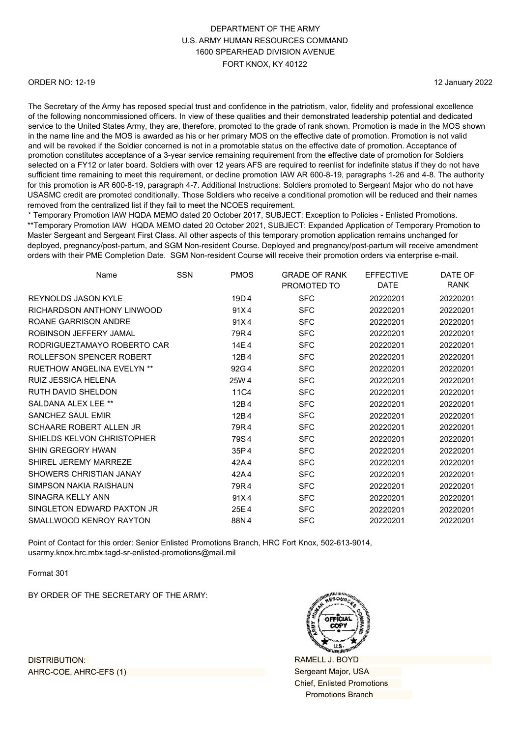DEPARTMENT OF THE ARMY
U.S. ARMY HUMAN RESOURCES COMMAND
1600 SPEARHEAD DIVISION AVENUE
FORT KNOX, KY 40122

ORDER NO: 12-19

12 January 2022

The Secretary of the Army has reposed special trust and confidence in the patriotism, valor, fidelity and professional excellence of the following noncommissioned officers. In view of these qualities and their demonstrated leadership potential and dedicated service to the United States Army, they are, therefore, promoted to the grade of rank shown. Promotion is made in the MOS shown in the name line and the MOS is awarded as his or her primary MOS on the effective date of promotion. Promotion is not valid and will be revoked if the Soldier concerned is not in a promotable status on the effective date of promotion. Acceptance of promotion constitutes acceptance of a 3-year service remaining requirement from the effective date of promotion for Soldiers selected on a FY12 or later board. Soldiers with over 12 years AFS are required to reenlist for indefinite status if they do not have sufficient time remaining to meet this requirement, or decline promotion IAW AR 600-8-19, paragraphs 1-26 and 4-8. The authority for this promotion is AR 600-8-19, paragraph 4-7. Additional Instructions: Soldiers promoted to Sergeant Major who do not have USASMC credit are promoted conditionally. Those Soldiers who receive a conditional promotion will be reduced and their names removed from the centralized list if they fail to meet the NCOES requirement.
* Temporary Promotion IAW HQDA MEMO dated 20 October 2017, SUBJECT: Exception to Policies - Enlisted Promotions.
**Temporary Promotion IAW HQDA MEMO dated 20 October 2021, SUBJECT: Expanded Application of Temporary Promotion to Master Sergeant and Sergeant First Class. All other aspects of this temporary promotion application remains unchanged for deployed, pregnancy/post-partum, and SGM Non-resident Course. Deployed and pregnancy/post-partum will receive amendment orders with their PME Completion Date. SGM Non-resident Course will receive their promotion orders via enterprise e-mail.

| Name | SSN | PMOS | GRADE OF RANK PROMOTED TO | EFFECTIVE DATE | DATE OF RANK |
|---|---|---|---|---|---|
| REYNOLDS JASON KYLE | | 19D4 | SFC | 20220201 | 20220201 |
| RICHARDSON ANTHONY LINWOOD | | 91X4 | SFC | 20220201 | 20220201 |
| ROANE GARRISON ANDRE | | 91X4 | SFC | 20220201 | 20220201 |
| ROBINSON JEFFERY JAMAL | | 79R4 | SFC | 20220201 | 20220201 |
| RODRIGUEZTAMAYO ROBERTO CAR | | 14E4 | SFC | 20220201 | 20220201 |
| ROLLEFSON SPENCER ROBERT | | 12B4 | SFC | 20220201 | 20220201 |
| RUETHOW ANGELINA EVELYN ** | | 92G4 | SFC | 20220201 | 20220201 |
| RUIZ JESSICA HELENA | | 25W4 | SFC | 20220201 | 20220201 |
| RUTH DAVID SHELDON | | 11C4 | SFC | 20220201 | 20220201 |
| SALDANA ALEX LEE ** | | 12B4 | SFC | 20220201 | 20220201 |
| SANCHEZ SAUL EMIR | | 12B4 | SFC | 20220201 | 20220201 |
| SCHAARE ROBERT ALLEN JR | | 79R4 | SFC | 20220201 | 20220201 |
| SHIELDS KELVON CHRISTOPHER | | 79S4 | SFC | 20220201 | 20220201 |
| SHIN GREGORY HWAN | | 35P4 | SFC | 20220201 | 20220201 |
| SHIREL JEREMY MARREZE | | 42A4 | SFC | 20220201 | 20220201 |
| SHOWERS CHRISTIAN JANAY | | 42A4 | SFC | 20220201 | 20220201 |
| SIMPSON NAKIA RAISHAUN | | 79R4 | SFC | 20220201 | 20220201 |
| SINAGRA KELLY ANN | | 91X4 | SFC | 20220201 | 20220201 |
| SINGLETON EDWARD PAXTON JR | | 25E4 | SFC | 20220201 | 20220201 |
| SMALLWOOD KENROY RAYTON | | 88N4 | SFC | 20220201 | 20220201 |

Point of Contact for this order: Senior Enlisted Promotions Branch, HRC Fort Knox, 502-613-9014, usarmy.knox.hrc.mbx.tagd-sr-enlisted-promotions@mail.mil

Format 301

BY ORDER OF THE SECRETARY OF THE ARMY:

DISTRIBUTION:
AHRC-COE, AHRC-EFS (1)

RAMELL J. BOYD
Sergeant Major, USA
Chief, Enlisted Promotions
Promotions Branch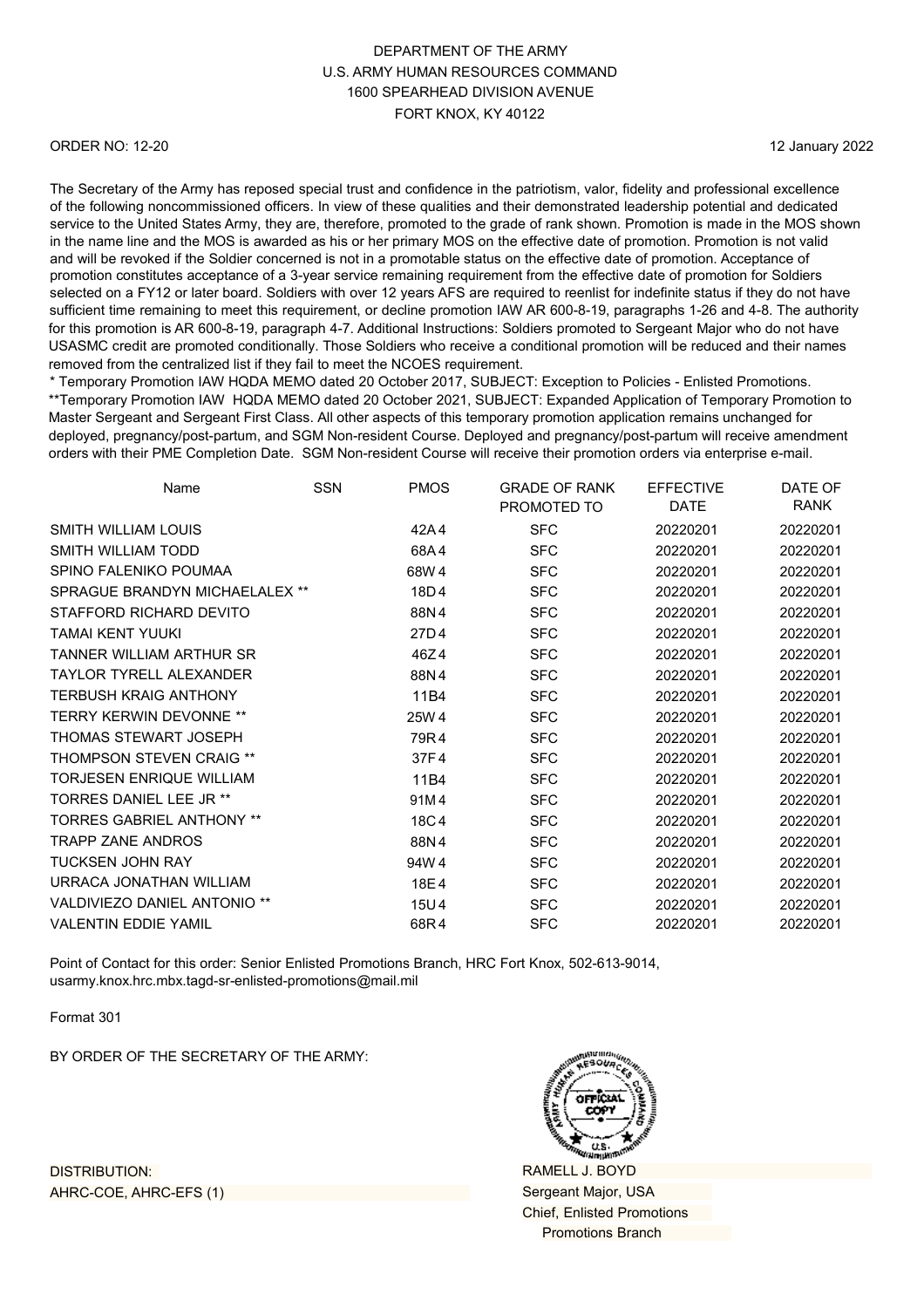DEPARTMENT OF THE ARMY
U.S. ARMY HUMAN RESOURCES COMMAND
1600 SPEARHEAD DIVISION AVENUE
FORT KNOX, KY 40122

ORDER NO: 12-20

12 January 2022

The Secretary of the Army has reposed special trust and confidence in the patriotism, valor, fidelity and professional excellence of the following noncommissioned officers. In view of these qualities and their demonstrated leadership potential and dedicated service to the United States Army, they are, therefore, promoted to the grade of rank shown. Promotion is made in the MOS shown in the name line and the MOS is awarded as his or her primary MOS on the effective date of promotion. Promotion is not valid and will be revoked if the Soldier concerned is not in a promotable status on the effective date of promotion. Acceptance of promotion constitutes acceptance of a 3-year service remaining requirement from the effective date of promotion for Soldiers selected on a FY12 or later board. Soldiers with over 12 years AFS are required to reenlist for indefinite status if they do not have sufficient time remaining to meet this requirement, or decline promotion IAW AR 600-8-19, paragraphs 1-26 and 4-8. The authority for this promotion is AR 600-8-19, paragraph 4-7. Additional Instructions: Soldiers promoted to Sergeant Major who do not have USASMC credit are promoted conditionally. Those Soldiers who receive a conditional promotion will be reduced and their names removed from the centralized list if they fail to meet the NCOES requirement.
* Temporary Promotion IAW HQDA MEMO dated 20 October 2017, SUBJECT: Exception to Policies - Enlisted Promotions.
**Temporary Promotion IAW HQDA MEMO dated 20 October 2021, SUBJECT: Expanded Application of Temporary Promotion to Master Sergeant and Sergeant First Class. All other aspects of this temporary promotion application remains unchanged for deployed, pregnancy/post-partum, and SGM Non-resident Course. Deployed and pregnancy/post-partum will receive amendment orders with their PME Completion Date. SGM Non-resident Course will receive their promotion orders via enterprise e-mail.

| Name | SSN | PMOS | GRADE OF RANK PROMOTED TO | EFFECTIVE DATE | DATE OF RANK |
|---|---|---|---|---|---|
| SMITH WILLIAM LOUIS | | 42A4 | SFC | 20220201 | 20220201 |
| SMITH WILLIAM TODD | | 68A4 | SFC | 20220201 | 20220201 |
| SPINO FALENIKO POUMAA | | 68W4 | SFC | 20220201 | 20220201 |
| SPRAGUE BRANDYN MICHAELALEX ** | | 18D4 | SFC | 20220201 | 20220201 |
| STAFFORD RICHARD DEVITO | | 88N4 | SFC | 20220201 | 20220201 |
| TAMAI KENT YUUKI | | 27D4 | SFC | 20220201 | 20220201 |
| TANNER WILLIAM ARTHUR SR | | 46Z4 | SFC | 20220201 | 20220201 |
| TAYLOR TYRELL ALEXANDER | | 88N4 | SFC | 20220201 | 20220201 |
| TERBUSH KRAIG ANTHONY | | 11B4 | SFC | 20220201 | 20220201 |
| TERRY KERWIN DEVONNE ** | | 25W4 | SFC | 20220201 | 20220201 |
| THOMAS STEWART JOSEPH | | 79R4 | SFC | 20220201 | 20220201 |
| THOMPSON STEVEN CRAIG ** | | 37F4 | SFC | 20220201 | 20220201 |
| TORJESEN ENRIQUE WILLIAM | | 11B4 | SFC | 20220201 | 20220201 |
| TORRES DANIEL LEE JR ** | | 91M4 | SFC | 20220201 | 20220201 |
| TORRES GABRIEL ANTHONY ** | | 18C4 | SFC | 20220201 | 20220201 |
| TRAPP ZANE ANDROS | | 88N4 | SFC | 20220201 | 20220201 |
| TUCKSEN JOHN RAY | | 94W4 | SFC | 20220201 | 20220201 |
| URRACA JONATHAN WILLIAM | | 18E4 | SFC | 20220201 | 20220201 |
| VALDIVIEZO DANIEL ANTONIO ** | | 15U4 | SFC | 20220201 | 20220201 |
| VALENTIN EDDIE YAMIL | | 68R4 | SFC | 20220201 | 20220201 |

Point of Contact for this order: Senior Enlisted Promotions Branch, HRC Fort Knox, 502-613-9014, usarmy.knox.hrc.mbx.tagd-sr-enlisted-promotions@mail.mil

Format 301

BY ORDER OF THE SECRETARY OF THE ARMY:

RAMELL J. BOYD
Sergeant Major, USA
Chief, Enlisted Promotions
Promotions Branch

DISTRIBUTION:
AHRC-COE, AHRC-EFS (1)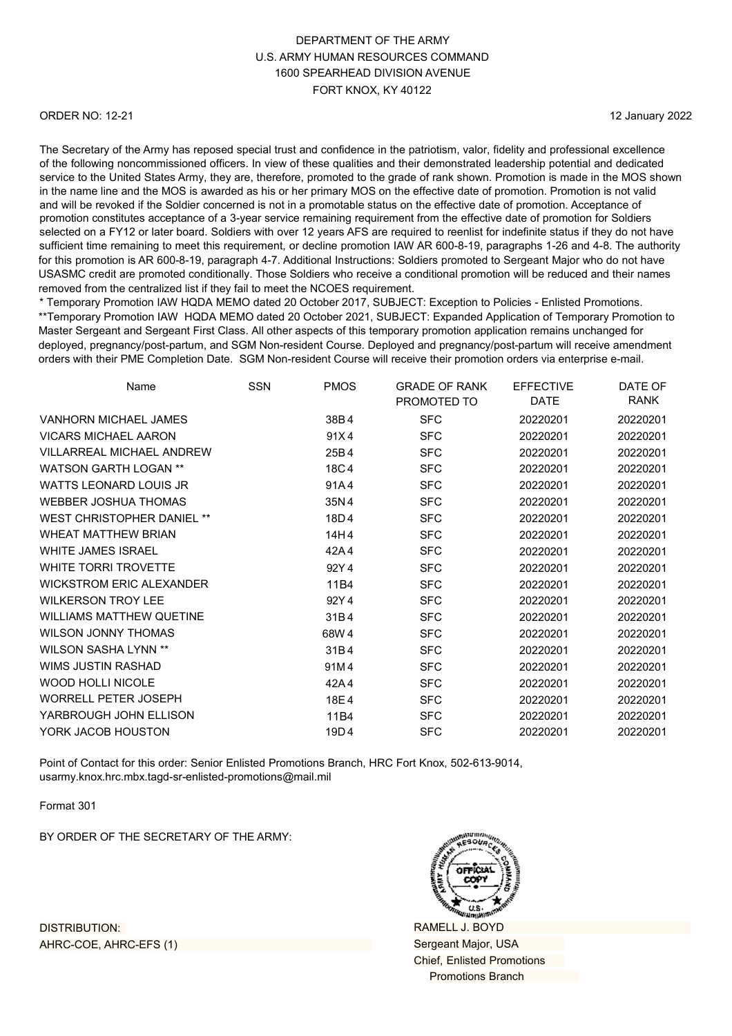DEPARTMENT OF THE ARMY
U.S. ARMY HUMAN RESOURCES COMMAND
1600 SPEARHEAD DIVISION AVENUE
FORT KNOX, KY 40122

ORDER NO: 12-21

12 January 2022

The Secretary of the Army has reposed special trust and confidence in the patriotism, valor, fidelity and professional excellence of the following noncommissioned officers. In view of these qualities and their demonstrated leadership potential and dedicated service to the United States Army, they are, therefore, promoted to the grade of rank shown. Promotion is made in the MOS shown in the name line and the MOS is awarded as his or her primary MOS on the effective date of promotion. Promotion is not valid and will be revoked if the Soldier concerned is not in a promotable status on the effective date of promotion. Acceptance of promotion constitutes acceptance of a 3-year service remaining requirement from the effective date of promotion for Soldiers selected on a FY12 or later board. Soldiers with over 12 years AFS are required to reenlist for indefinite status if they do not have sufficient time remaining to meet this requirement, or decline promotion IAW AR 600-8-19, paragraphs 1-26 and 4-8. The authority for this promotion is AR 600-8-19, paragraph 4-7. Additional Instructions: Soldiers promoted to Sergeant Major who do not have USASMC credit are promoted conditionally. Those Soldiers who receive a conditional promotion will be reduced and their names removed from the centralized list if they fail to meet the NCOES requirement.
* Temporary Promotion IAW HQDA MEMO dated 20 October 2017, SUBJECT: Exception to Policies - Enlisted Promotions.
**Temporary Promotion IAW HQDA MEMO dated 20 October 2021, SUBJECT: Expanded Application of Temporary Promotion to Master Sergeant and Sergeant First Class. All other aspects of this temporary promotion application remains unchanged for deployed, pregnancy/post-partum, and SGM Non-resident Course. Deployed and pregnancy/post-partum will receive amendment orders with their PME Completion Date. SGM Non-resident Course will receive their promotion orders via enterprise e-mail.

| Name | SSN | PMOS | GRADE OF RANK PROMOTED TO | EFFECTIVE DATE | DATE OF RANK |
|---|---|---|---|---|---|
| VANHORN MICHAEL JAMES | | 38B4 | SFC | 20220201 | 20220201 |
| VICARS MICHAEL AARON | | 91X4 | SFC | 20220201 | 20220201 |
| VILLARREAL MICHAEL ANDREW | | 25B4 | SFC | 20220201 | 20220201 |
| WATSON GARTH LOGAN ** | | 18C4 | SFC | 20220201 | 20220201 |
| WATTS LEONARD LOUIS JR | | 91A4 | SFC | 20220201 | 20220201 |
| WEBBER JOSHUA THOMAS | | 35N4 | SFC | 20220201 | 20220201 |
| WEST CHRISTOPHER DANIEL ** | | 18D4 | SFC | 20220201 | 20220201 |
| WHEAT MATTHEW BRIAN | | 14H4 | SFC | 20220201 | 20220201 |
| WHITE JAMES ISRAEL | | 42A4 | SFC | 20220201 | 20220201 |
| WHITE TORRI TROVETTE | | 92Y4 | SFC | 20220201 | 20220201 |
| WICKSTROM ERIC ALEXANDER | | 11B4 | SFC | 20220201 | 20220201 |
| WILKERSON TROY LEE | | 92Y4 | SFC | 20220201 | 20220201 |
| WILLIAMS MATTHEW QUETINE | | 31B4 | SFC | 20220201 | 20220201 |
| WILSON JONNY THOMAS | | 68W4 | SFC | 20220201 | 20220201 |
| WILSON SASHA LYNN ** | | 31B4 | SFC | 20220201 | 20220201 |
| WIMS JUSTIN RASHAD | | 91M4 | SFC | 20220201 | 20220201 |
| WOOD HOLLI NICOLE | | 42A4 | SFC | 20220201 | 20220201 |
| WORRELL PETER JOSEPH | | 18E4 | SFC | 20220201 | 20220201 |
| YARBROUGH JOHN ELLISON | | 11B4 | SFC | 20220201 | 20220201 |
| YORK JACOB HOUSTON | | 19D4 | SFC | 20220201 | 20220201 |

Point of Contact for this order: Senior Enlisted Promotions Branch, HRC Fort Knox, 502-613-9014, usarmy.knox.hrc.mbx.tagd-sr-enlisted-promotions@mail.mil

Format 301

BY ORDER OF THE SECRETARY OF THE ARMY:

RAMELL J. BOYD
Sergeant Major, USA
Chief, Enlisted Promotions
Promotions Branch

DISTRIBUTION:
AHRC-COE, AHRC-EFS (1)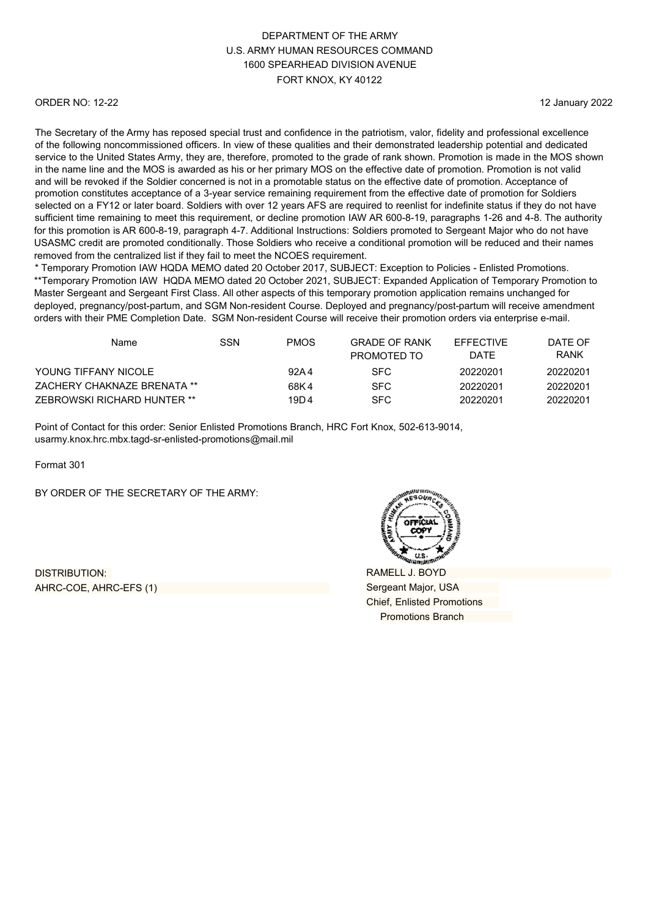DEPARTMENT OF THE ARMY
U.S. ARMY HUMAN RESOURCES COMMAND
1600 SPEARHEAD DIVISION AVENUE
FORT KNOX, KY 40122

ORDER NO: 12-22

12 January 2022

The Secretary of the Army has reposed special trust and confidence in the patriotism, valor, fidelity and professional excellence of the following noncommissioned officers. In view of these qualities and their demonstrated leadership potential and dedicated service to the United States Army, they are, therefore, promoted to the grade of rank shown. Promotion is made in the MOS shown in the name line and the MOS is awarded as his or her primary MOS on the effective date of promotion. Promotion is not valid and will be revoked if the Soldier concerned is not in a promotable status on the effective date of promotion. Acceptance of promotion constitutes acceptance of a 3-year service remaining requirement from the effective date of promotion for Soldiers selected on a FY12 or later board. Soldiers with over 12 years AFS are required to reenlist for indefinite status if they do not have sufficient time remaining to meet this requirement, or decline promotion IAW AR 600-8-19, paragraphs 1-26 and 4-8. The authority for this promotion is AR 600-8-19, paragraph 4-7. Additional Instructions: Soldiers promoted to Sergeant Major who do not have USASMC credit are promoted conditionally. Those Soldiers who receive a conditional promotion will be reduced and their names removed from the centralized list if they fail to meet the NCOES requirement.
* Temporary Promotion IAW HQDA MEMO dated 20 October 2017, SUBJECT: Exception to Policies - Enlisted Promotions.
**Temporary Promotion IAW HQDA MEMO dated 20 October 2021, SUBJECT: Expanded Application of Temporary Promotion to Master Sergeant and Sergeant First Class. All other aspects of this temporary promotion application remains unchanged for deployed, pregnancy/post-partum, and SGM Non-resident Course. Deployed and pregnancy/post-partum will receive amendment orders with their PME Completion Date. SGM Non-resident Course will receive their promotion orders via enterprise e-mail.

| Name | SSN | PMOS | GRADE OF RANK PROMOTED TO | EFFECTIVE DATE | DATE OF RANK |
|---|---|---|---|---|---|
| YOUNG TIFFANY NICOLE | | 92A4 | SFC | 20220201 | 20220201 |
| ZACHERY CHAKNAZE BRENATA ** | | 68K4 | SFC | 20220201 | 20220201 |
| ZEBROWSKI RICHARD HUNTER ** | | 19D4 | SFC | 20220201 | 20220201 |

Point of Contact for this order: Senior Enlisted Promotions Branch, HRC Fort Knox, 502-613-9014, usarmy.knox.hrc.mbx.tagd-sr-enlisted-promotions@mail.mil

Format 301

BY ORDER OF THE SECRETARY OF THE ARMY:

RAMELL J. BOYD
Sergeant Major, USA
Chief, Enlisted Promotions
Promotions Branch

DISTRIBUTION:
AHRC-COE, AHRC-EFS (1)